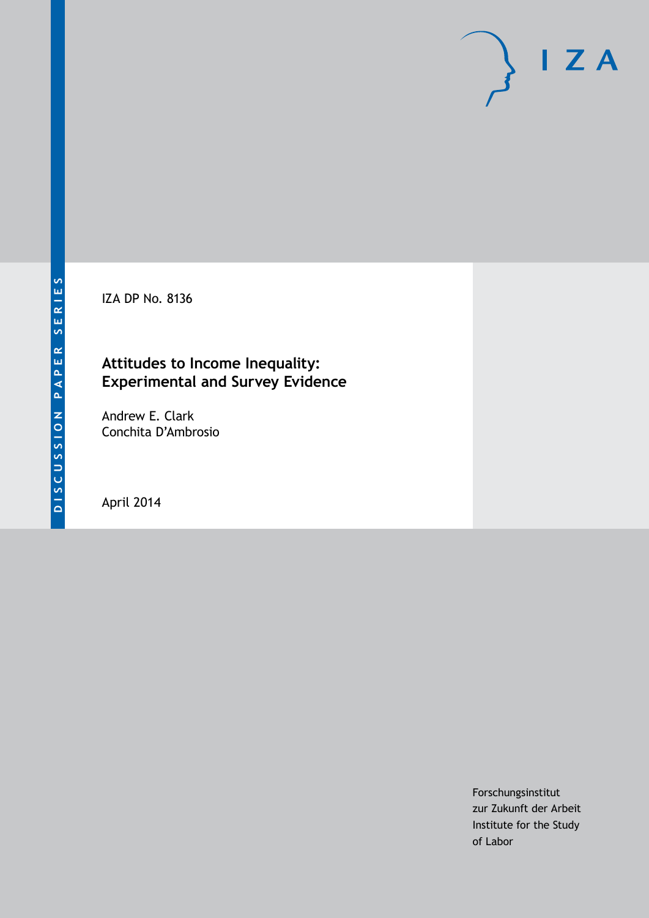DISCUSSION PAPER SERIES

IZA DP No. 8136

# Attitudes to Income Inequality: Experimental and Survey Evidence

Andrew E. Clark
Conchita D'Ambrosio

April 2014

Forschungsinstitut
zur Zukunft der Arbeit
Institute for the Study
of Labor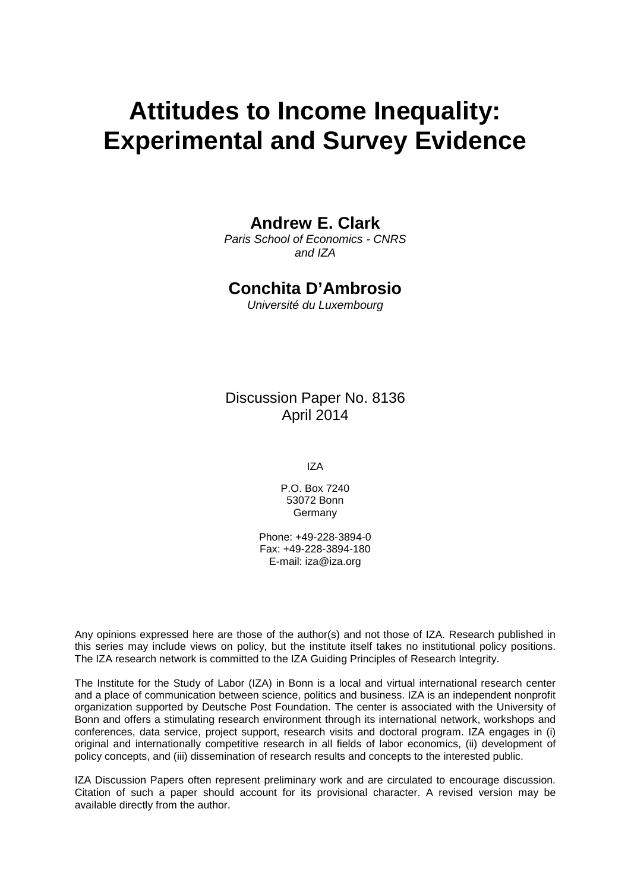# Attitudes to Income Inequality: Experimental and Survey Evidence

**Andrew E. Clark**

*Paris School of Economics - CNRS and IZA*

**Conchita D'Ambrosio**

*Université du Luxembourg*

Discussion Paper No. 8136
April 2014

IZA

P.O. Box 7240
53072 Bonn
Germany

Phone: +49-228-3894-0
Fax: +49-228-3894-180
E-mail: iza@iza.org

Any opinions expressed here are those of the author(s) and not those of IZA. Research published in this series may include views on policy, but the institute itself takes no institutional policy positions. The IZA research network is committed to the IZA Guiding Principles of Research Integrity.

The Institute for the Study of Labor (IZA) in Bonn is a local and virtual international research center and a place of communication between science, politics and business. IZA is an independent nonprofit organization supported by Deutsche Post Foundation. The center is associated with the University of Bonn and offers a stimulating research environment through its international network, workshops and conferences, data service, project support, research visits and doctoral program. IZA engages in (i) original and internationally competitive research in all fields of labor economics, (ii) development of policy concepts, and (iii) dissemination of research results and concepts to the interested public.

IZA Discussion Papers often represent preliminary work and are circulated to encourage discussion. Citation of such a paper should account for its provisional character. A revised version may be available directly from the author.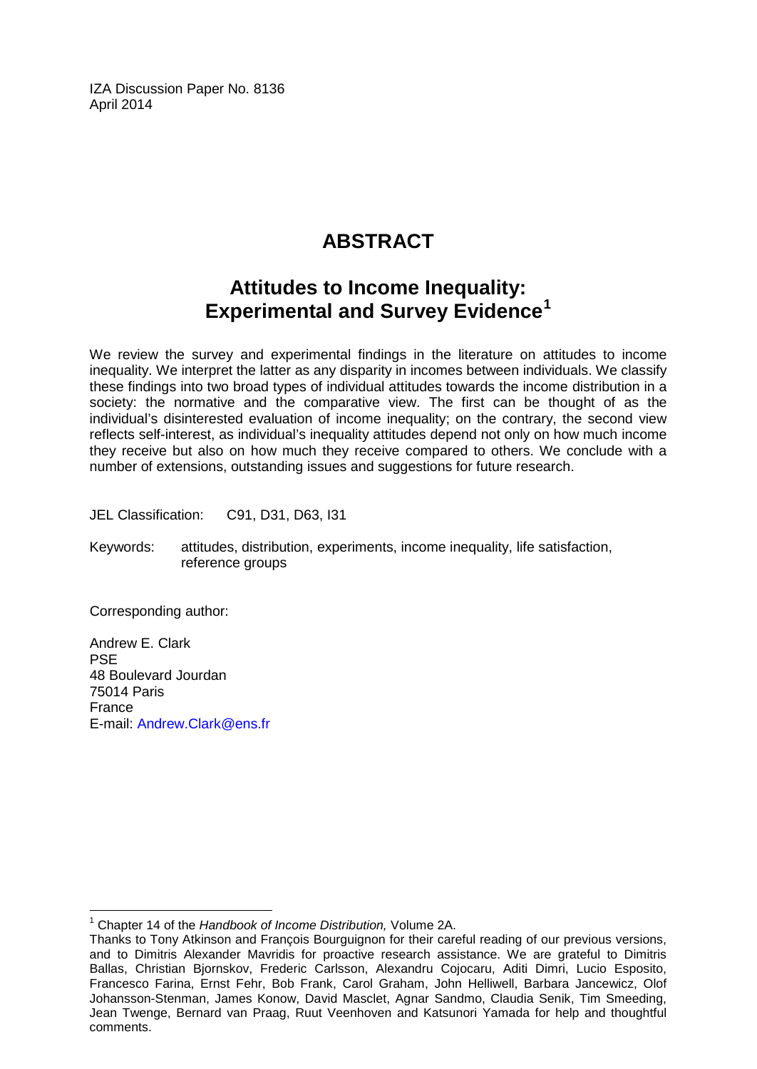IZA Discussion Paper No. 8136
April 2014

# ABSTRACT

## Attitudes to Income Inequality: Experimental and Survey Evidence[1]

We review the survey and experimental findings in the literature on attitudes to income inequality. We interpret the latter as any disparity in incomes between individuals. We classify these findings into two broad types of individual attitudes towards the income distribution in a society: the normative and the comparative view. The first can be thought of as the individual's disinterested evaluation of income inequality; on the contrary, the second view reflects self-interest, as individual's inequality attitudes depend not only on how much income they receive but also on how much they receive compared to others. We conclude with a number of extensions, outstanding issues and suggestions for future research.

JEL Classification: C91, D31, D63, I31

Keywords: attitudes, distribution, experiments, income inequality, life satisfaction, reference groups

Corresponding author:

Andrew E. Clark
PSE
48 Boulevard Jourdan
75014 Paris
France
E-mail: Andrew.Clark@ens.fr

---

[1] Chapter 14 of the *Handbook of Income Distribution,* Volume 2A.
Thanks to Tony Atkinson and François Bourguignon for their careful reading of our previous versions, and to Dimitris Alexander Mavridis for proactive research assistance. We are grateful to Dimitris Ballas, Christian Bjornskov, Frederic Carlsson, Alexandru Cojocaru, Aditi Dimri, Lucio Esposito, Francesco Farina, Ernst Fehr, Bob Frank, Carol Graham, John Helliwell, Barbara Jancewicz, Olof Johansson-Stenman, James Konow, David Masclet, Agnar Sandmo, Claudia Senik, Tim Smeeding, Jean Twenge, Bernard van Praag, Ruut Veenhoven and Katsunori Yamada for help and thoughtful comments.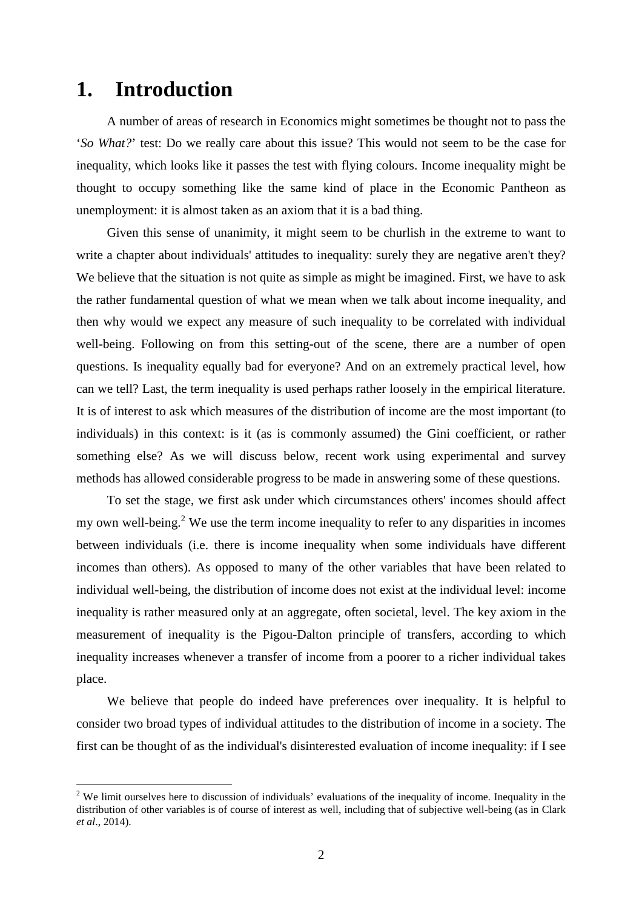# 1. Introduction

A number of areas of research in Economics might sometimes be thought not to pass the '*So What?*' test: Do we really care about this issue? This would not seem to be the case for inequality, which looks like it passes the test with flying colours. Income inequality might be thought to occupy something like the same kind of place in the Economic Pantheon as unemployment: it is almost taken as an axiom that it is a bad thing.

Given this sense of unanimity, it might seem to be churlish in the extreme to want to write a chapter about individuals' attitudes to inequality: surely they are negative aren't they? We believe that the situation is not quite as simple as might be imagined. First, we have to ask the rather fundamental question of what we mean when we talk about income inequality, and then why would we expect any measure of such inequality to be correlated with individual well-being. Following on from this setting-out of the scene, there are a number of open questions. Is inequality equally bad for everyone? And on an extremely practical level, how can we tell? Last, the term inequality is used perhaps rather loosely in the empirical literature. It is of interest to ask which measures of the distribution of income are the most important (to individuals) in this context: is it (as is commonly assumed) the Gini coefficient, or rather something else? As we will discuss below, recent work using experimental and survey methods has allowed considerable progress to be made in answering some of these questions.

To set the stage, we first ask under which circumstances others' incomes should affect my own well-being.[2] We use the term income inequality to refer to any disparities in incomes between individuals (i.e. there is income inequality when some individuals have different incomes than others). As opposed to many of the other variables that have been related to individual well-being, the distribution of income does not exist at the individual level: income inequality is rather measured only at an aggregate, often societal, level. The key axiom in the measurement of inequality is the Pigou-Dalton principle of transfers, according to which inequality increases whenever a transfer of income from a poorer to a richer individual takes place.

We believe that people do indeed have preferences over inequality. It is helpful to consider two broad types of individual attitudes to the distribution of income in a society. The first can be thought of as the individual's disinterested evaluation of income inequality: if I see

[2] We limit ourselves here to discussion of individuals' evaluations of the inequality of income. Inequality in the distribution of other variables is of course of interest as well, including that of subjective well-being (as in Clark *et al*., 2014).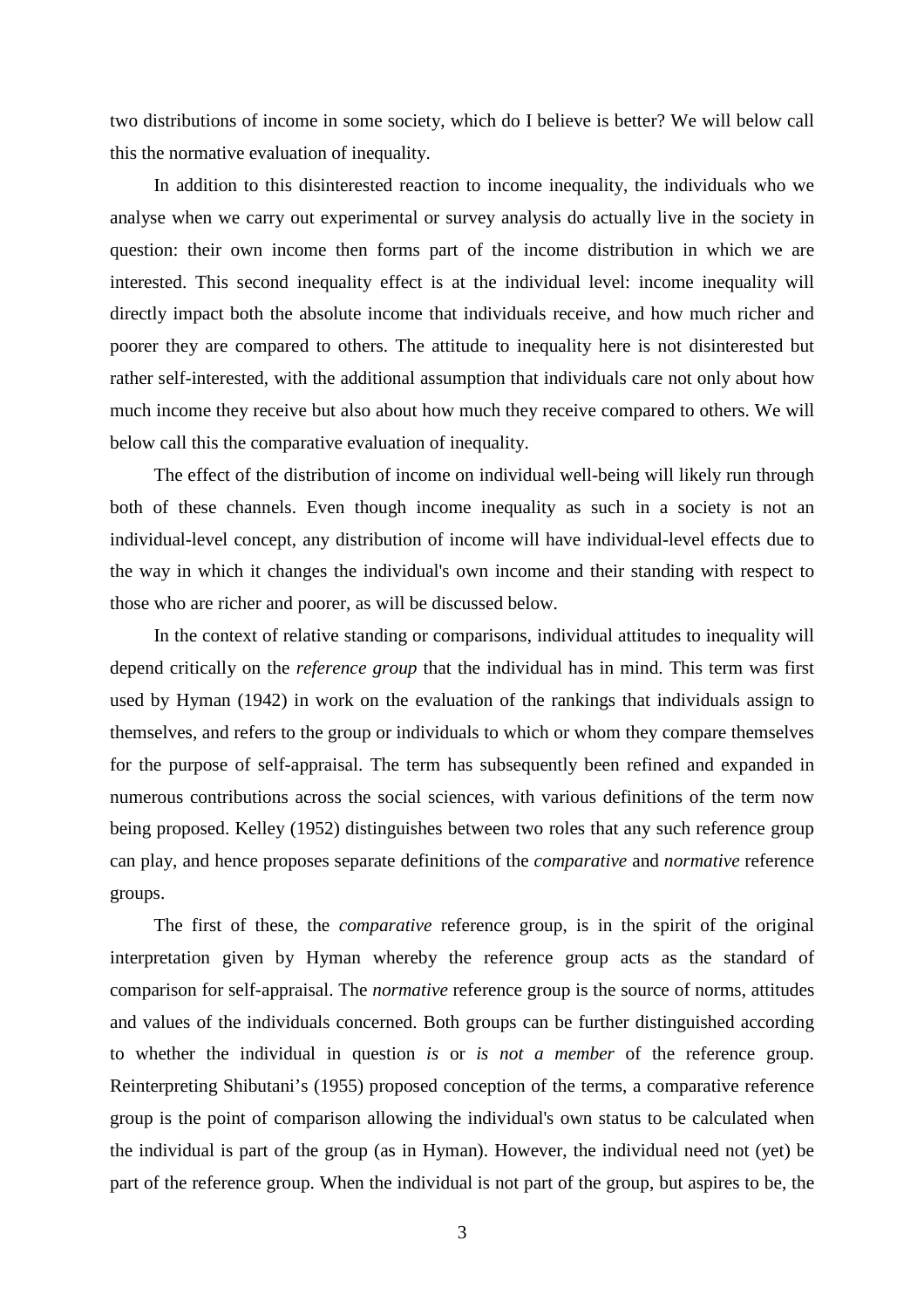two distributions of income in some society, which do I believe is better? We will below call this the normative evaluation of inequality.

In addition to this disinterested reaction to income inequality, the individuals who we analyse when we carry out experimental or survey analysis do actually live in the society in question: their own income then forms part of the income distribution in which we are interested. This second inequality effect is at the individual level: income inequality will directly impact both the absolute income that individuals receive, and how much richer and poorer they are compared to others. The attitude to inequality here is not disinterested but rather self-interested, with the additional assumption that individuals care not only about how much income they receive but also about how much they receive compared to others. We will below call this the comparative evaluation of inequality.

The effect of the distribution of income on individual well-being will likely run through both of these channels. Even though income inequality as such in a society is not an individual-level concept, any distribution of income will have individual-level effects due to the way in which it changes the individual's own income and their standing with respect to those who are richer and poorer, as will be discussed below.

In the context of relative standing or comparisons, individual attitudes to inequality will depend critically on the *reference group* that the individual has in mind. This term was first used by Hyman (1942) in work on the evaluation of the rankings that individuals assign to themselves, and refers to the group or individuals to which or whom they compare themselves for the purpose of self-appraisal. The term has subsequently been refined and expanded in numerous contributions across the social sciences, with various definitions of the term now being proposed. Kelley (1952) distinguishes between two roles that any such reference group can play, and hence proposes separate definitions of the *comparative* and *normative* reference groups.

The first of these, the *comparative* reference group, is in the spirit of the original interpretation given by Hyman whereby the reference group acts as the standard of comparison for self-appraisal. The *normative* reference group is the source of norms, attitudes and values of the individuals concerned. Both groups can be further distinguished according to whether the individual in question *is* or *is not a member* of the reference group. Reinterpreting Shibutani's (1955) proposed conception of the terms, a comparative reference group is the point of comparison allowing the individual's own status to be calculated when the individual is part of the group (as in Hyman). However, the individual need not (yet) be part of the reference group. When the individual is not part of the group, but aspires to be, the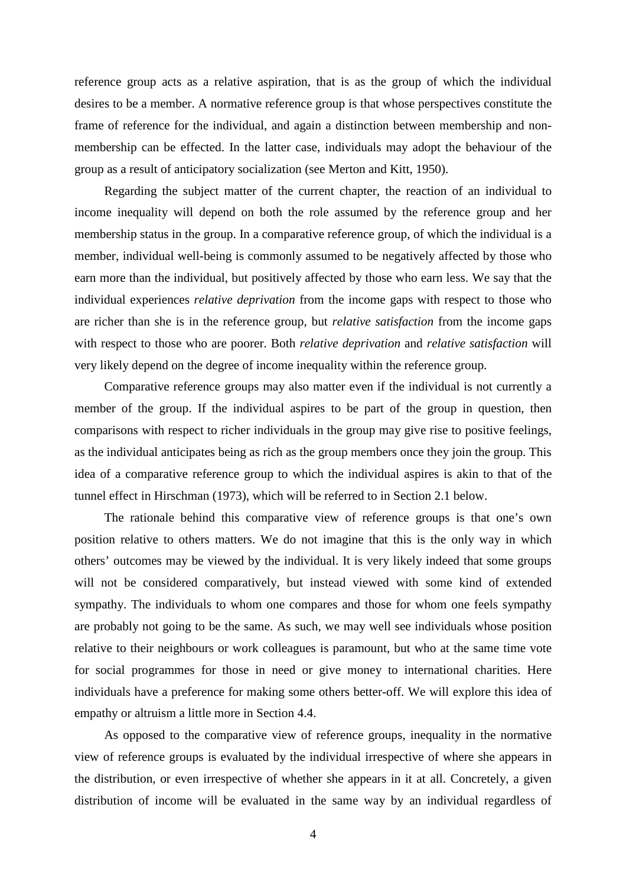reference group acts as a relative aspiration, that is as the group of which the individual desires to be a member. A normative reference group is that whose perspectives constitute the frame of reference for the individual, and again a distinction between membership and non-membership can be effected. In the latter case, individuals may adopt the behaviour of the group as a result of anticipatory socialization (see Merton and Kitt, 1950).

Regarding the subject matter of the current chapter, the reaction of an individual to income inequality will depend on both the role assumed by the reference group and her membership status in the group. In a comparative reference group, of which the individual is a member, individual well-being is commonly assumed to be negatively affected by those who earn more than the individual, but positively affected by those who earn less. We say that the individual experiences *relative deprivation* from the income gaps with respect to those who are richer than she is in the reference group, but *relative satisfaction* from the income gaps with respect to those who are poorer. Both *relative deprivation* and *relative satisfaction* will very likely depend on the degree of income inequality within the reference group.

Comparative reference groups may also matter even if the individual is not currently a member of the group. If the individual aspires to be part of the group in question, then comparisons with respect to richer individuals in the group may give rise to positive feelings, as the individual anticipates being as rich as the group members once they join the group. This idea of a comparative reference group to which the individual aspires is akin to that of the tunnel effect in Hirschman (1973), which will be referred to in Section 2.1 below.

The rationale behind this comparative view of reference groups is that one's own position relative to others matters. We do not imagine that this is the only way in which others' outcomes may be viewed by the individual. It is very likely indeed that some groups will not be considered comparatively, but instead viewed with some kind of extended sympathy. The individuals to whom one compares and those for whom one feels sympathy are probably not going to be the same. As such, we may well see individuals whose position relative to their neighbours or work colleagues is paramount, but who at the same time vote for social programmes for those in need or give money to international charities. Here individuals have a preference for making some others better-off. We will explore this idea of empathy or altruism a little more in Section 4.4.

As opposed to the comparative view of reference groups, inequality in the normative view of reference groups is evaluated by the individual irrespective of where she appears in the distribution, or even irrespective of whether she appears in it at all. Concretely, a given distribution of income will be evaluated in the same way by an individual regardless of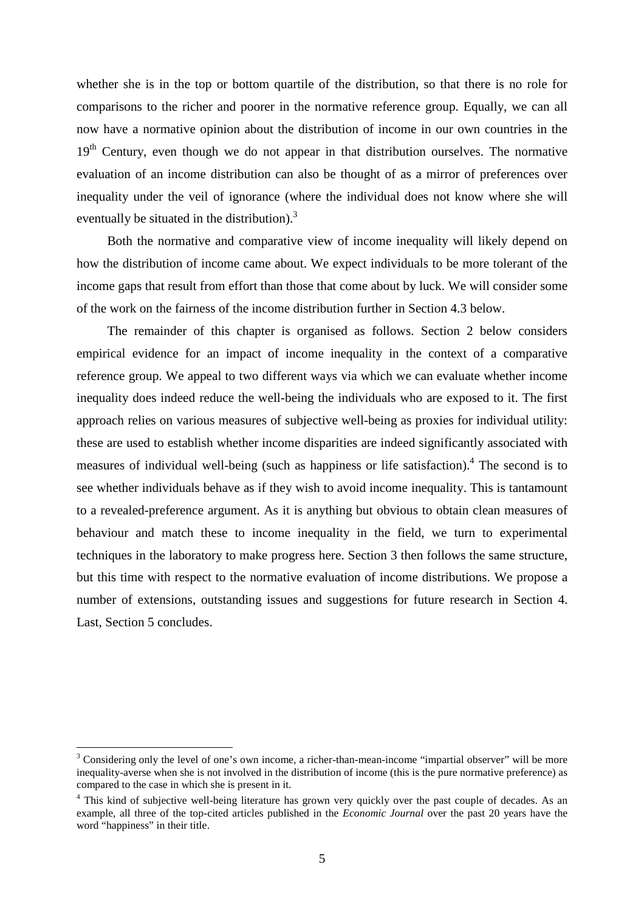whether she is in the top or bottom quartile of the distribution, so that there is no role for comparisons to the richer and poorer in the normative reference group. Equally, we can all now have a normative opinion about the distribution of income in our own countries in the 19th Century, even though we do not appear in that distribution ourselves. The normative evaluation of an income distribution can also be thought of as a mirror of preferences over inequality under the veil of ignorance (where the individual does not know where she will eventually be situated in the distribution).[3]

Both the normative and comparative view of income inequality will likely depend on how the distribution of income came about. We expect individuals to be more tolerant of the income gaps that result from effort than those that come about by luck. We will consider some of the work on the fairness of the income distribution further in Section 4.3 below.

The remainder of this chapter is organised as follows. Section 2 below considers empirical evidence for an impact of income inequality in the context of a comparative reference group. We appeal to two different ways via which we can evaluate whether income inequality does indeed reduce the well-being the individuals who are exposed to it. The first approach relies on various measures of subjective well-being as proxies for individual utility: these are used to establish whether income disparities are indeed significantly associated with measures of individual well-being (such as happiness or life satisfaction).[4] The second is to see whether individuals behave as if they wish to avoid income inequality. This is tantamount to a revealed-preference argument. As it is anything but obvious to obtain clean measures of behaviour and match these to income inequality in the field, we turn to experimental techniques in the laboratory to make progress here. Section 3 then follows the same structure, but this time with respect to the normative evaluation of income distributions. We propose a number of extensions, outstanding issues and suggestions for future research in Section 4. Last, Section 5 concludes.

---

[3] Considering only the level of one's own income, a richer-than-mean-income "impartial observer" will be more inequality-averse when she is not involved in the distribution of income (this is the pure normative preference) as compared to the case in which she is present in it.

[4] This kind of subjective well-being literature has grown very quickly over the past couple of decades. As an example, all three of the top-cited articles published in the *Economic Journal* over the past 20 years have the word "happiness" in their title.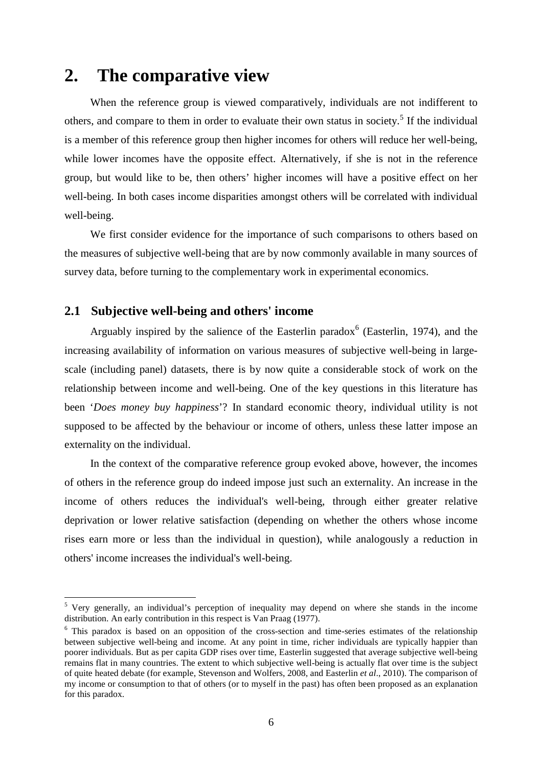# 2. The comparative view

When the reference group is viewed comparatively, individuals are not indifferent to others, and compare to them in order to evaluate their own status in society.[5] If the individual is a member of this reference group then higher incomes for others will reduce her well-being, while lower incomes have the opposite effect. Alternatively, if she is not in the reference group, but would like to be, then others' higher incomes will have a positive effect on her well-being. In both cases income disparities amongst others will be correlated with individual well-being.

We first consider evidence for the importance of such comparisons to others based on the measures of subjective well-being that are by now commonly available in many sources of survey data, before turning to the complementary work in experimental economics.

## 2.1 Subjective well-being and others' income

Arguably inspired by the salience of the Easterlin paradox[6] (Easterlin, 1974), and the increasing availability of information on various measures of subjective well-being in large-scale (including panel) datasets, there is by now quite a considerable stock of work on the relationship between income and well-being. One of the key questions in this literature has been '*Does money buy happiness*'? In standard economic theory, individual utility is not supposed to be affected by the behaviour or income of others, unless these latter impose an externality on the individual.

In the context of the comparative reference group evoked above, however, the incomes of others in the reference group do indeed impose just such an externality. An increase in the income of others reduces the individual's well-being, through either greater relative deprivation or lower relative satisfaction (depending on whether the others whose income rises earn more or less than the individual in question), while analogously a reduction in others' income increases the individual's well-being.

---

[5] Very generally, an individual's perception of inequality may depend on where she stands in the income distribution. An early contribution in this respect is Van Praag (1977).

[6] This paradox is based on an opposition of the cross-section and time-series estimates of the relationship between subjective well-being and income. At any point in time, richer individuals are typically happier than poorer individuals. But as per capita GDP rises over time, Easterlin suggested that average subjective well-being remains flat in many countries. The extent to which subjective well-being is actually flat over time is the subject of quite heated debate (for example, Stevenson and Wolfers, 2008, and Easterlin *et al*., 2010). The comparison of my income or consumption to that of others (or to myself in the past) has often been proposed as an explanation for this paradox.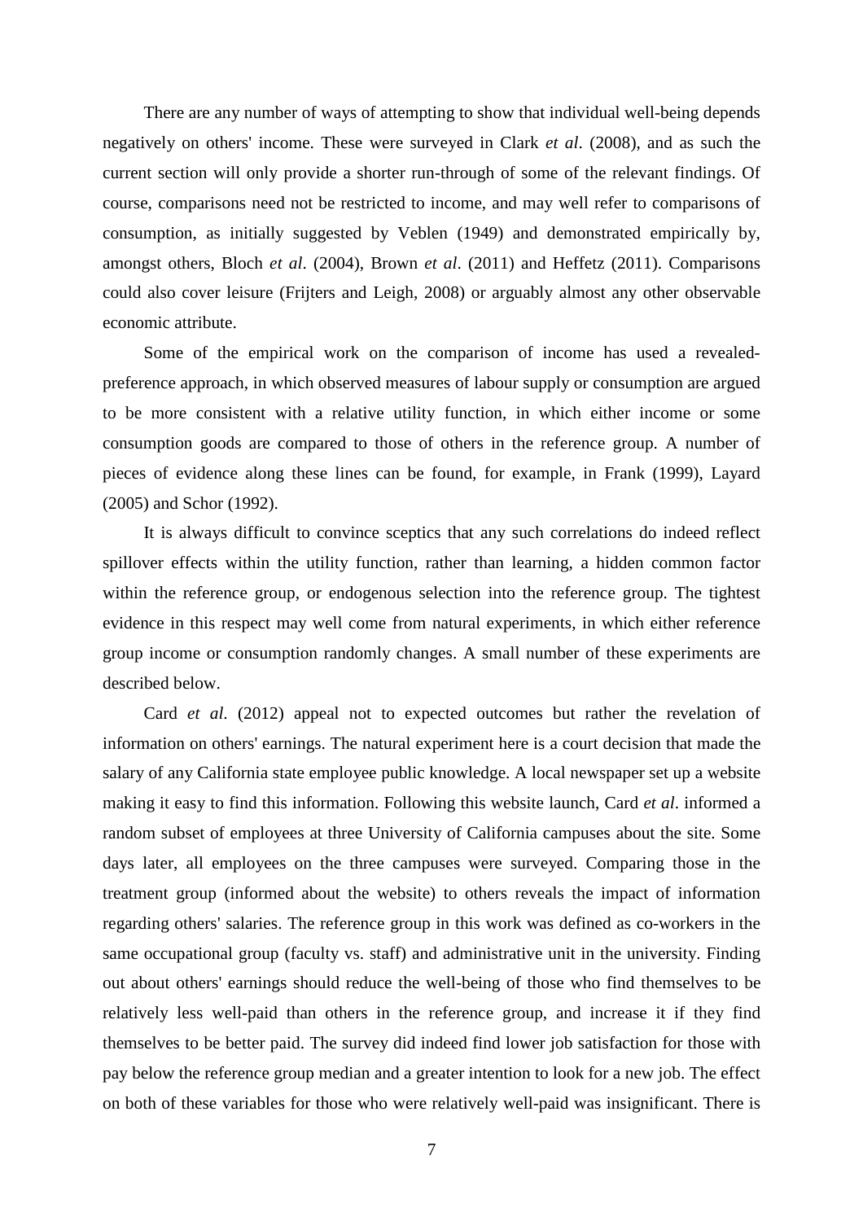There are any number of ways of attempting to show that individual well-being depends negatively on others' income. These were surveyed in Clark *et al*. (2008), and as such the current section will only provide a shorter run-through of some of the relevant findings. Of course, comparisons need not be restricted to income, and may well refer to comparisons of consumption, as initially suggested by Veblen (1949) and demonstrated empirically by, amongst others, Bloch *et al*. (2004), Brown *et al*. (2011) and Heffetz (2011). Comparisons could also cover leisure (Frijters and Leigh, 2008) or arguably almost any other observable economic attribute.

Some of the empirical work on the comparison of income has used a revealed-preference approach, in which observed measures of labour supply or consumption are argued to be more consistent with a relative utility function, in which either income or some consumption goods are compared to those of others in the reference group. A number of pieces of evidence along these lines can be found, for example, in Frank (1999), Layard (2005) and Schor (1992).

It is always difficult to convince sceptics that any such correlations do indeed reflect spillover effects within the utility function, rather than learning, a hidden common factor within the reference group, or endogenous selection into the reference group. The tightest evidence in this respect may well come from natural experiments, in which either reference group income or consumption randomly changes. A small number of these experiments are described below.

Card *et al*. (2012) appeal not to expected outcomes but rather the revelation of information on others' earnings. The natural experiment here is a court decision that made the salary of any California state employee public knowledge. A local newspaper set up a website making it easy to find this information. Following this website launch, Card *et al*. informed a random subset of employees at three University of California campuses about the site. Some days later, all employees on the three campuses were surveyed. Comparing those in the treatment group (informed about the website) to others reveals the impact of information regarding others' salaries. The reference group in this work was defined as co-workers in the same occupational group (faculty vs. staff) and administrative unit in the university. Finding out about others' earnings should reduce the well-being of those who find themselves to be relatively less well-paid than others in the reference group, and increase it if they find themselves to be better paid. The survey did indeed find lower job satisfaction for those with pay below the reference group median and a greater intention to look for a new job. The effect on both of these variables for those who were relatively well-paid was insignificant. There is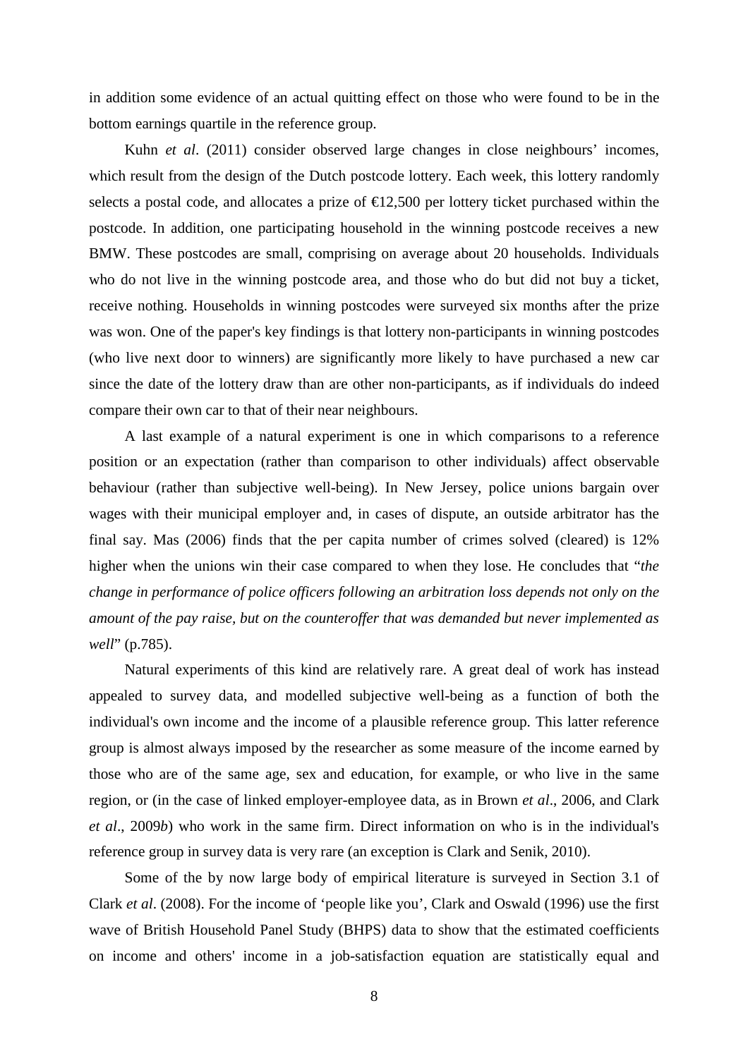in addition some evidence of an actual quitting effect on those who were found to be in the bottom earnings quartile in the reference group.

Kuhn *et al*. (2011) consider observed large changes in close neighbours' incomes, which result from the design of the Dutch postcode lottery. Each week, this lottery randomly selects a postal code, and allocates a prize of €12,500 per lottery ticket purchased within the postcode. In addition, one participating household in the winning postcode receives a new BMW. These postcodes are small, comprising on average about 20 households. Individuals who do not live in the winning postcode area, and those who do but did not buy a ticket, receive nothing. Households in winning postcodes were surveyed six months after the prize was won. One of the paper's key findings is that lottery non-participants in winning postcodes (who live next door to winners) are significantly more likely to have purchased a new car since the date of the lottery draw than are other non-participants, as if individuals do indeed compare their own car to that of their near neighbours.

A last example of a natural experiment is one in which comparisons to a reference position or an expectation (rather than comparison to other individuals) affect observable behaviour (rather than subjective well-being). In New Jersey, police unions bargain over wages with their municipal employer and, in cases of dispute, an outside arbitrator has the final say. Mas (2006) finds that the per capita number of crimes solved (cleared) is 12% higher when the unions win their case compared to when they lose. He concludes that "*the change in performance of police officers following an arbitration loss depends not only on the amount of the pay raise, but on the counteroffer that was demanded but never implemented as well*" (p.785).

Natural experiments of this kind are relatively rare. A great deal of work has instead appealed to survey data, and modelled subjective well-being as a function of both the individual's own income and the income of a plausible reference group. This latter reference group is almost always imposed by the researcher as some measure of the income earned by those who are of the same age, sex and education, for example, or who live in the same region, or (in the case of linked employer-employee data, as in Brown *et al*., 2006, and Clark *et al*., 2009*b*) who work in the same firm. Direct information on who is in the individual's reference group in survey data is very rare (an exception is Clark and Senik, 2010).

Some of the by now large body of empirical literature is surveyed in Section 3.1 of Clark *et al*. (2008). For the income of 'people like you', Clark and Oswald (1996) use the first wave of British Household Panel Study (BHPS) data to show that the estimated coefficients on income and others' income in a job-satisfaction equation are statistically equal and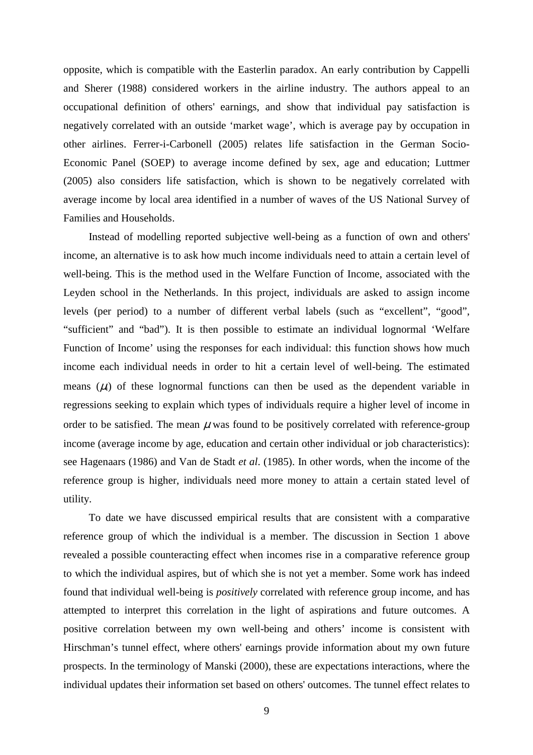opposite, which is compatible with the Easterlin paradox. An early contribution by Cappelli and Sherer (1988) considered workers in the airline industry. The authors appeal to an occupational definition of others' earnings, and show that individual pay satisfaction is negatively correlated with an outside 'market wage', which is average pay by occupation in other airlines. Ferrer-i-Carbonell (2005) relates life satisfaction in the German Socio-Economic Panel (SOEP) to average income defined by sex, age and education; Luttmer (2005) also considers life satisfaction, which is shown to be negatively correlated with average income by local area identified in a number of waves of the US National Survey of Families and Households.

Instead of modelling reported subjective well-being as a function of own and others' income, an alternative is to ask how much income individuals need to attain a certain level of well-being. This is the method used in the Welfare Function of Income, associated with the Leyden school in the Netherlands. In this project, individuals are asked to assign income levels (per period) to a number of different verbal labels (such as "excellent", "good", "sufficient" and "bad"). It is then possible to estimate an individual lognormal 'Welfare Function of Income' using the responses for each individual: this function shows how much income each individual needs in order to hit a certain level of well-being. The estimated means ($\mu$) of these lognormal functions can then be used as the dependent variable in regressions seeking to explain which types of individuals require a higher level of income in order to be satisfied. The mean $\mu$ was found to be positively correlated with reference-group income (average income by age, education and certain other individual or job characteristics): see Hagenaars (1986) and Van de Stadt *et al*. (1985). In other words, when the income of the reference group is higher, individuals need more money to attain a certain stated level of utility.

To date we have discussed empirical results that are consistent with a comparative reference group of which the individual is a member. The discussion in Section 1 above revealed a possible counteracting effect when incomes rise in a comparative reference group to which the individual aspires, but of which she is not yet a member. Some work has indeed found that individual well-being is *positively* correlated with reference group income, and has attempted to interpret this correlation in the light of aspirations and future outcomes. A positive correlation between my own well-being and others' income is consistent with Hirschman's tunnel effect, where others' earnings provide information about my own future prospects. In the terminology of Manski (2000), these are expectations interactions, where the individual updates their information set based on others' outcomes. The tunnel effect relates to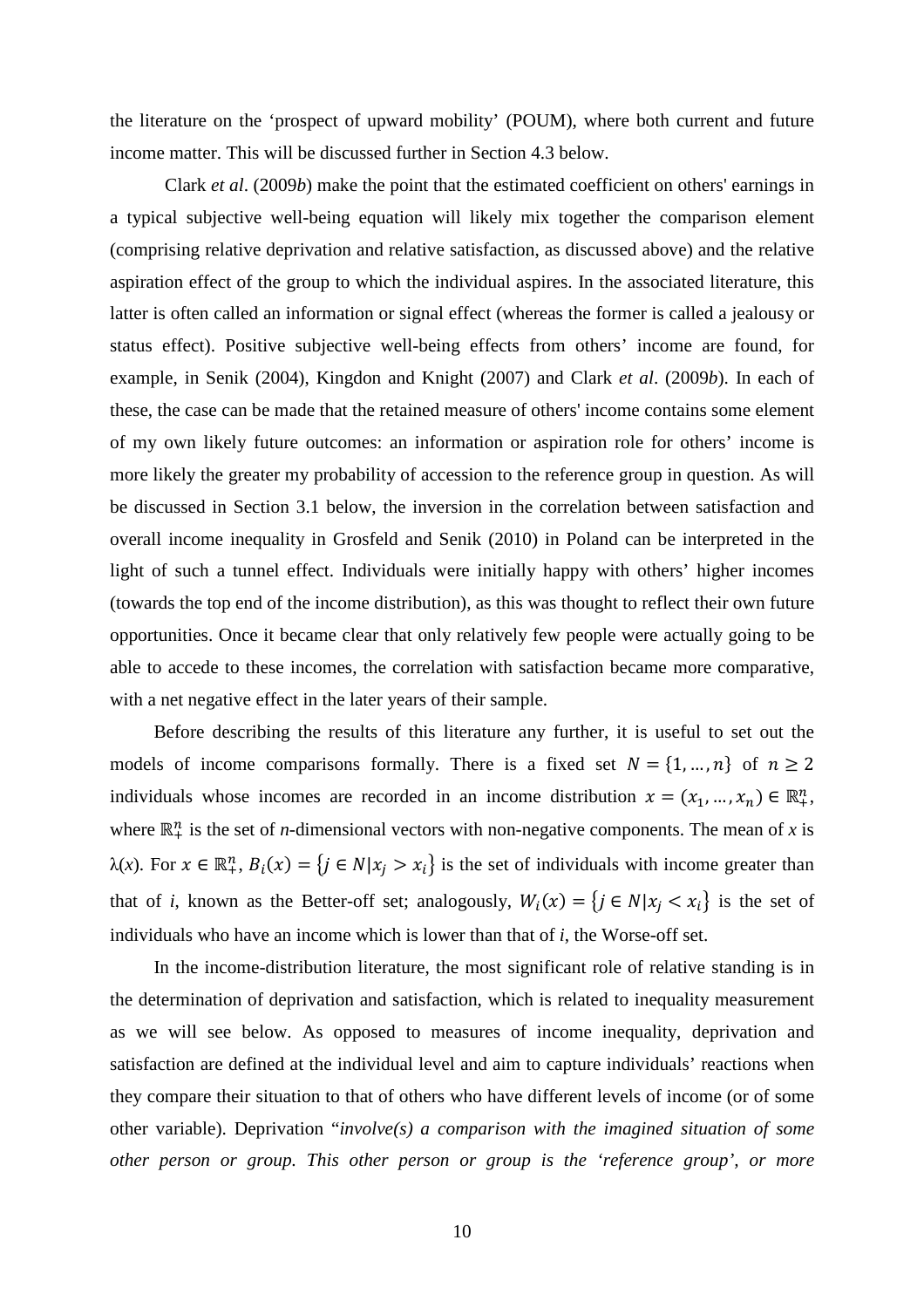the literature on the 'prospect of upward mobility' (POUM), where both current and future income matter. This will be discussed further in Section 4.3 below.

Clark *et al*. (2009*b*) make the point that the estimated coefficient on others' earnings in a typical subjective well-being equation will likely mix together the comparison element (comprising relative deprivation and relative satisfaction, as discussed above) and the relative aspiration effect of the group to which the individual aspires. In the associated literature, this latter is often called an information or signal effect (whereas the former is called a jealousy or status effect). Positive subjective well-being effects from others' income are found, for example, in Senik (2004), Kingdon and Knight (2007) and Clark *et al*. (2009*b*). In each of these, the case can be made that the retained measure of others' income contains some element of my own likely future outcomes: an information or aspiration role for others' income is more likely the greater my probability of accession to the reference group in question. As will be discussed in Section 3.1 below, the inversion in the correlation between satisfaction and overall income inequality in Grosfeld and Senik (2010) in Poland can be interpreted in the light of such a tunnel effect. Individuals were initially happy with others' higher incomes (towards the top end of the income distribution), as this was thought to reflect their own future opportunities. Once it became clear that only relatively few people were actually going to be able to accede to these incomes, the correlation with satisfaction became more comparative, with a net negative effect in the later years of their sample.

Before describing the results of this literature any further, it is useful to set out the models of income comparisons formally. There is a fixed set $N = \{1, \ldots, n\}$ of $n \geq 2$ individuals whose incomes are recorded in an income distribution $x = (x_1, \ldots, x_n) \in \mathbb{R}^n_+$, where $\mathbb{R}^n_+$ is the set of *n*-dimensional vectors with non-negative components. The mean of *x* is $\lambda(x)$. For $x \in \mathbb{R}^n_+$, $B_i(x) = \{j \in N | x_j > x_i\}$ is the set of individuals with income greater than that of *i*, known as the Better-off set; analogously, $W_i(x) = \{j \in N | x_j < x_i\}$ is the set of individuals who have an income which is lower than that of *i*, the Worse-off set.

In the income-distribution literature, the most significant role of relative standing is in the determination of deprivation and satisfaction, which is related to inequality measurement as we will see below. As opposed to measures of income inequality, deprivation and satisfaction are defined at the individual level and aim to capture individuals' reactions when they compare their situation to that of others who have different levels of income (or of some other variable). Deprivation "*involve(s) a comparison with the imagined situation of some other person or group. This other person or group is the 'reference group', or more*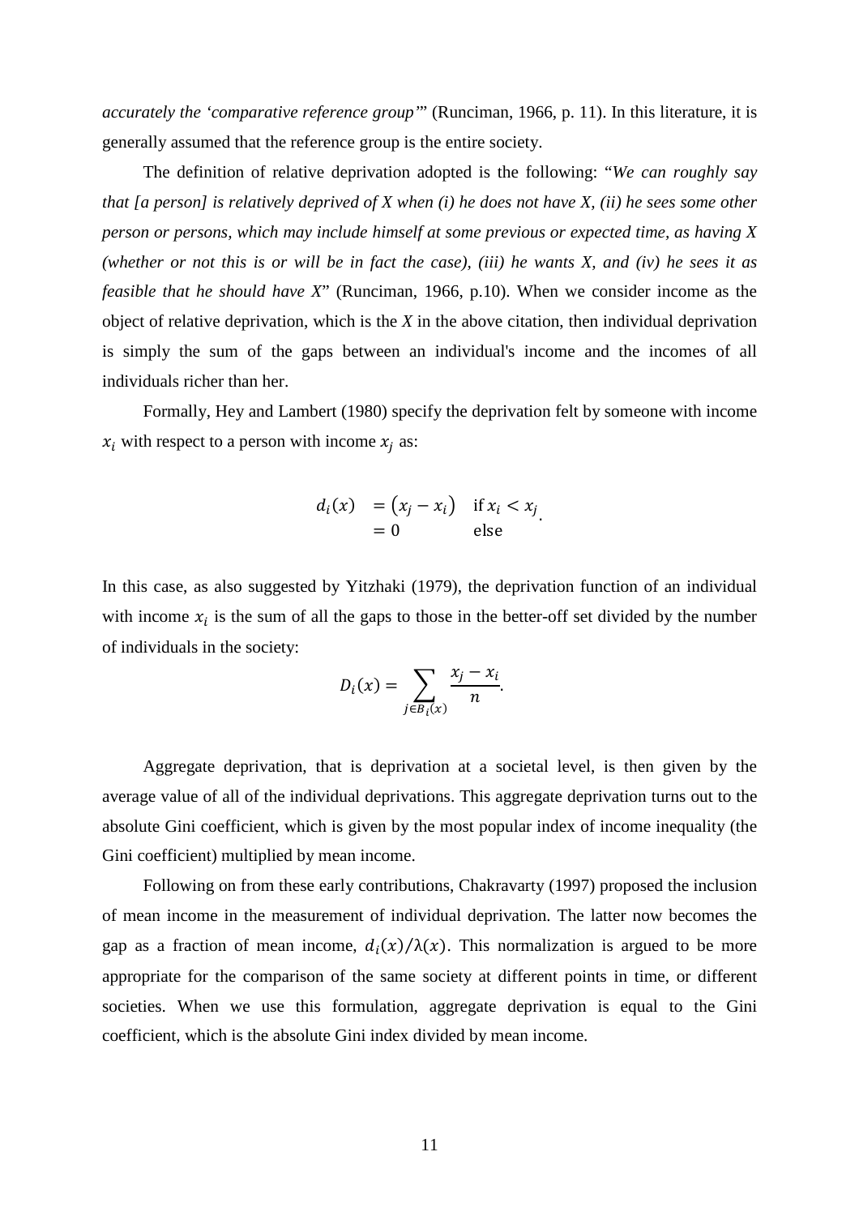*accurately the 'comparative reference group'*" (Runciman, 1966, p. 11). In this literature, it is generally assumed that the reference group is the entire society.

The definition of relative deprivation adopted is the following: "*We can roughly say that [a person] is relatively deprived of X when (i) he does not have X, (ii) he sees some other person or persons, which may include himself at some previous or expected time, as having X (whether or not this is or will be in fact the case), (iii) he wants X, and (iv) he sees it as feasible that he should have X*" (Runciman, 1966, p.10). When we consider income as the object of relative deprivation, which is the *X* in the above citation, then individual deprivation is simply the sum of the gaps between an individual's income and the incomes of all individuals richer than her.

Formally, Hey and Lambert (1980) specify the deprivation felt by someone with income $x_i$ with respect to a person with income $x_j$ as:

$$\begin{aligned} d_i(x) \quad &= (x_j - x_i) \quad \text{if } x_i < x_j \\ &= 0 \qquad\qquad \text{else} \end{aligned}.$$

In this case, as also suggested by Yitzhaki (1979), the deprivation function of an individual with income $x_i$ is the sum of all the gaps to those in the better-off set divided by the number of individuals in the society:

$$D_i(x) = \sum_{j \in B_i(x)} \frac{x_j - x_i}{n}.$$

Aggregate deprivation, that is deprivation at a societal level, is then given by the average value of all of the individual deprivations. This aggregate deprivation turns out to the absolute Gini coefficient, which is given by the most popular index of income inequality (the Gini coefficient) multiplied by mean income.

Following on from these early contributions, Chakravarty (1997) proposed the inclusion of mean income in the measurement of individual deprivation. The latter now becomes the gap as a fraction of mean income, $d_i(x)/\lambda(x)$. This normalization is argued to be more appropriate for the comparison of the same society at different points in time, or different societies. When we use this formulation, aggregate deprivation is equal to the Gini coefficient, which is the absolute Gini index divided by mean income.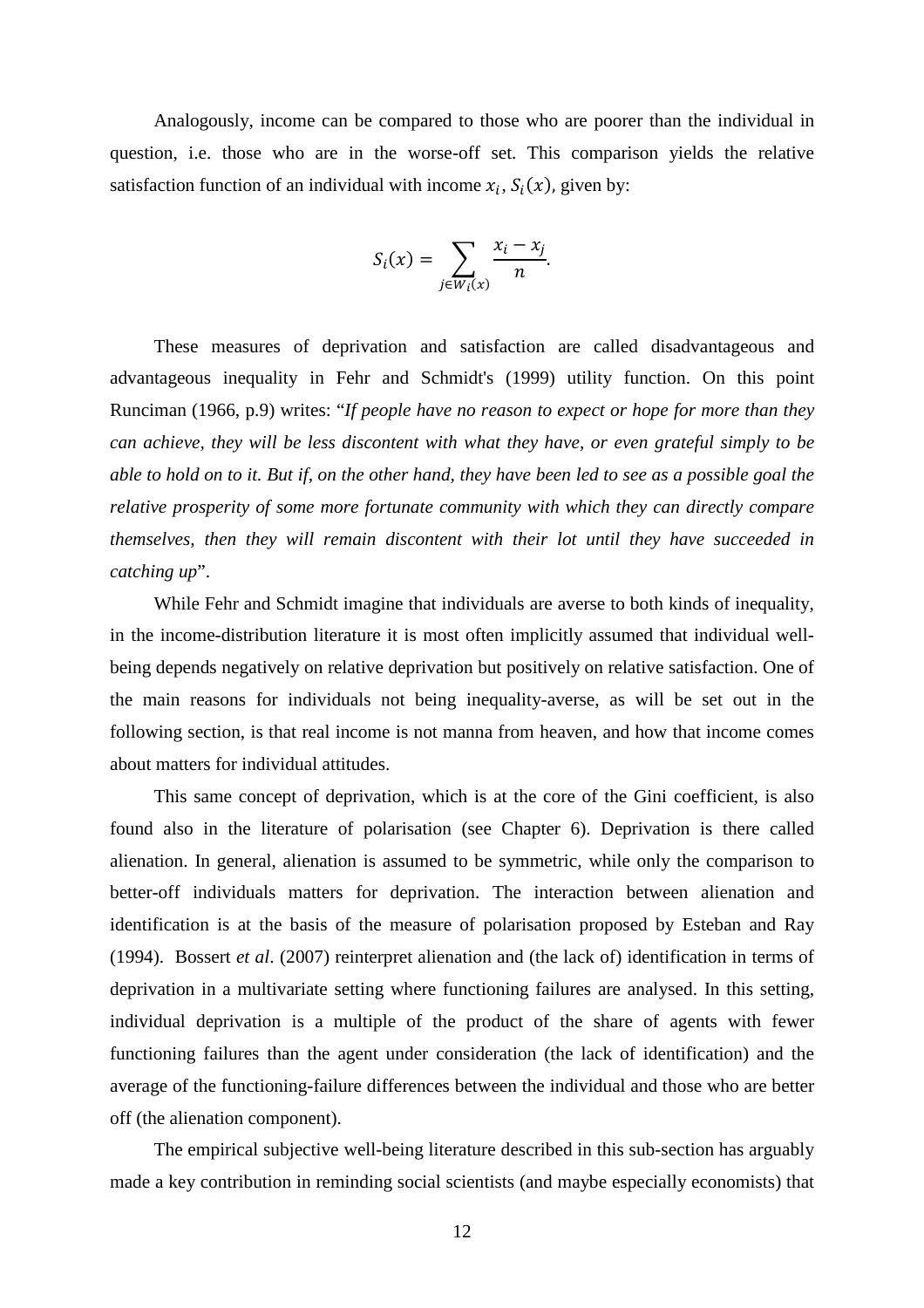Analogously, income can be compared to those who are poorer than the individual in question, i.e. those who are in the worse-off set. This comparison yields the relative satisfaction function of an individual with income $x_i$, $S_i(x)$, given by:

$$S_i(x) = \sum_{j \in W_i(x)} \frac{x_i - x_j}{n}.$$

These measures of deprivation and satisfaction are called disadvantageous and advantageous inequality in Fehr and Schmidt's (1999) utility function. On this point Runciman (1966, p.9) writes: "*If people have no reason to expect or hope for more than they can achieve, they will be less discontent with what they have, or even grateful simply to be able to hold on to it. But if, on the other hand, they have been led to see as a possible goal the relative prosperity of some more fortunate community with which they can directly compare themselves, then they will remain discontent with their lot until they have succeeded in catching up*".

While Fehr and Schmidt imagine that individuals are averse to both kinds of inequality, in the income-distribution literature it is most often implicitly assumed that individual well-being depends negatively on relative deprivation but positively on relative satisfaction. One of the main reasons for individuals not being inequality-averse, as will be set out in the following section, is that real income is not manna from heaven, and how that income comes about matters for individual attitudes.

This same concept of deprivation, which is at the core of the Gini coefficient, is also found also in the literature of polarisation (see Chapter 6). Deprivation is there called alienation. In general, alienation is assumed to be symmetric, while only the comparison to better-off individuals matters for deprivation. The interaction between alienation and identification is at the basis of the measure of polarisation proposed by Esteban and Ray (1994). Bossert *et al*. (2007) reinterpret alienation and (the lack of) identification in terms of deprivation in a multivariate setting where functioning failures are analysed. In this setting, individual deprivation is a multiple of the product of the share of agents with fewer functioning failures than the agent under consideration (the lack of identification) and the average of the functioning-failure differences between the individual and those who are better off (the alienation component).

The empirical subjective well-being literature described in this sub-section has arguably made a key contribution in reminding social scientists (and maybe especially economists) that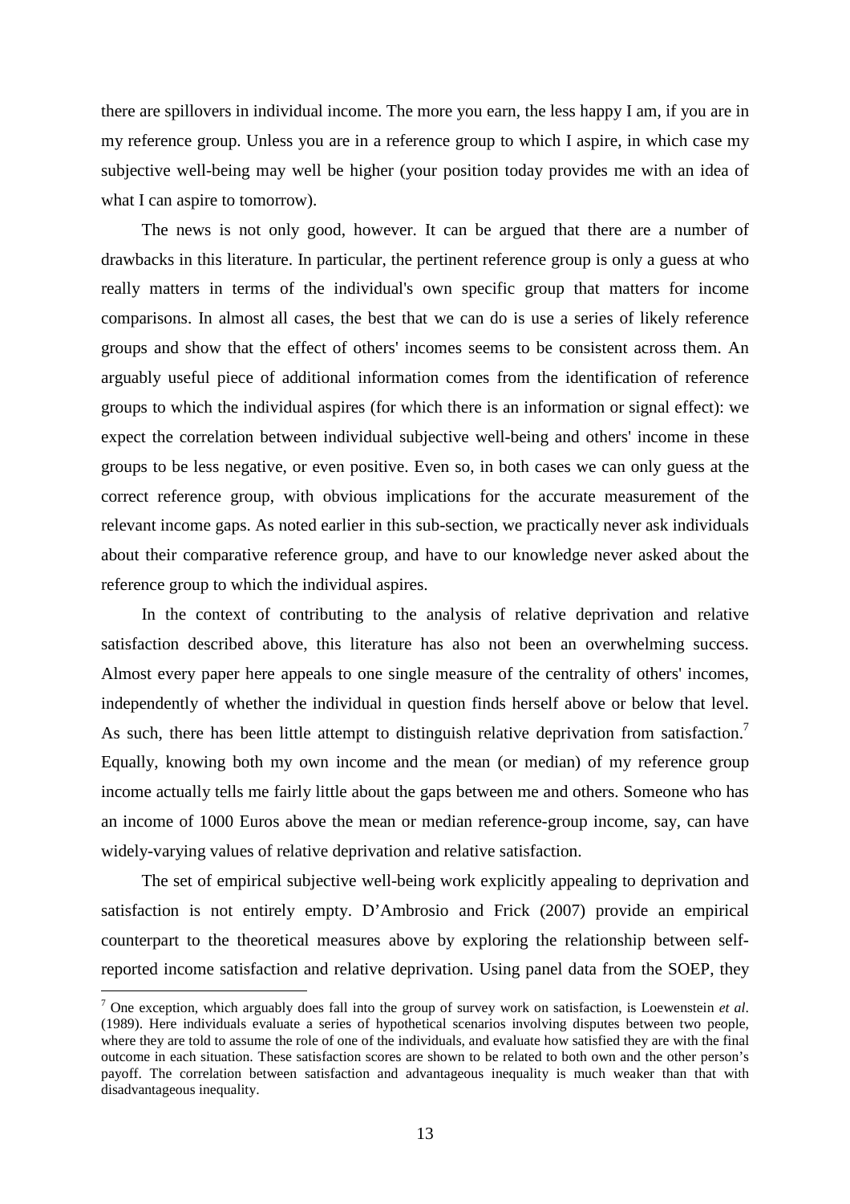there are spillovers in individual income. The more you earn, the less happy I am, if you are in my reference group. Unless you are in a reference group to which I aspire, in which case my subjective well-being may well be higher (your position today provides me with an idea of what I can aspire to tomorrow).

The news is not only good, however. It can be argued that there are a number of drawbacks in this literature. In particular, the pertinent reference group is only a guess at who really matters in terms of the individual's own specific group that matters for income comparisons. In almost all cases, the best that we can do is use a series of likely reference groups and show that the effect of others' incomes seems to be consistent across them. An arguably useful piece of additional information comes from the identification of reference groups to which the individual aspires (for which there is an information or signal effect): we expect the correlation between individual subjective well-being and others' income in these groups to be less negative, or even positive. Even so, in both cases we can only guess at the correct reference group, with obvious implications for the accurate measurement of the relevant income gaps. As noted earlier in this sub-section, we practically never ask individuals about their comparative reference group, and have to our knowledge never asked about the reference group to which the individual aspires.

In the context of contributing to the analysis of relative deprivation and relative satisfaction described above, this literature has also not been an overwhelming success. Almost every paper here appeals to one single measure of the centrality of others' incomes, independently of whether the individual in question finds herself above or below that level. As such, there has been little attempt to distinguish relative deprivation from satisfaction.[7] Equally, knowing both my own income and the mean (or median) of my reference group income actually tells me fairly little about the gaps between me and others. Someone who has an income of 1000 Euros above the mean or median reference-group income, say, can have widely-varying values of relative deprivation and relative satisfaction.

The set of empirical subjective well-being work explicitly appealing to deprivation and satisfaction is not entirely empty. D'Ambrosio and Frick (2007) provide an empirical counterpart to the theoretical measures above by exploring the relationship between self-reported income satisfaction and relative deprivation. Using panel data from the SOEP, they

[7] One exception, which arguably does fall into the group of survey work on satisfaction, is Loewenstein *et al*. (1989). Here individuals evaluate a series of hypothetical scenarios involving disputes between two people, where they are told to assume the role of one of the individuals, and evaluate how satisfied they are with the final outcome in each situation. These satisfaction scores are shown to be related to both own and the other person's payoff. The correlation between satisfaction and advantageous inequality is much weaker than that with disadvantageous inequality.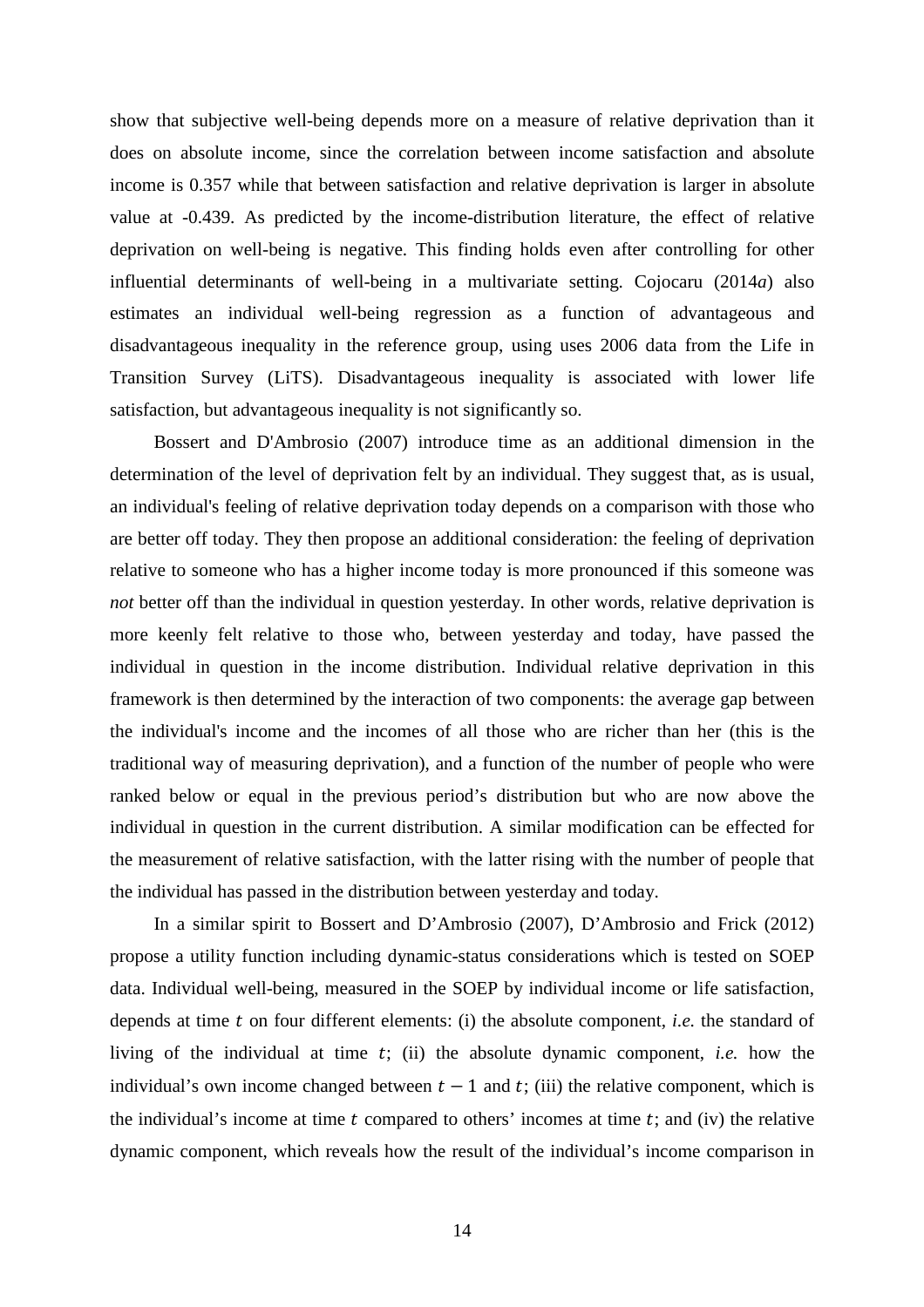show that subjective well-being depends more on a measure of relative deprivation than it does on absolute income, since the correlation between income satisfaction and absolute income is 0.357 while that between satisfaction and relative deprivation is larger in absolute value at -0.439. As predicted by the income-distribution literature, the effect of relative deprivation on well-being is negative. This finding holds even after controlling for other influential determinants of well-being in a multivariate setting. Cojocaru (2014*a*) also estimates an individual well-being regression as a function of advantageous and disadvantageous inequality in the reference group, using uses 2006 data from the Life in Transition Survey (LiTS). Disadvantageous inequality is associated with lower life satisfaction, but advantageous inequality is not significantly so.

Bossert and D'Ambrosio (2007) introduce time as an additional dimension in the determination of the level of deprivation felt by an individual. They suggest that, as is usual, an individual's feeling of relative deprivation today depends on a comparison with those who are better off today. They then propose an additional consideration: the feeling of deprivation relative to someone who has a higher income today is more pronounced if this someone was *not* better off than the individual in question yesterday. In other words, relative deprivation is more keenly felt relative to those who, between yesterday and today, have passed the individual in question in the income distribution. Individual relative deprivation in this framework is then determined by the interaction of two components: the average gap between the individual's income and the incomes of all those who are richer than her (this is the traditional way of measuring deprivation), and a function of the number of people who were ranked below or equal in the previous period's distribution but who are now above the individual in question in the current distribution. A similar modification can be effected for the measurement of relative satisfaction, with the latter rising with the number of people that the individual has passed in the distribution between yesterday and today.

In a similar spirit to Bossert and D'Ambrosio (2007), D'Ambrosio and Frick (2012) propose a utility function including dynamic-status considerations which is tested on SOEP data. Individual well-being, measured in the SOEP by individual income or life satisfaction, depends at time $t$ on four different elements: (i) the absolute component, *i.e.* the standard of living of the individual at time $t$; (ii) the absolute dynamic component, *i.e.* how the individual's own income changed between $t-1$ and $t$; (iii) the relative component, which is the individual's income at time $t$ compared to others' incomes at time $t$; and (iv) the relative dynamic component, which reveals how the result of the individual's income comparison in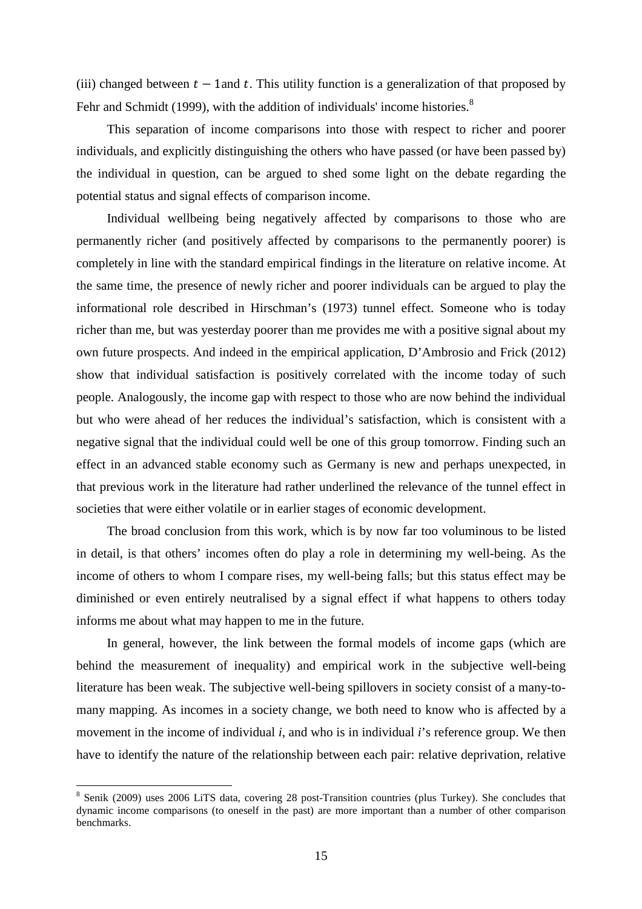(iii) changed between $t-1$and $t$. This utility function is a generalization of that proposed by Fehr and Schmidt (1999), with the addition of individuals' income histories.[8]

This separation of income comparisons into those with respect to richer and poorer individuals, and explicitly distinguishing the others who have passed (or have been passed by) the individual in question, can be argued to shed some light on the debate regarding the potential status and signal effects of comparison income.

Individual wellbeing being negatively affected by comparisons to those who are permanently richer (and positively affected by comparisons to the permanently poorer) is completely in line with the standard empirical findings in the literature on relative income. At the same time, the presence of newly richer and poorer individuals can be argued to play the informational role described in Hirschman's (1973) tunnel effect. Someone who is today richer than me, but was yesterday poorer than me provides me with a positive signal about my own future prospects. And indeed in the empirical application, D'Ambrosio and Frick (2012) show that individual satisfaction is positively correlated with the income today of such people. Analogously, the income gap with respect to those who are now behind the individual but who were ahead of her reduces the individual's satisfaction, which is consistent with a negative signal that the individual could well be one of this group tomorrow. Finding such an effect in an advanced stable economy such as Germany is new and perhaps unexpected, in that previous work in the literature had rather underlined the relevance of the tunnel effect in societies that were either volatile or in earlier stages of economic development.

The broad conclusion from this work, which is by now far too voluminous to be listed in detail, is that others' incomes often do play a role in determining my well-being. As the income of others to whom I compare rises, my well-being falls; but this status effect may be diminished or even entirely neutralised by a signal effect if what happens to others today informs me about what may happen to me in the future.

In general, however, the link between the formal models of income gaps (which are behind the measurement of inequality) and empirical work in the subjective well-being literature has been weak. The subjective well-being spillovers in society consist of a many-to-many mapping. As incomes in a society change, we both need to know who is affected by a movement in the income of individual *i*, and who is in individual *i*'s reference group. We then have to identify the nature of the relationship between each pair: relative deprivation, relative

[8] Senik (2009) uses 2006 LiTS data, covering 28 post-Transition countries (plus Turkey). She concludes that dynamic income comparisons (to oneself in the past) are more important than a number of other comparison benchmarks.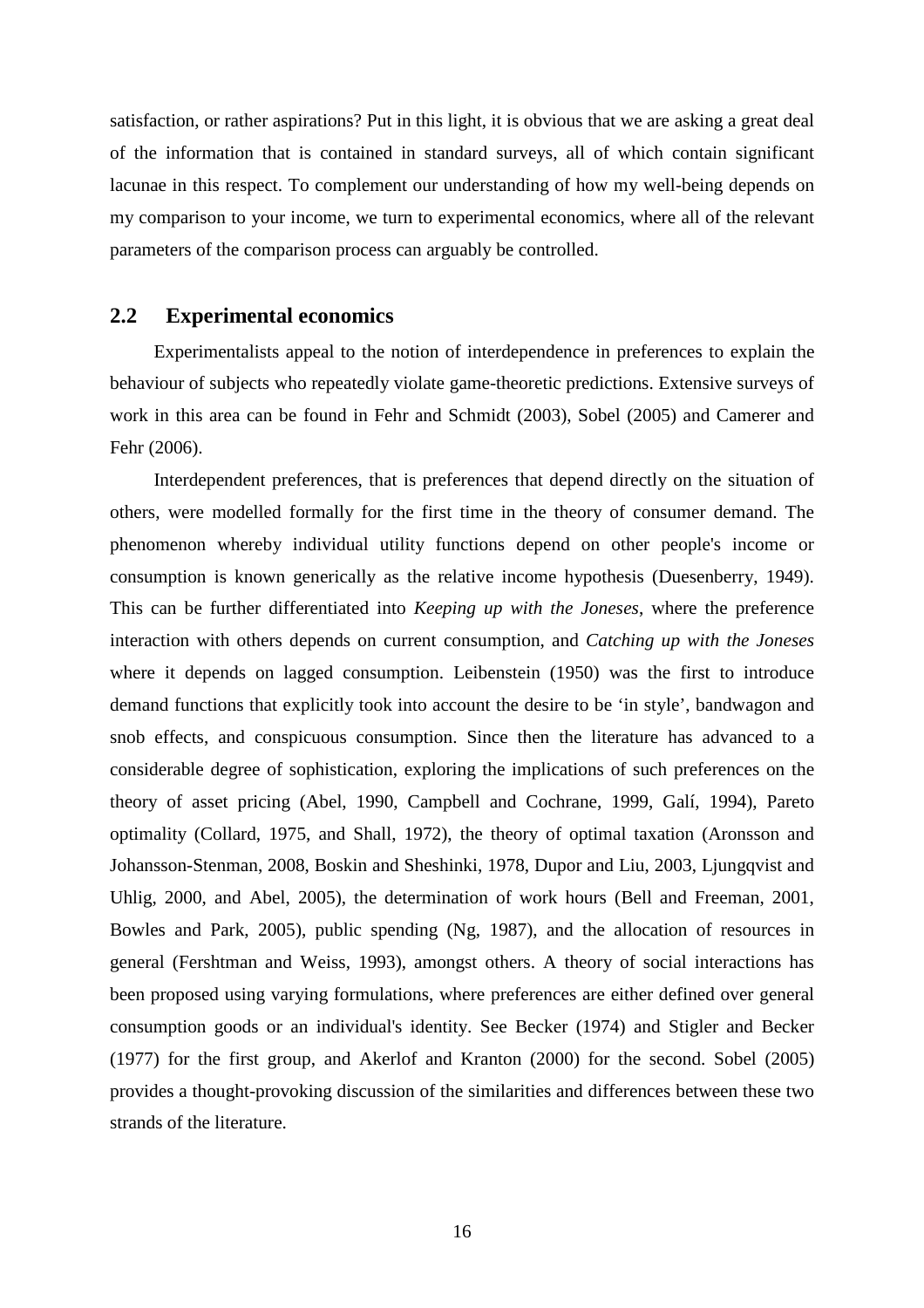satisfaction, or rather aspirations? Put in this light, it is obvious that we are asking a great deal of the information that is contained in standard surveys, all of which contain significant lacunae in this respect. To complement our understanding of how my well-being depends on my comparison to your income, we turn to experimental economics, where all of the relevant parameters of the comparison process can arguably be controlled.

## 2.2 Experimental economics

Experimentalists appeal to the notion of interdependence in preferences to explain the behaviour of subjects who repeatedly violate game-theoretic predictions. Extensive surveys of work in this area can be found in Fehr and Schmidt (2003), Sobel (2005) and Camerer and Fehr (2006).

Interdependent preferences, that is preferences that depend directly on the situation of others, were modelled formally for the first time in the theory of consumer demand. The phenomenon whereby individual utility functions depend on other people's income or consumption is known generically as the relative income hypothesis (Duesenberry, 1949). This can be further differentiated into *Keeping up with the Joneses*, where the preference interaction with others depends on current consumption, and *Catching up with the Joneses* where it depends on lagged consumption. Leibenstein (1950) was the first to introduce demand functions that explicitly took into account the desire to be 'in style', bandwagon and snob effects, and conspicuous consumption. Since then the literature has advanced to a considerable degree of sophistication, exploring the implications of such preferences on the theory of asset pricing (Abel, 1990, Campbell and Cochrane, 1999, Galí, 1994), Pareto optimality (Collard, 1975, and Shall, 1972), the theory of optimal taxation (Aronsson and Johansson-Stenman, 2008, Boskin and Sheshinki, 1978, Dupor and Liu, 2003, Ljungqvist and Uhlig, 2000, and Abel, 2005), the determination of work hours (Bell and Freeman, 2001, Bowles and Park, 2005), public spending (Ng, 1987), and the allocation of resources in general (Fershtman and Weiss, 1993), amongst others. A theory of social interactions has been proposed using varying formulations, where preferences are either defined over general consumption goods or an individual's identity. See Becker (1974) and Stigler and Becker (1977) for the first group, and Akerlof and Kranton (2000) for the second. Sobel (2005) provides a thought-provoking discussion of the similarities and differences between these two strands of the literature.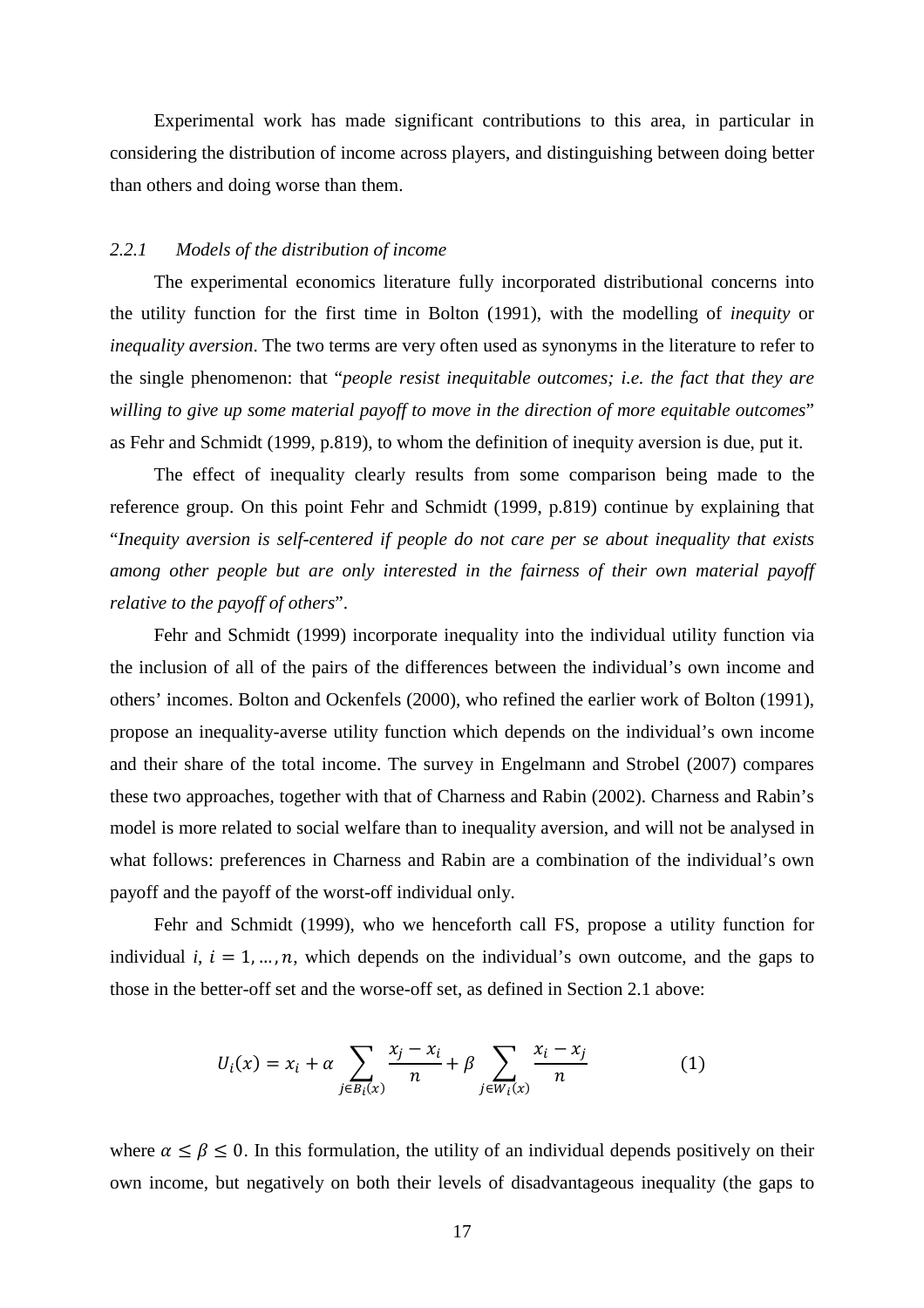Experimental work has made significant contributions to this area, in particular in considering the distribution of income across players, and distinguishing between doing better than others and doing worse than them.

### *2.2.1 Models of the distribution of income*

The experimental economics literature fully incorporated distributional concerns into the utility function for the first time in Bolton (1991), with the modelling of *inequity* or *inequality aversion*. The two terms are very often used as synonyms in the literature to refer to the single phenomenon: that "*people resist inequitable outcomes; i.e. the fact that they are willing to give up some material payoff to move in the direction of more equitable outcomes*" as Fehr and Schmidt (1999, p.819), to whom the definition of inequity aversion is due, put it.

The effect of inequality clearly results from some comparison being made to the reference group. On this point Fehr and Schmidt (1999, p.819) continue by explaining that "*Inequity aversion is self-centered if people do not care per se about inequality that exists among other people but are only interested in the fairness of their own material payoff relative to the payoff of others*".

Fehr and Schmidt (1999) incorporate inequality into the individual utility function via the inclusion of all of the pairs of the differences between the individual's own income and others' incomes. Bolton and Ockenfels (2000), who refined the earlier work of Bolton (1991), propose an inequality-averse utility function which depends on the individual's own income and their share of the total income. The survey in Engelmann and Strobel (2007) compares these two approaches, together with that of Charness and Rabin (2002). Charness and Rabin's model is more related to social welfare than to inequality aversion, and will not be analysed in what follows: preferences in Charness and Rabin are a combination of the individual's own payoff and the payoff of the worst-off individual only.

Fehr and Schmidt (1999), who we henceforth call FS, propose a utility function for individual $i$, $i = 1, \ldots, n$, which depends on the individual's own outcome, and the gaps to those in the better-off set and the worse-off set, as defined in Section 2.1 above:

$$U_i(x) = x_i + \alpha \sum_{j \in B_i(x)} \frac{x_j - x_i}{n} + \beta \sum_{j \in W_i(x)} \frac{x_i - x_j}{n} \qquad (1)$$

where $\alpha \leq \beta \leq 0$. In this formulation, the utility of an individual depends positively on their own income, but negatively on both their levels of disadvantageous inequality (the gaps to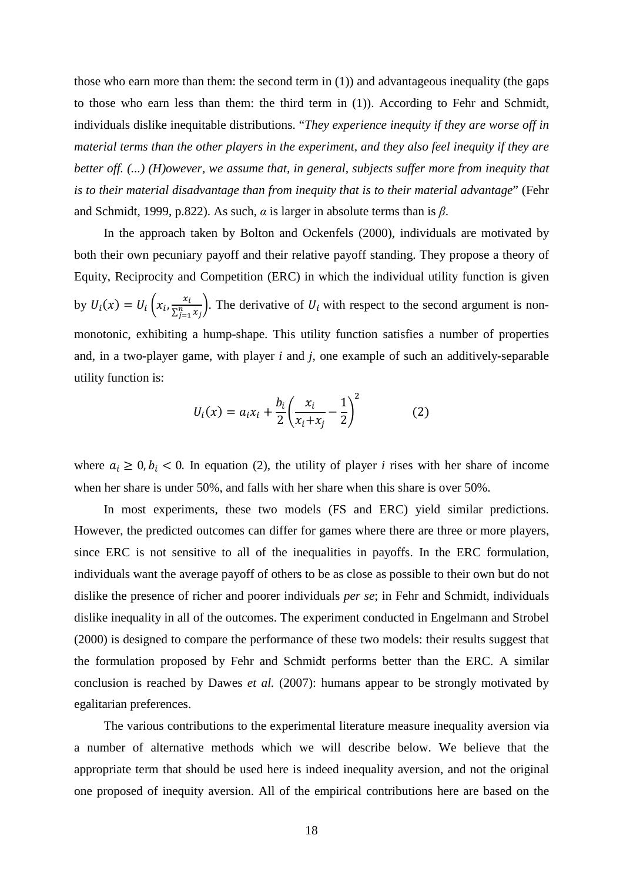those who earn more than them: the second term in (1)) and advantageous inequality (the gaps to those who earn less than them: the third term in (1)). According to Fehr and Schmidt, individuals dislike inequitable distributions. "*They experience inequity if they are worse off in material terms than the other players in the experiment, and they also feel inequity if they are better off. (...) (H)owever, we assume that, in general, subjects suffer more from inequity that is to their material disadvantage than from inequity that is to their material advantage*" (Fehr and Schmidt, 1999, p.822). As such, $\alpha$ is larger in absolute terms than is $\beta$.

In the approach taken by Bolton and Ockenfels (2000), individuals are motivated by both their own pecuniary payoff and their relative payoff standing. They propose a theory of Equity, Reciprocity and Competition (ERC) in which the individual utility function is given by $U_i(x) = U_i\left(x_i, \frac{x_i}{\sum_{j=1}^{n} x_j}\right)$. The derivative of $U_i$ with respect to the second argument is non-monotonic, exhibiting a hump-shape. This utility function satisfies a number of properties and, in a two-player game, with player *i* and *j*, one example of such an additively-separable utility function is:

$$U_i(x) = a_i x_i + \frac{b_i}{2}\left(\frac{x_i}{x_i + x_j} - \frac{1}{2}\right)^2 \qquad (2)$$

where $a_i \geq 0, b_i < 0$. In equation (2), the utility of player *i* rises with her share of income when her share is under 50%, and falls with her share when this share is over 50%.

In most experiments, these two models (FS and ERC) yield similar predictions. However, the predicted outcomes can differ for games where there are three or more players, since ERC is not sensitive to all of the inequalities in payoffs. In the ERC formulation, individuals want the average payoff of others to be as close as possible to their own but do not dislike the presence of richer and poorer individuals *per se*; in Fehr and Schmidt, individuals dislike inequality in all of the outcomes. The experiment conducted in Engelmann and Strobel (2000) is designed to compare the performance of these two models: their results suggest that the formulation proposed by Fehr and Schmidt performs better than the ERC. A similar conclusion is reached by Dawes *et al.* (2007): humans appear to be strongly motivated by egalitarian preferences.

The various contributions to the experimental literature measure inequality aversion via a number of alternative methods which we will describe below. We believe that the appropriate term that should be used here is indeed inequality aversion, and not the original one proposed of inequity aversion. All of the empirical contributions here are based on the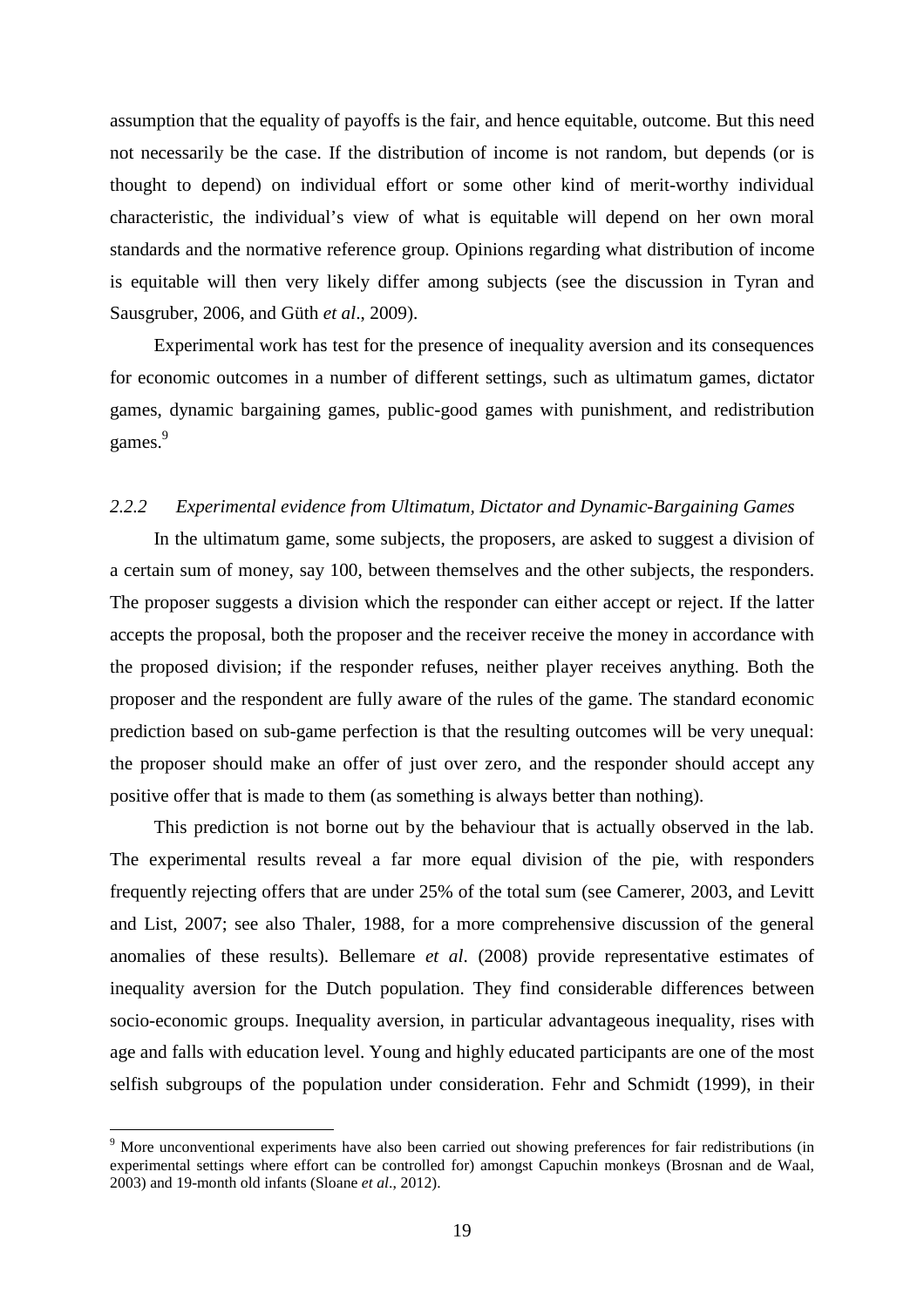assumption that the equality of payoffs is the fair, and hence equitable, outcome. But this need not necessarily be the case. If the distribution of income is not random, but depends (or is thought to depend) on individual effort or some other kind of merit-worthy individual characteristic, the individual's view of what is equitable will depend on her own moral standards and the normative reference group. Opinions regarding what distribution of income is equitable will then very likely differ among subjects (see the discussion in Tyran and Sausgruber, 2006, and Güth *et al*., 2009).

Experimental work has test for the presence of inequality aversion and its consequences for economic outcomes in a number of different settings, such as ultimatum games, dictator games, dynamic bargaining games, public-good games with punishment, and redistribution games.[9]

### *2.2.2 Experimental evidence from Ultimatum, Dictator and Dynamic-Bargaining Games*

In the ultimatum game, some subjects, the proposers, are asked to suggest a division of a certain sum of money, say 100, between themselves and the other subjects, the responders. The proposer suggests a division which the responder can either accept or reject. If the latter accepts the proposal, both the proposer and the receiver receive the money in accordance with the proposed division; if the responder refuses, neither player receives anything. Both the proposer and the respondent are fully aware of the rules of the game. The standard economic prediction based on sub-game perfection is that the resulting outcomes will be very unequal: the proposer should make an offer of just over zero, and the responder should accept any positive offer that is made to them (as something is always better than nothing).

This prediction is not borne out by the behaviour that is actually observed in the lab. The experimental results reveal a far more equal division of the pie, with responders frequently rejecting offers that are under 25% of the total sum (see Camerer, 2003, and Levitt and List, 2007; see also Thaler, 1988, for a more comprehensive discussion of the general anomalies of these results). Bellemare *et al*. (2008) provide representative estimates of inequality aversion for the Dutch population. They find considerable differences between socio-economic groups. Inequality aversion, in particular advantageous inequality, rises with age and falls with education level. Young and highly educated participants are one of the most selfish subgroups of the population under consideration. Fehr and Schmidt (1999), in their

---

[9] More unconventional experiments have also been carried out showing preferences for fair redistributions (in experimental settings where effort can be controlled for) amongst Capuchin monkeys (Brosnan and de Waal, 2003) and 19-month old infants (Sloane *et al*., 2012).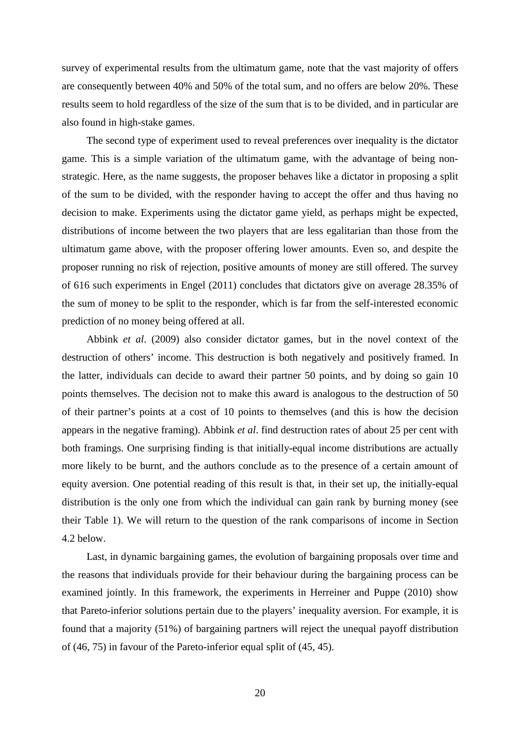survey of experimental results from the ultimatum game, note that the vast majority of offers are consequently between 40% and 50% of the total sum, and no offers are below 20%. These results seem to hold regardless of the size of the sum that is to be divided, and in particular are also found in high-stake games.

The second type of experiment used to reveal preferences over inequality is the dictator game. This is a simple variation of the ultimatum game, with the advantage of being non-strategic. Here, as the name suggests, the proposer behaves like a dictator in proposing a split of the sum to be divided, with the responder having to accept the offer and thus having no decision to make. Experiments using the dictator game yield, as perhaps might be expected, distributions of income between the two players that are less egalitarian than those from the ultimatum game above, with the proposer offering lower amounts. Even so, and despite the proposer running no risk of rejection, positive amounts of money are still offered. The survey of 616 such experiments in Engel (2011) concludes that dictators give on average 28.35% of the sum of money to be split to the responder, which is far from the self-interested economic prediction of no money being offered at all.

Abbink *et al*. (2009) also consider dictator games, but in the novel context of the destruction of others' income. This destruction is both negatively and positively framed. In the latter, individuals can decide to award their partner 50 points, and by doing so gain 10 points themselves. The decision not to make this award is analogous to the destruction of 50 of their partner's points at a cost of 10 points to themselves (and this is how the decision appears in the negative framing). Abbink *et al*. find destruction rates of about 25 per cent with both framings. One surprising finding is that initially-equal income distributions are actually more likely to be burnt, and the authors conclude as to the presence of a certain amount of equity aversion. One potential reading of this result is that, in their set up, the initially-equal distribution is the only one from which the individual can gain rank by burning money (see their Table 1). We will return to the question of the rank comparisons of income in Section 4.2 below.

Last, in dynamic bargaining games, the evolution of bargaining proposals over time and the reasons that individuals provide for their behaviour during the bargaining process can be examined jointly. In this framework, the experiments in Herreiner and Puppe (2010) show that Pareto-inferior solutions pertain due to the players' inequality aversion. For example, it is found that a majority (51%) of bargaining partners will reject the unequal payoff distribution of (46, 75) in favour of the Pareto-inferior equal split of (45, 45).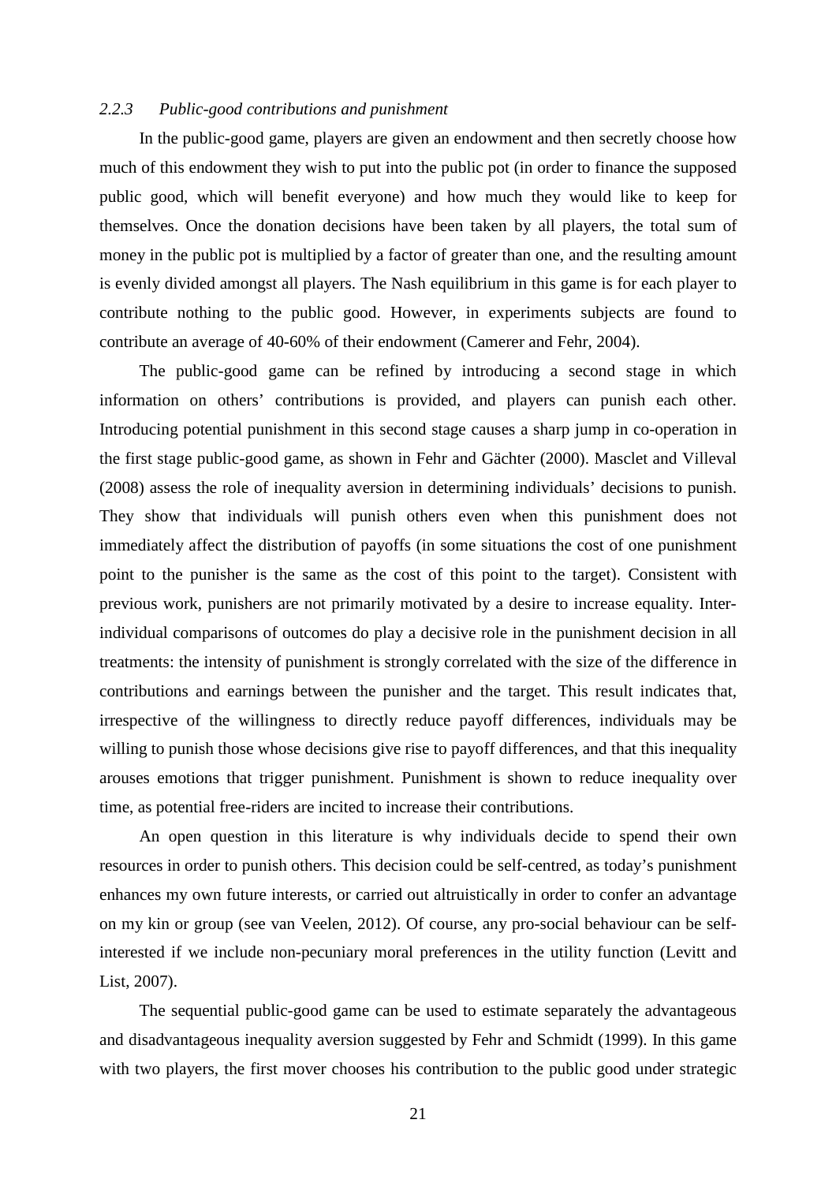### *2.2.3 Public-good contributions and punishment*

In the public-good game, players are given an endowment and then secretly choose how much of this endowment they wish to put into the public pot (in order to finance the supposed public good, which will benefit everyone) and how much they would like to keep for themselves. Once the donation decisions have been taken by all players, the total sum of money in the public pot is multiplied by a factor of greater than one, and the resulting amount is evenly divided amongst all players. The Nash equilibrium in this game is for each player to contribute nothing to the public good. However, in experiments subjects are found to contribute an average of 40-60% of their endowment (Camerer and Fehr, 2004).

The public-good game can be refined by introducing a second stage in which information on others' contributions is provided, and players can punish each other. Introducing potential punishment in this second stage causes a sharp jump in co-operation in the first stage public-good game, as shown in Fehr and Gächter (2000). Masclet and Villeval (2008) assess the role of inequality aversion in determining individuals' decisions to punish. They show that individuals will punish others even when this punishment does not immediately affect the distribution of payoffs (in some situations the cost of one punishment point to the punisher is the same as the cost of this point to the target). Consistent with previous work, punishers are not primarily motivated by a desire to increase equality. Inter-individual comparisons of outcomes do play a decisive role in the punishment decision in all treatments: the intensity of punishment is strongly correlated with the size of the difference in contributions and earnings between the punisher and the target. This result indicates that, irrespective of the willingness to directly reduce payoff differences, individuals may be willing to punish those whose decisions give rise to payoff differences, and that this inequality arouses emotions that trigger punishment. Punishment is shown to reduce inequality over time, as potential free-riders are incited to increase their contributions.

An open question in this literature is why individuals decide to spend their own resources in order to punish others. This decision could be self-centred, as today's punishment enhances my own future interests, or carried out altruistically in order to confer an advantage on my kin or group (see van Veelen, 2012). Of course, any pro-social behaviour can be self-interested if we include non-pecuniary moral preferences in the utility function (Levitt and List, 2007).

The sequential public-good game can be used to estimate separately the advantageous and disadvantageous inequality aversion suggested by Fehr and Schmidt (1999). In this game with two players, the first mover chooses his contribution to the public good under strategic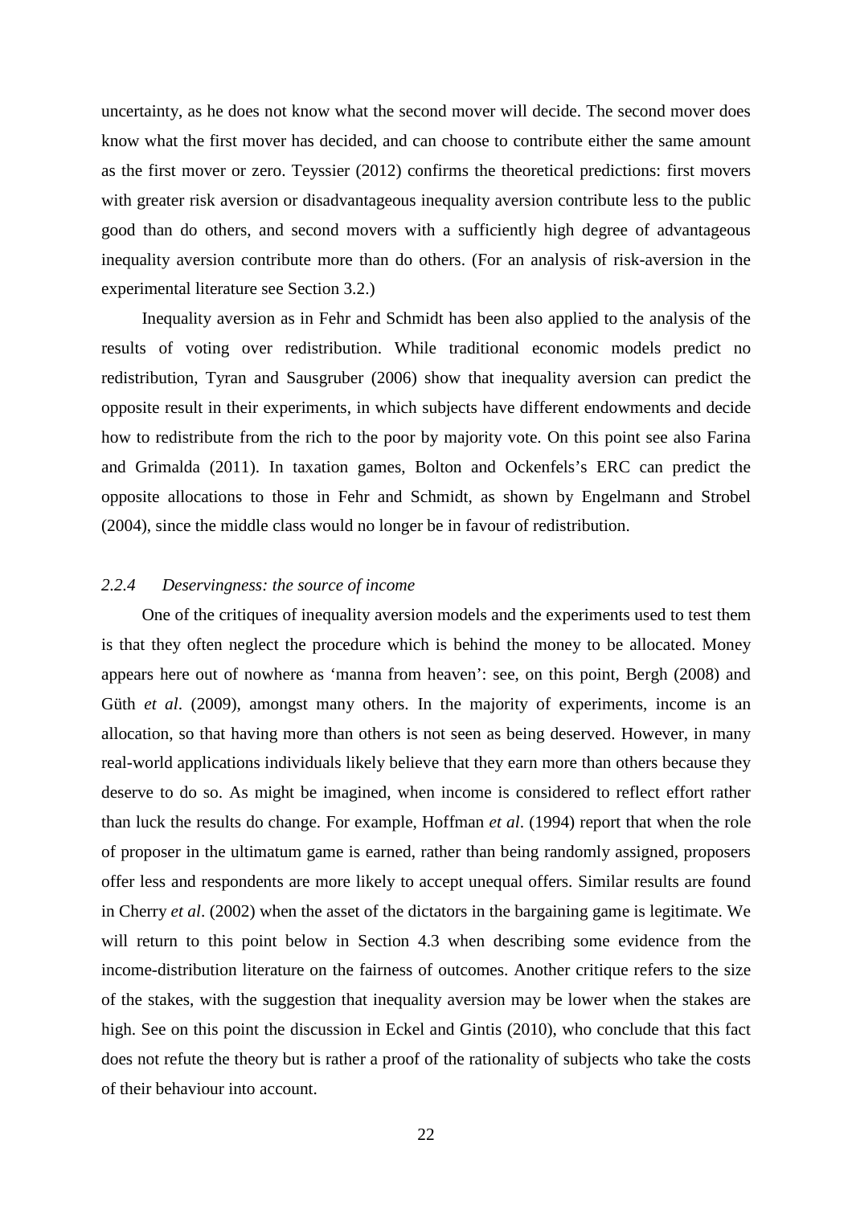uncertainty, as he does not know what the second mover will decide. The second mover does know what the first mover has decided, and can choose to contribute either the same amount as the first mover or zero. Teyssier (2012) confirms the theoretical predictions: first movers with greater risk aversion or disadvantageous inequality aversion contribute less to the public good than do others, and second movers with a sufficiently high degree of advantageous inequality aversion contribute more than do others. (For an analysis of risk-aversion in the experimental literature see Section 3.2.)

Inequality aversion as in Fehr and Schmidt has been also applied to the analysis of the results of voting over redistribution. While traditional economic models predict no redistribution, Tyran and Sausgruber (2006) show that inequality aversion can predict the opposite result in their experiments, in which subjects have different endowments and decide how to redistribute from the rich to the poor by majority vote. On this point see also Farina and Grimalda (2011). In taxation games, Bolton and Ockenfels's ERC can predict the opposite allocations to those in Fehr and Schmidt, as shown by Engelmann and Strobel (2004), since the middle class would no longer be in favour of redistribution.

### *2.2.4 Deservingness: the source of income*

One of the critiques of inequality aversion models and the experiments used to test them is that they often neglect the procedure which is behind the money to be allocated. Money appears here out of nowhere as 'manna from heaven': see, on this point, Bergh (2008) and Güth *et al*. (2009), amongst many others. In the majority of experiments, income is an allocation, so that having more than others is not seen as being deserved. However, in many real-world applications individuals likely believe that they earn more than others because they deserve to do so. As might be imagined, when income is considered to reflect effort rather than luck the results do change. For example, Hoffman *et al*. (1994) report that when the role of proposer in the ultimatum game is earned, rather than being randomly assigned, proposers offer less and respondents are more likely to accept unequal offers. Similar results are found in Cherry *et al*. (2002) when the asset of the dictators in the bargaining game is legitimate. We will return to this point below in Section 4.3 when describing some evidence from the income-distribution literature on the fairness of outcomes. Another critique refers to the size of the stakes, with the suggestion that inequality aversion may be lower when the stakes are high. See on this point the discussion in Eckel and Gintis (2010), who conclude that this fact does not refute the theory but is rather a proof of the rationality of subjects who take the costs of their behaviour into account.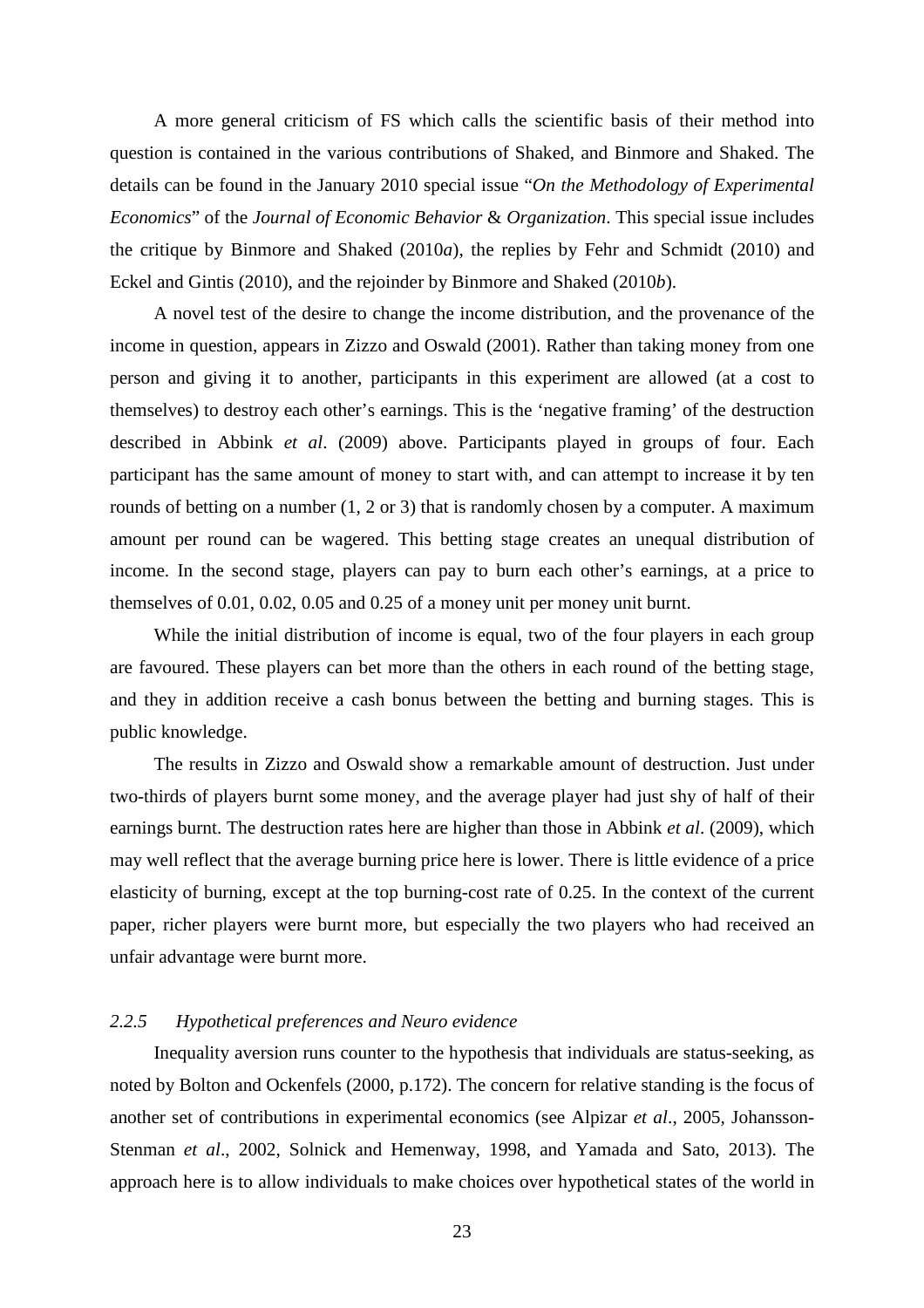A more general criticism of FS which calls the scientific basis of their method into question is contained in the various contributions of Shaked, and Binmore and Shaked. The details can be found in the January 2010 special issue "*On the Methodology of Experimental Economics*" of the *Journal of Economic Behavior* & *Organization*. This special issue includes the critique by Binmore and Shaked (2010*a*), the replies by Fehr and Schmidt (2010) and Eckel and Gintis (2010), and the rejoinder by Binmore and Shaked (2010*b*).

A novel test of the desire to change the income distribution, and the provenance of the income in question, appears in Zizzo and Oswald (2001). Rather than taking money from one person and giving it to another, participants in this experiment are allowed (at a cost to themselves) to destroy each other's earnings. This is the 'negative framing' of the destruction described in Abbink *et al*. (2009) above. Participants played in groups of four. Each participant has the same amount of money to start with, and can attempt to increase it by ten rounds of betting on a number (1, 2 or 3) that is randomly chosen by a computer. A maximum amount per round can be wagered. This betting stage creates an unequal distribution of income. In the second stage, players can pay to burn each other's earnings, at a price to themselves of 0.01, 0.02, 0.05 and 0.25 of a money unit per money unit burnt.

While the initial distribution of income is equal, two of the four players in each group are favoured. These players can bet more than the others in each round of the betting stage, and they in addition receive a cash bonus between the betting and burning stages. This is public knowledge.

The results in Zizzo and Oswald show a remarkable amount of destruction. Just under two-thirds of players burnt some money, and the average player had just shy of half of their earnings burnt. The destruction rates here are higher than those in Abbink *et al*. (2009), which may well reflect that the average burning price here is lower. There is little evidence of a price elasticity of burning, except at the top burning-cost rate of 0.25. In the context of the current paper, richer players were burnt more, but especially the two players who had received an unfair advantage were burnt more.

### *2.2.5 Hypothetical preferences and Neuro evidence*

Inequality aversion runs counter to the hypothesis that individuals are status-seeking, as noted by Bolton and Ockenfels (2000, p.172). The concern for relative standing is the focus of another set of contributions in experimental economics (see Alpizar *et al*., 2005, Johansson-Stenman *et al*., 2002, Solnick and Hemenway, 1998, and Yamada and Sato, 2013). The approach here is to allow individuals to make choices over hypothetical states of the world in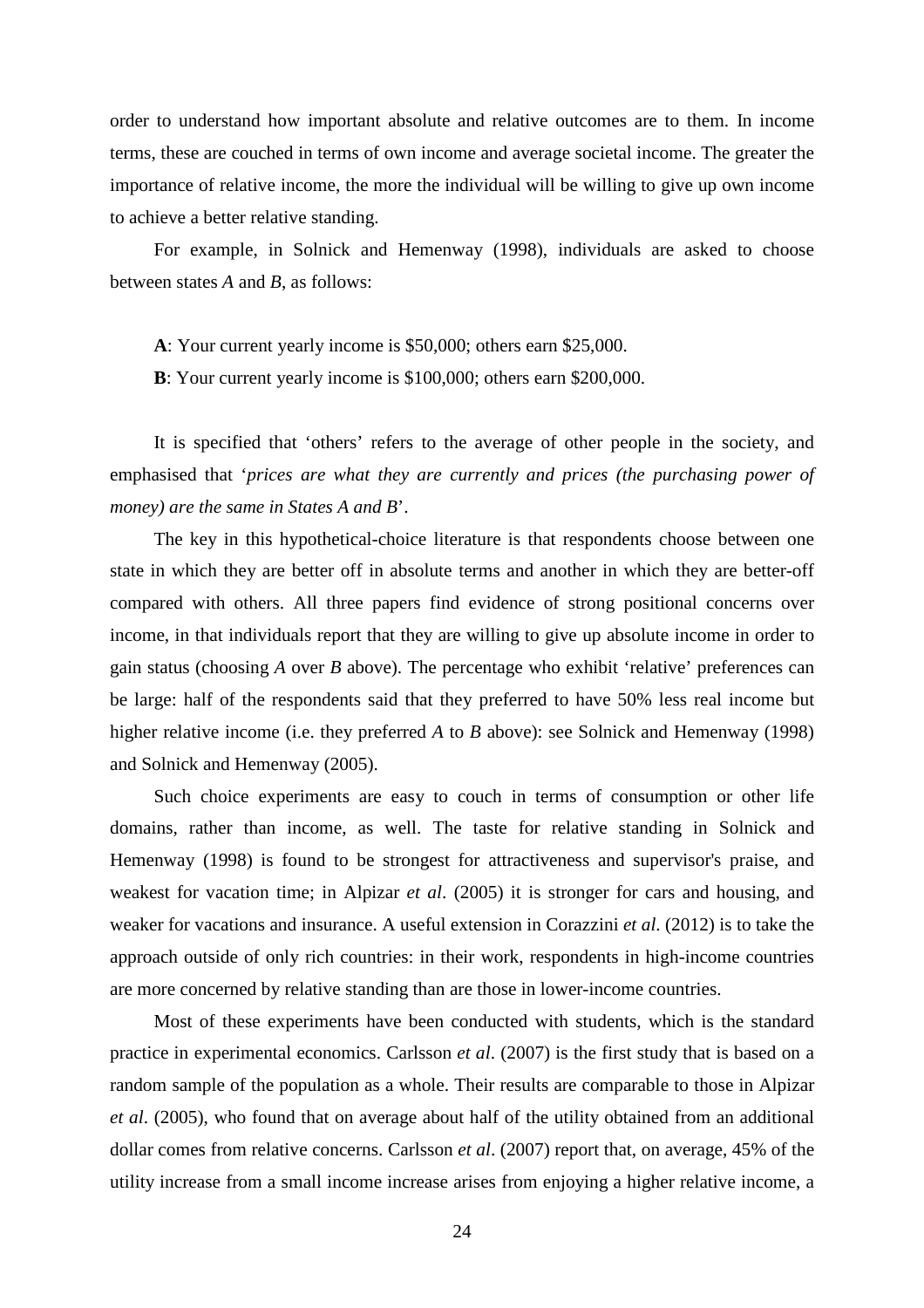order to understand how important absolute and relative outcomes are to them. In income terms, these are couched in terms of own income and average societal income. The greater the importance of relative income, the more the individual will be willing to give up own income to achieve a better relative standing.

For example, in Solnick and Hemenway (1998), individuals are asked to choose between states *A* and *B*, as follows:

**A**: Your current yearly income is $50,000; others earn $25,000.

**B**: Your current yearly income is $100,000; others earn $200,000.

It is specified that 'others' refers to the average of other people in the society, and emphasised that '*prices are what they are currently and prices (the purchasing power of money) are the same in States A and B*'.

The key in this hypothetical-choice literature is that respondents choose between one state in which they are better off in absolute terms and another in which they are better-off compared with others. All three papers find evidence of strong positional concerns over income, in that individuals report that they are willing to give up absolute income in order to gain status (choosing *A* over *B* above). The percentage who exhibit 'relative' preferences can be large: half of the respondents said that they preferred to have 50% less real income but higher relative income (i.e. they preferred *A* to *B* above): see Solnick and Hemenway (1998) and Solnick and Hemenway (2005).

Such choice experiments are easy to couch in terms of consumption or other life domains, rather than income, as well. The taste for relative standing in Solnick and Hemenway (1998) is found to be strongest for attractiveness and supervisor's praise, and weakest for vacation time; in Alpizar *et al*. (2005) it is stronger for cars and housing, and weaker for vacations and insurance. A useful extension in Corazzini *et al*. (2012) is to take the approach outside of only rich countries: in their work, respondents in high-income countries are more concerned by relative standing than are those in lower-income countries.

Most of these experiments have been conducted with students, which is the standard practice in experimental economics. Carlsson *et al*. (2007) is the first study that is based on a random sample of the population as a whole. Their results are comparable to those in Alpizar *et al*. (2005), who found that on average about half of the utility obtained from an additional dollar comes from relative concerns. Carlsson *et al*. (2007) report that, on average, 45% of the utility increase from a small income increase arises from enjoying a higher relative income, a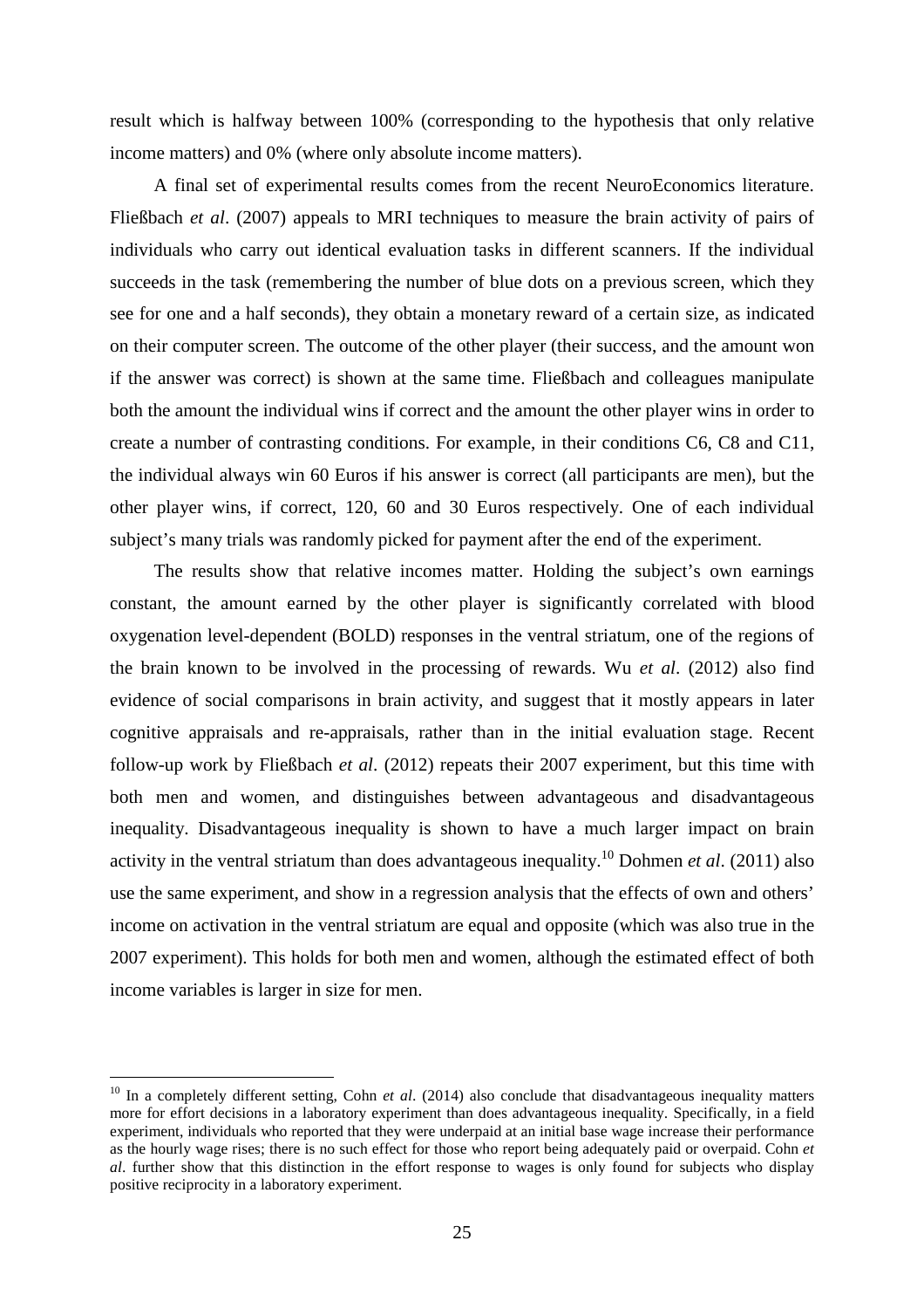result which is halfway between 100% (corresponding to the hypothesis that only relative income matters) and 0% (where only absolute income matters).

A final set of experimental results comes from the recent NeuroEconomics literature. Fließbach *et al*. (2007) appeals to MRI techniques to measure the brain activity of pairs of individuals who carry out identical evaluation tasks in different scanners. If the individual succeeds in the task (remembering the number of blue dots on a previous screen, which they see for one and a half seconds), they obtain a monetary reward of a certain size, as indicated on their computer screen. The outcome of the other player (their success, and the amount won if the answer was correct) is shown at the same time. Fließbach and colleagues manipulate both the amount the individual wins if correct and the amount the other player wins in order to create a number of contrasting conditions. For example, in their conditions C6, C8 and C11, the individual always win 60 Euros if his answer is correct (all participants are men), but the other player wins, if correct, 120, 60 and 30 Euros respectively. One of each individual subject's many trials was randomly picked for payment after the end of the experiment.

The results show that relative incomes matter. Holding the subject's own earnings constant, the amount earned by the other player is significantly correlated with blood oxygenation level-dependent (BOLD) responses in the ventral striatum, one of the regions of the brain known to be involved in the processing of rewards. Wu *et al*. (2012) also find evidence of social comparisons in brain activity, and suggest that it mostly appears in later cognitive appraisals and re-appraisals, rather than in the initial evaluation stage. Recent follow-up work by Fließbach *et al*. (2012) repeats their 2007 experiment, but this time with both men and women, and distinguishes between advantageous and disadvantageous inequality. Disadvantageous inequality is shown to have a much larger impact on brain activity in the ventral striatum than does advantageous inequality.[10] Dohmen *et al*. (2011) also use the same experiment, and show in a regression analysis that the effects of own and others' income on activation in the ventral striatum are equal and opposite (which was also true in the 2007 experiment). This holds for both men and women, although the estimated effect of both income variables is larger in size for men.

[10] In a completely different setting, Cohn *et al*. (2014) also conclude that disadvantageous inequality matters more for effort decisions in a laboratory experiment than does advantageous inequality. Specifically, in a field experiment, individuals who reported that they were underpaid at an initial base wage increase their performance as the hourly wage rises; there is no such effect for those who report being adequately paid or overpaid. Cohn *et al*. further show that this distinction in the effort response to wages is only found for subjects who display positive reciprocity in a laboratory experiment.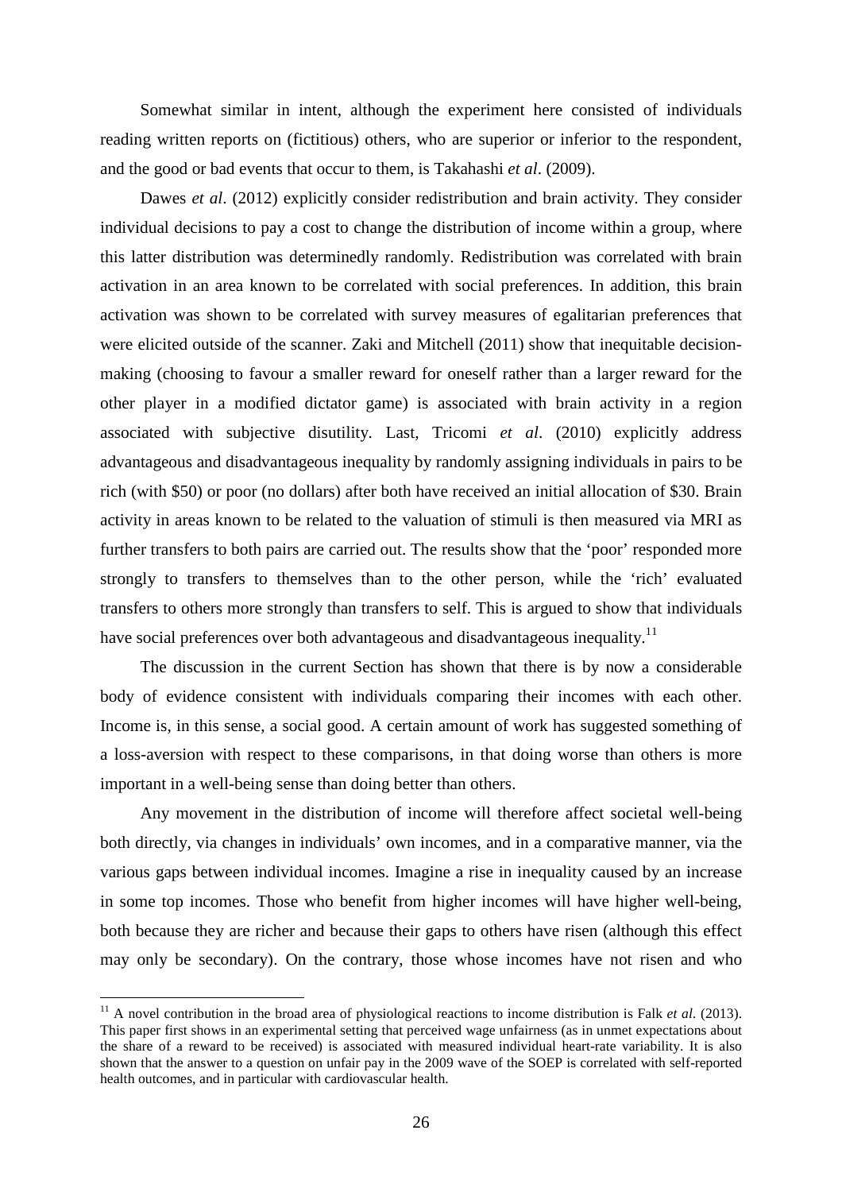Somewhat similar in intent, although the experiment here consisted of individuals reading written reports on (fictitious) others, who are superior or inferior to the respondent, and the good or bad events that occur to them, is Takahashi *et al*. (2009).

Dawes *et al*. (2012) explicitly consider redistribution and brain activity. They consider individual decisions to pay a cost to change the distribution of income within a group, where this latter distribution was determinedly randomly. Redistribution was correlated with brain activation in an area known to be correlated with social preferences. In addition, this brain activation was shown to be correlated with survey measures of egalitarian preferences that were elicited outside of the scanner. Zaki and Mitchell (2011) show that inequitable decision-making (choosing to favour a smaller reward for oneself rather than a larger reward for the other player in a modified dictator game) is associated with brain activity in a region associated with subjective disutility. Last, Tricomi *et al*. (2010) explicitly address advantageous and disadvantageous inequality by randomly assigning individuals in pairs to be rich (with \$50) or poor (no dollars) after both have received an initial allocation of \$30. Brain activity in areas known to be related to the valuation of stimuli is then measured via MRI as further transfers to both pairs are carried out. The results show that the 'poor' responded more strongly to transfers to themselves than to the other person, while the 'rich' evaluated transfers to others more strongly than transfers to self. This is argued to show that individuals have social preferences over both advantageous and disadvantageous inequality.[11]

The discussion in the current Section has shown that there is by now a considerable body of evidence consistent with individuals comparing their incomes with each other. Income is, in this sense, a social good. A certain amount of work has suggested something of a loss-aversion with respect to these comparisons, in that doing worse than others is more important in a well-being sense than doing better than others.

Any movement in the distribution of income will therefore affect societal well-being both directly, via changes in individuals' own incomes, and in a comparative manner, via the various gaps between individual incomes. Imagine a rise in inequality caused by an increase in some top incomes. Those who benefit from higher incomes will have higher well-being, both because they are richer and because their gaps to others have risen (although this effect may only be secondary). On the contrary, those whose incomes have not risen and who

[11] A novel contribution in the broad area of physiological reactions to income distribution is Falk *et al.* (2013). This paper first shows in an experimental setting that perceived wage unfairness (as in unmet expectations about the share of a reward to be received) is associated with measured individual heart-rate variability. It is also shown that the answer to a question on unfair pay in the 2009 wave of the SOEP is correlated with self-reported health outcomes, and in particular with cardiovascular health.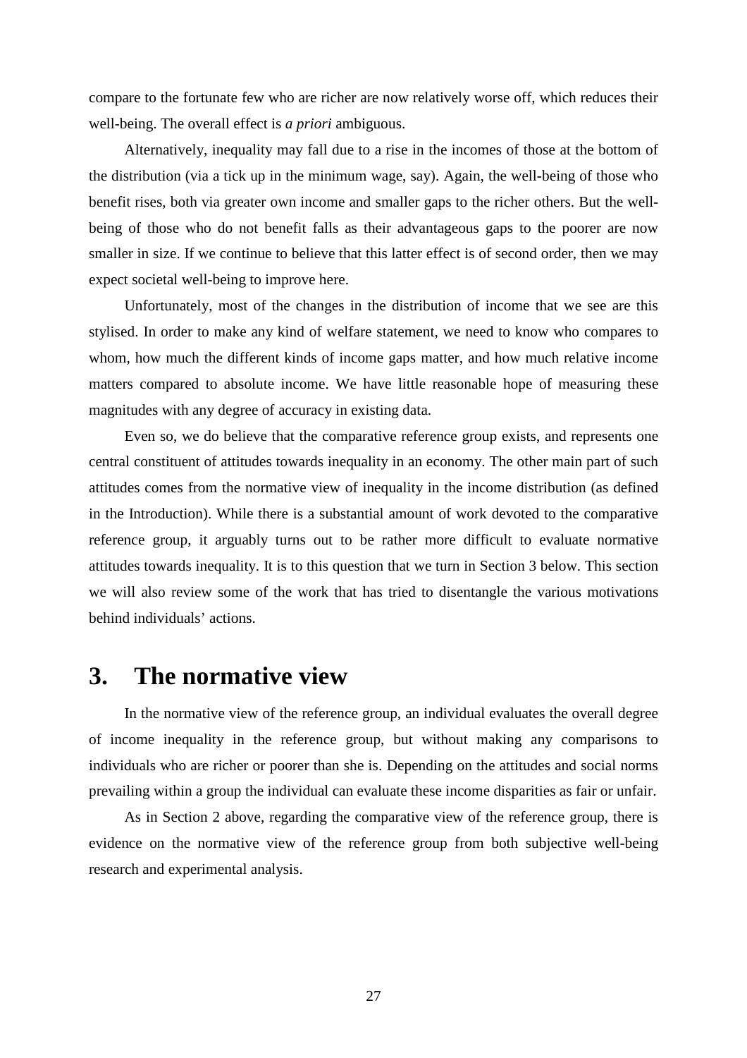compare to the fortunate few who are richer are now relatively worse off, which reduces their well-being. The overall effect is *a priori* ambiguous.

Alternatively, inequality may fall due to a rise in the incomes of those at the bottom of the distribution (via a tick up in the minimum wage, say). Again, the well-being of those who benefit rises, both via greater own income and smaller gaps to the richer others. But the well-being of those who do not benefit falls as their advantageous gaps to the poorer are now smaller in size. If we continue to believe that this latter effect is of second order, then we may expect societal well-being to improve here.

Unfortunately, most of the changes in the distribution of income that we see are this stylised. In order to make any kind of welfare statement, we need to know who compares to whom, how much the different kinds of income gaps matter, and how much relative income matters compared to absolute income. We have little reasonable hope of measuring these magnitudes with any degree of accuracy in existing data.

Even so, we do believe that the comparative reference group exists, and represents one central constituent of attitudes towards inequality in an economy. The other main part of such attitudes comes from the normative view of inequality in the income distribution (as defined in the Introduction). While there is a substantial amount of work devoted to the comparative reference group, it arguably turns out to be rather more difficult to evaluate normative attitudes towards inequality. It is to this question that we turn in Section 3 below. This section we will also review some of the work that has tried to disentangle the various motivations behind individuals' actions.

# 3. The normative view

In the normative view of the reference group, an individual evaluates the overall degree of income inequality in the reference group, but without making any comparisons to individuals who are richer or poorer than she is. Depending on the attitudes and social norms prevailing within a group the individual can evaluate these income disparities as fair or unfair.

As in Section 2 above, regarding the comparative view of the reference group, there is evidence on the normative view of the reference group from both subjective well-being research and experimental analysis.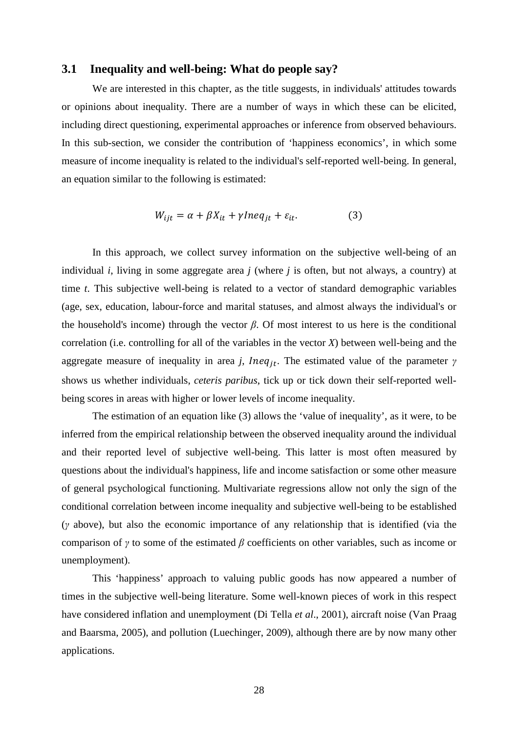### 3.1 Inequality and well-being: What do people say?

We are interested in this chapter, as the title suggests, in individuals' attitudes towards or opinions about inequality. There are a number of ways in which these can be elicited, including direct questioning, experimental approaches or inference from observed behaviours. In this sub-section, we consider the contribution of 'happiness economics', in which some measure of income inequality is related to the individual's self-reported well-being. In general, an equation similar to the following is estimated:

$$W_{ijt} = \alpha + \beta X_{it} + \gamma Ineq_{jt} + \varepsilon_{it}. \qquad (3)$$

In this approach, we collect survey information on the subjective well-being of an individual *i*, living in some aggregate area *j* (where *j* is often, but not always, a country) at time *t*. This subjective well-being is related to a vector of standard demographic variables (age, sex, education, labour-force and marital statuses, and almost always the individual's or the household's income) through the vector $\beta$. Of most interest to us here is the conditional correlation (i.e. controlling for all of the variables in the vector $X$) between well-being and the aggregate measure of inequality in area *j*, $Ineq_{jt}$. The estimated value of the parameter $\gamma$ shows us whether individuals, *ceteris paribus*, tick up or tick down their self-reported well-being scores in areas with higher or lower levels of income inequality.

The estimation of an equation like (3) allows the 'value of inequality', as it were, to be inferred from the empirical relationship between the observed inequality around the individual and their reported level of subjective well-being. This latter is most often measured by questions about the individual's happiness, life and income satisfaction or some other measure of general psychological functioning. Multivariate regressions allow not only the sign of the conditional correlation between income inequality and subjective well-being to be established ($\gamma$ above), but also the economic importance of any relationship that is identified (via the comparison of $\gamma$ to some of the estimated $\beta$ coefficients on other variables, such as income or unemployment).

This 'happiness' approach to valuing public goods has now appeared a number of times in the subjective well-being literature. Some well-known pieces of work in this respect have considered inflation and unemployment (Di Tella *et al*., 2001), aircraft noise (Van Praag and Baarsma, 2005), and pollution (Luechinger, 2009), although there are by now many other applications.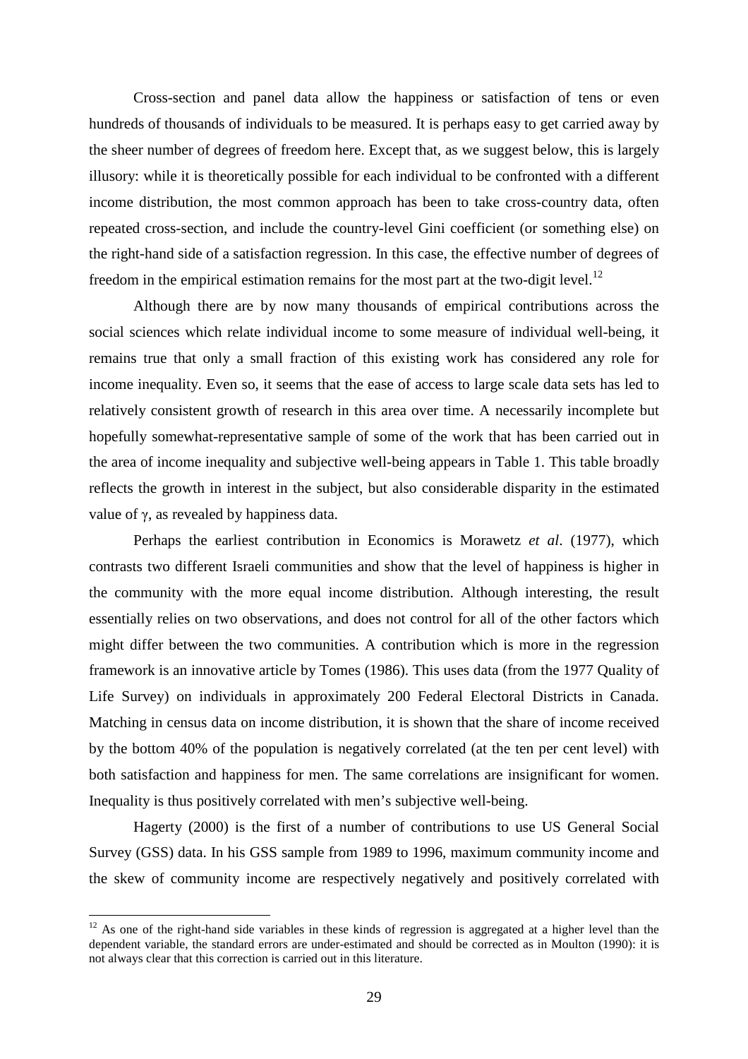Cross-section and panel data allow the happiness or satisfaction of tens or even hundreds of thousands of individuals to be measured. It is perhaps easy to get carried away by the sheer number of degrees of freedom here. Except that, as we suggest below, this is largely illusory: while it is theoretically possible for each individual to be confronted with a different income distribution, the most common approach has been to take cross-country data, often repeated cross-section, and include the country-level Gini coefficient (or something else) on the right-hand side of a satisfaction regression. In this case, the effective number of degrees of freedom in the empirical estimation remains for the most part at the two-digit level.[12]

Although there are by now many thousands of empirical contributions across the social sciences which relate individual income to some measure of individual well-being, it remains true that only a small fraction of this existing work has considered any role for income inequality. Even so, it seems that the ease of access to large scale data sets has led to relatively consistent growth of research in this area over time. A necessarily incomplete but hopefully somewhat-representative sample of some of the work that has been carried out in the area of income inequality and subjective well-being appears in Table 1. This table broadly reflects the growth in interest in the subject, but also considerable disparity in the estimated value of $\gamma$, as revealed by happiness data.

Perhaps the earliest contribution in Economics is Morawetz *et al*. (1977), which contrasts two different Israeli communities and show that the level of happiness is higher in the community with the more equal income distribution. Although interesting, the result essentially relies on two observations, and does not control for all of the other factors which might differ between the two communities. A contribution which is more in the regression framework is an innovative article by Tomes (1986). This uses data (from the 1977 Quality of Life Survey) on individuals in approximately 200 Federal Electoral Districts in Canada. Matching in census data on income distribution, it is shown that the share of income received by the bottom 40% of the population is negatively correlated (at the ten per cent level) with both satisfaction and happiness for men. The same correlations are insignificant for women. Inequality is thus positively correlated with men's subjective well-being.

Hagerty (2000) is the first of a number of contributions to use US General Social Survey (GSS) data. In his GSS sample from 1989 to 1996, maximum community income and the skew of community income are respectively negatively and positively correlated with

---

[12] As one of the right-hand side variables in these kinds of regression is aggregated at a higher level than the dependent variable, the standard errors are under-estimated and should be corrected as in Moulton (1990): it is not always clear that this correction is carried out in this literature.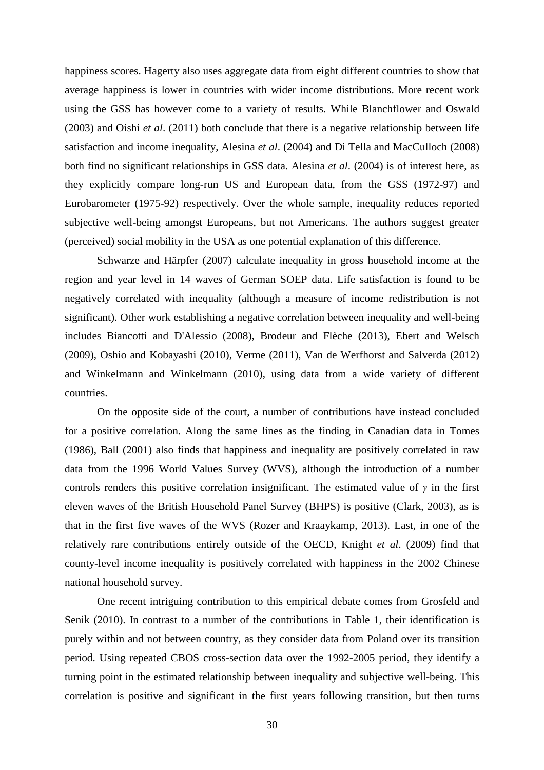happiness scores. Hagerty also uses aggregate data from eight different countries to show that average happiness is lower in countries with wider income distributions. More recent work using the GSS has however come to a variety of results. While Blanchflower and Oswald (2003) and Oishi *et al*. (2011) both conclude that there is a negative relationship between life satisfaction and income inequality, Alesina *et al*. (2004) and Di Tella and MacCulloch (2008) both find no significant relationships in GSS data. Alesina *et al*. (2004) is of interest here, as they explicitly compare long-run US and European data, from the GSS (1972-97) and Eurobarometer (1975-92) respectively. Over the whole sample, inequality reduces reported subjective well-being amongst Europeans, but not Americans. The authors suggest greater (perceived) social mobility in the USA as one potential explanation of this difference.

Schwarze and Härpfer (2007) calculate inequality in gross household income at the region and year level in 14 waves of German SOEP data. Life satisfaction is found to be negatively correlated with inequality (although a measure of income redistribution is not significant). Other work establishing a negative correlation between inequality and well-being includes Biancotti and D'Alessio (2008), Brodeur and Flèche (2013), Ebert and Welsch (2009), Oshio and Kobayashi (2010), Verme (2011), Van de Werfhorst and Salverda (2012) and Winkelmann and Winkelmann (2010), using data from a wide variety of different countries.

On the opposite side of the court, a number of contributions have instead concluded for a positive correlation. Along the same lines as the finding in Canadian data in Tomes (1986), Ball (2001) also finds that happiness and inequality are positively correlated in raw data from the 1996 World Values Survey (WVS), although the introduction of a number controls renders this positive correlation insignificant. The estimated value of $\gamma$ in the first eleven waves of the British Household Panel Survey (BHPS) is positive (Clark, 2003), as is that in the first five waves of the WVS (Rozer and Kraaykamp, 2013). Last, in one of the relatively rare contributions entirely outside of the OECD, Knight *et al*. (2009) find that county-level income inequality is positively correlated with happiness in the 2002 Chinese national household survey.

One recent intriguing contribution to this empirical debate comes from Grosfeld and Senik (2010). In contrast to a number of the contributions in Table 1, their identification is purely within and not between country, as they consider data from Poland over its transition period. Using repeated CBOS cross-section data over the 1992-2005 period, they identify a turning point in the estimated relationship between inequality and subjective well-being. This correlation is positive and significant in the first years following transition, but then turns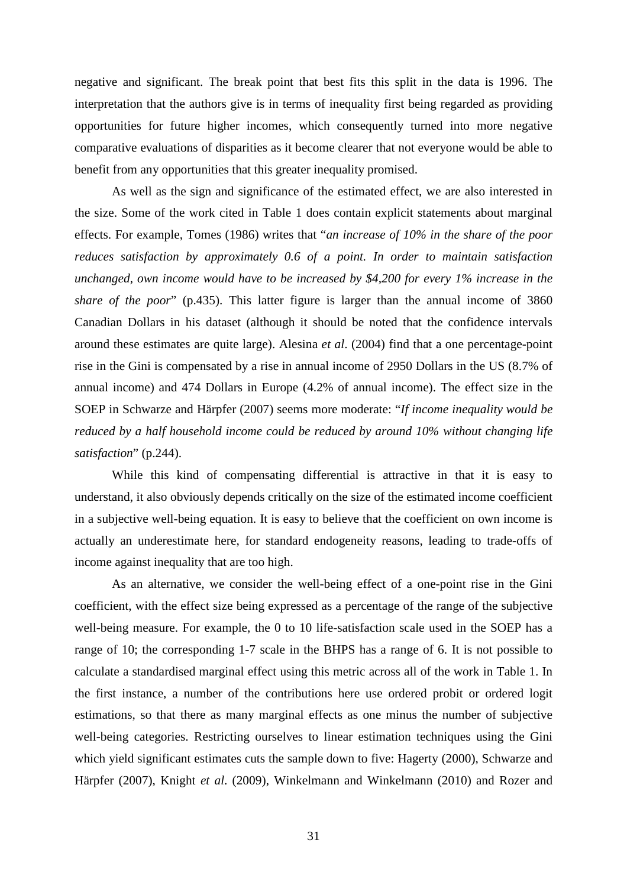negative and significant. The break point that best fits this split in the data is 1996. The interpretation that the authors give is in terms of inequality first being regarded as providing opportunities for future higher incomes, which consequently turned into more negative comparative evaluations of disparities as it become clearer that not everyone would be able to benefit from any opportunities that this greater inequality promised.

As well as the sign and significance of the estimated effect, we are also interested in the size. Some of the work cited in Table 1 does contain explicit statements about marginal effects. For example, Tomes (1986) writes that "*an increase of 10% in the share of the poor reduces satisfaction by approximately 0.6 of a point. In order to maintain satisfaction unchanged, own income would have to be increased by $4,200 for every 1% increase in the share of the poor*" (p.435). This latter figure is larger than the annual income of 3860 Canadian Dollars in his dataset (although it should be noted that the confidence intervals around these estimates are quite large). Alesina *et al*. (2004) find that a one percentage-point rise in the Gini is compensated by a rise in annual income of 2950 Dollars in the US (8.7% of annual income) and 474 Dollars in Europe (4.2% of annual income). The effect size in the SOEP in Schwarze and Härpfer (2007) seems more moderate: "*If income inequality would be reduced by a half household income could be reduced by around 10% without changing life satisfaction*" (p.244).

While this kind of compensating differential is attractive in that it is easy to understand, it also obviously depends critically on the size of the estimated income coefficient in a subjective well-being equation. It is easy to believe that the coefficient on own income is actually an underestimate here, for standard endogeneity reasons, leading to trade-offs of income against inequality that are too high.

As an alternative, we consider the well-being effect of a one-point rise in the Gini coefficient, with the effect size being expressed as a percentage of the range of the subjective well-being measure. For example, the 0 to 10 life-satisfaction scale used in the SOEP has a range of 10; the corresponding 1-7 scale in the BHPS has a range of 6. It is not possible to calculate a standardised marginal effect using this metric across all of the work in Table 1. In the first instance, a number of the contributions here use ordered probit or ordered logit estimations, so that there as many marginal effects as one minus the number of subjective well-being categories. Restricting ourselves to linear estimation techniques using the Gini which yield significant estimates cuts the sample down to five: Hagerty (2000), Schwarze and Härpfer (2007), Knight *et al*. (2009), Winkelmann and Winkelmann (2010) and Rozer and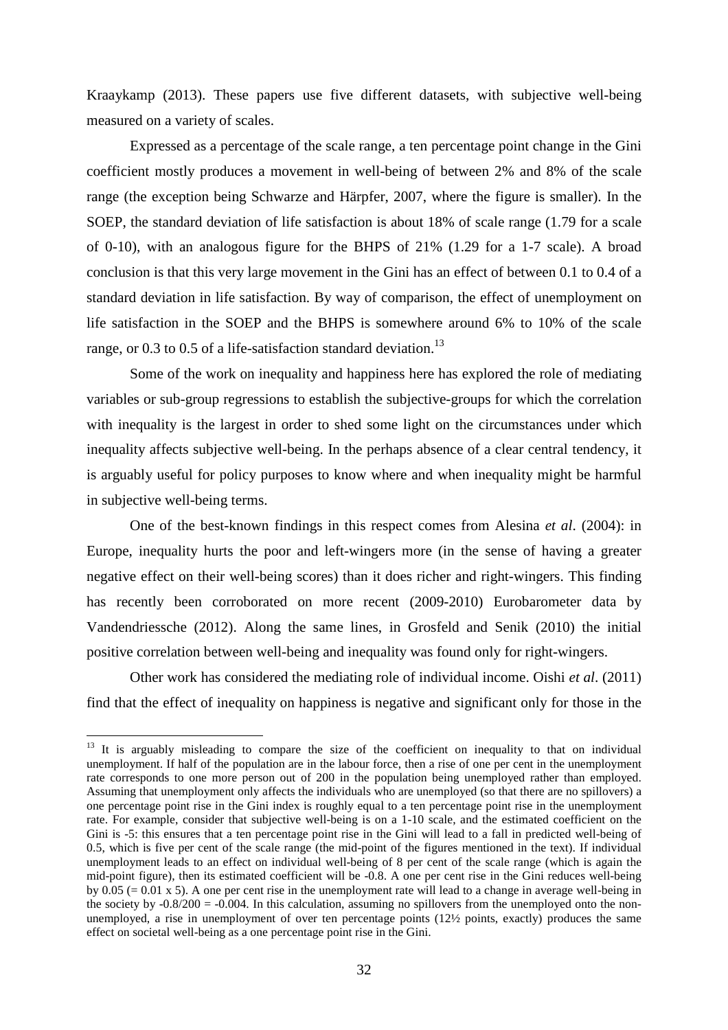Kraaykamp (2013). These papers use five different datasets, with subjective well-being measured on a variety of scales.

Expressed as a percentage of the scale range, a ten percentage point change in the Gini coefficient mostly produces a movement in well-being of between 2% and 8% of the scale range (the exception being Schwarze and Härpfer, 2007, where the figure is smaller). In the SOEP, the standard deviation of life satisfaction is about 18% of scale range (1.79 for a scale of 0-10), with an analogous figure for the BHPS of 21% (1.29 for a 1-7 scale). A broad conclusion is that this very large movement in the Gini has an effect of between 0.1 to 0.4 of a standard deviation in life satisfaction. By way of comparison, the effect of unemployment on life satisfaction in the SOEP and the BHPS is somewhere around 6% to 10% of the scale range, or 0.3 to 0.5 of a life-satisfaction standard deviation.[13]

Some of the work on inequality and happiness here has explored the role of mediating variables or sub-group regressions to establish the subjective-groups for which the correlation with inequality is the largest in order to shed some light on the circumstances under which inequality affects subjective well-being. In the perhaps absence of a clear central tendency, it is arguably useful for policy purposes to know where and when inequality might be harmful in subjective well-being terms.

One of the best-known findings in this respect comes from Alesina *et al*. (2004): in Europe, inequality hurts the poor and left-wingers more (in the sense of having a greater negative effect on their well-being scores) than it does richer and right-wingers. This finding has recently been corroborated on more recent (2009-2010) Eurobarometer data by Vandendriessche (2012). Along the same lines, in Grosfeld and Senik (2010) the initial positive correlation between well-being and inequality was found only for right-wingers.

Other work has considered the mediating role of individual income. Oishi *et al*. (2011) find that the effect of inequality on happiness is negative and significant only for those in the

---

[13] It is arguably misleading to compare the size of the coefficient on inequality to that on individual unemployment. If half of the population are in the labour force, then a rise of one per cent in the unemployment rate corresponds to one more person out of 200 in the population being unemployed rather than employed. Assuming that unemployment only affects the individuals who are unemployed (so that there are no spillovers) a one percentage point rise in the Gini index is roughly equal to a ten percentage point rise in the unemployment rate. For example, consider that subjective well-being is on a 1-10 scale, and the estimated coefficient on the Gini is -5: this ensures that a ten percentage point rise in the Gini will lead to a fall in predicted well-being of 0.5, which is five per cent of the scale range (the mid-point of the figures mentioned in the text). If individual unemployment leads to an effect on individual well-being of 8 per cent of the scale range (which is again the mid-point figure), then its estimated coefficient will be -0.8. A one per cent rise in the Gini reduces well-being by 0.05 (= 0.01 x 5). A one per cent rise in the unemployment rate will lead to a change in average well-being in the society by -0.8/200 = -0.004. In this calculation, assuming no spillovers from the unemployed onto the non-unemployed, a rise in unemployment of over ten percentage points (12½ points, exactly) produces the same effect on societal well-being as a one percentage point rise in the Gini.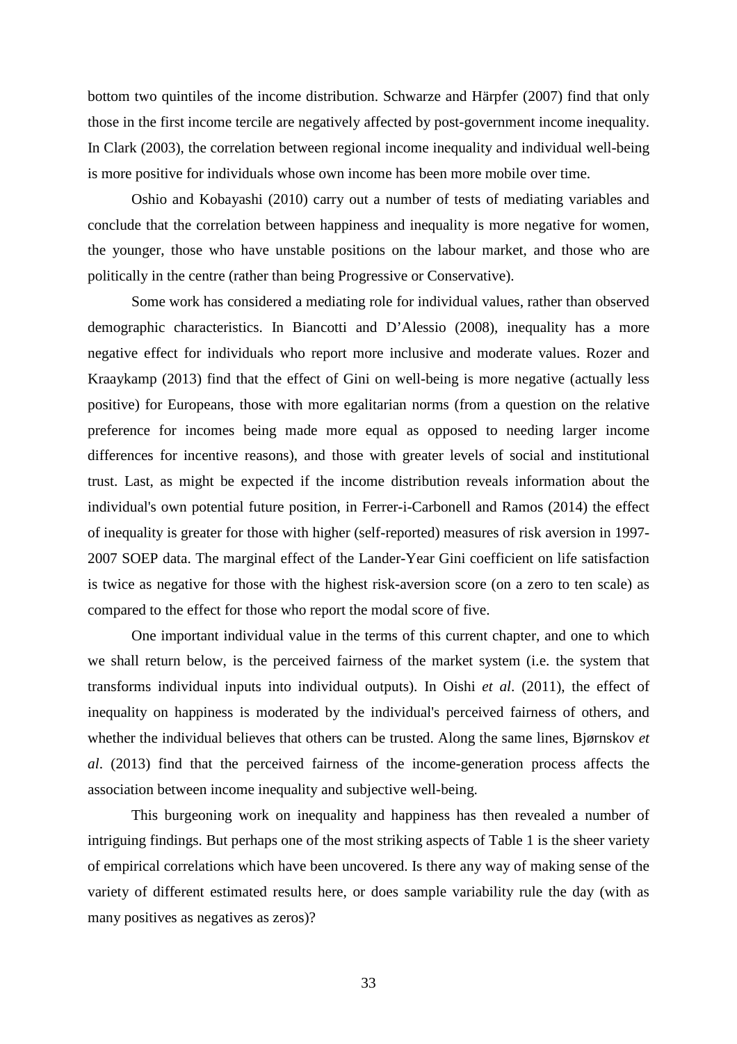bottom two quintiles of the income distribution. Schwarze and Härpfer (2007) find that only those in the first income tercile are negatively affected by post-government income inequality. In Clark (2003), the correlation between regional income inequality and individual well-being is more positive for individuals whose own income has been more mobile over time.

Oshio and Kobayashi (2010) carry out a number of tests of mediating variables and conclude that the correlation between happiness and inequality is more negative for women, the younger, those who have unstable positions on the labour market, and those who are politically in the centre (rather than being Progressive or Conservative).

Some work has considered a mediating role for individual values, rather than observed demographic characteristics. In Biancotti and D'Alessio (2008), inequality has a more negative effect for individuals who report more inclusive and moderate values. Rozer and Kraaykamp (2013) find that the effect of Gini on well-being is more negative (actually less positive) for Europeans, those with more egalitarian norms (from a question on the relative preference for incomes being made more equal as opposed to needing larger income differences for incentive reasons), and those with greater levels of social and institutional trust. Last, as might be expected if the income distribution reveals information about the individual's own potential future position, in Ferrer-i-Carbonell and Ramos (2014) the effect of inequality is greater for those with higher (self-reported) measures of risk aversion in 1997-2007 SOEP data. The marginal effect of the Lander-Year Gini coefficient on life satisfaction is twice as negative for those with the highest risk-aversion score (on a zero to ten scale) as compared to the effect for those who report the modal score of five.

One important individual value in the terms of this current chapter, and one to which we shall return below, is the perceived fairness of the market system (i.e. the system that transforms individual inputs into individual outputs). In Oishi *et al*. (2011), the effect of inequality on happiness is moderated by the individual's perceived fairness of others, and whether the individual believes that others can be trusted. Along the same lines, Bjørnskov *et al*. (2013) find that the perceived fairness of the income-generation process affects the association between income inequality and subjective well-being.

This burgeoning work on inequality and happiness has then revealed a number of intriguing findings. But perhaps one of the most striking aspects of Table 1 is the sheer variety of empirical correlations which have been uncovered. Is there any way of making sense of the variety of different estimated results here, or does sample variability rule the day (with as many positives as negatives as zeros)?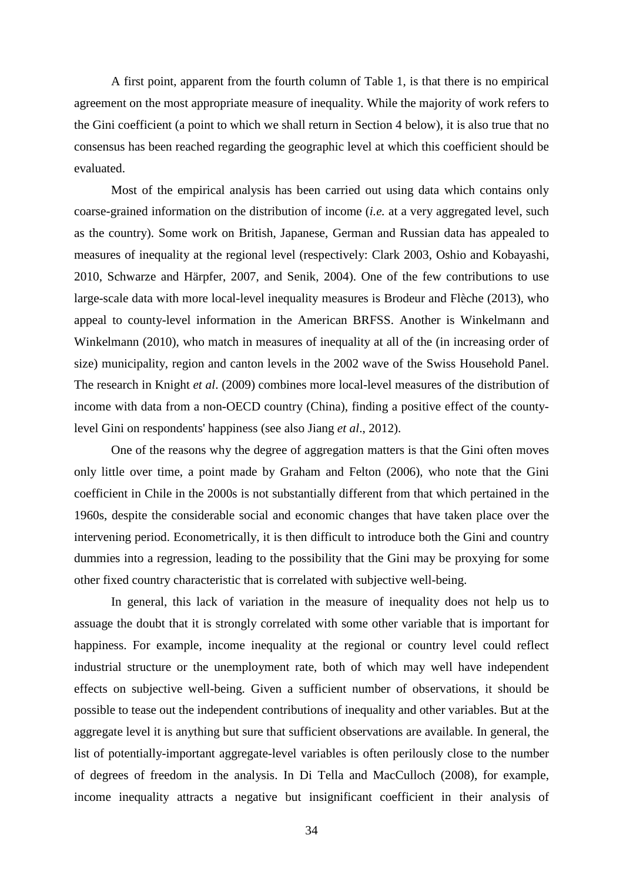A first point, apparent from the fourth column of Table 1, is that there is no empirical agreement on the most appropriate measure of inequality. While the majority of work refers to the Gini coefficient (a point to which we shall return in Section 4 below), it is also true that no consensus has been reached regarding the geographic level at which this coefficient should be evaluated.

Most of the empirical analysis has been carried out using data which contains only coarse-grained information on the distribution of income (*i.e.* at a very aggregated level, such as the country). Some work on British, Japanese, German and Russian data has appealed to measures of inequality at the regional level (respectively: Clark 2003, Oshio and Kobayashi, 2010, Schwarze and Härpfer, 2007, and Senik, 2004). One of the few contributions to use large-scale data with more local-level inequality measures is Brodeur and Flèche (2013), who appeal to county-level information in the American BRFSS. Another is Winkelmann and Winkelmann (2010), who match in measures of inequality at all of the (in increasing order of size) municipality, region and canton levels in the 2002 wave of the Swiss Household Panel. The research in Knight *et al*. (2009) combines more local-level measures of the distribution of income with data from a non-OECD country (China), finding a positive effect of the county-level Gini on respondents' happiness (see also Jiang *et al*., 2012).

One of the reasons why the degree of aggregation matters is that the Gini often moves only little over time, a point made by Graham and Felton (2006), who note that the Gini coefficient in Chile in the 2000s is not substantially different from that which pertained in the 1960s, despite the considerable social and economic changes that have taken place over the intervening period. Econometrically, it is then difficult to introduce both the Gini and country dummies into a regression, leading to the possibility that the Gini may be proxying for some other fixed country characteristic that is correlated with subjective well-being.

In general, this lack of variation in the measure of inequality does not help us to assuage the doubt that it is strongly correlated with some other variable that is important for happiness. For example, income inequality at the regional or country level could reflect industrial structure or the unemployment rate, both of which may well have independent effects on subjective well-being. Given a sufficient number of observations, it should be possible to tease out the independent contributions of inequality and other variables. But at the aggregate level it is anything but sure that sufficient observations are available. In general, the list of potentially-important aggregate-level variables is often perilously close to the number of degrees of freedom in the analysis. In Di Tella and MacCulloch (2008), for example, income inequality attracts a negative but insignificant coefficient in their analysis of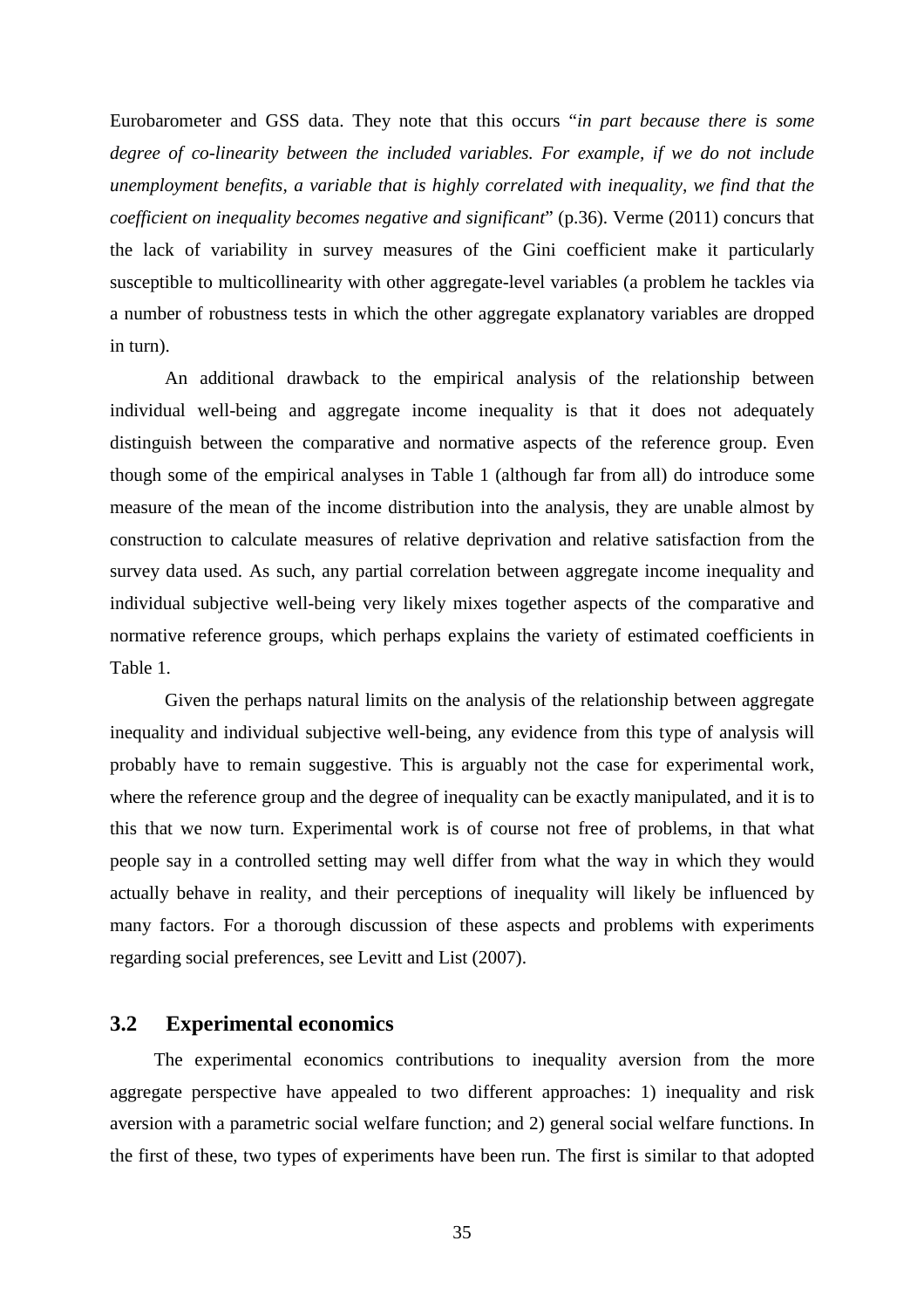Eurobarometer and GSS data. They note that this occurs "*in part because there is some degree of co-linearity between the included variables. For example, if we do not include unemployment benefits, a variable that is highly correlated with inequality, we find that the coefficient on inequality becomes negative and significant*" (p.36). Verme (2011) concurs that the lack of variability in survey measures of the Gini coefficient make it particularly susceptible to multicollinearity with other aggregate-level variables (a problem he tackles via a number of robustness tests in which the other aggregate explanatory variables are dropped in turn).

An additional drawback to the empirical analysis of the relationship between individual well-being and aggregate income inequality is that it does not adequately distinguish between the comparative and normative aspects of the reference group. Even though some of the empirical analyses in Table 1 (although far from all) do introduce some measure of the mean of the income distribution into the analysis, they are unable almost by construction to calculate measures of relative deprivation and relative satisfaction from the survey data used. As such, any partial correlation between aggregate income inequality and individual subjective well-being very likely mixes together aspects of the comparative and normative reference groups, which perhaps explains the variety of estimated coefficients in Table 1.

Given the perhaps natural limits on the analysis of the relationship between aggregate inequality and individual subjective well-being, any evidence from this type of analysis will probably have to remain suggestive. This is arguably not the case for experimental work, where the reference group and the degree of inequality can be exactly manipulated, and it is to this that we now turn. Experimental work is of course not free of problems, in that what people say in a controlled setting may well differ from what the way in which they would actually behave in reality, and their perceptions of inequality will likely be influenced by many factors. For a thorough discussion of these aspects and problems with experiments regarding social preferences, see Levitt and List (2007).

## 3.2 Experimental economics

The experimental economics contributions to inequality aversion from the more aggregate perspective have appealed to two different approaches: 1) inequality and risk aversion with a parametric social welfare function; and 2) general social welfare functions. In the first of these, two types of experiments have been run. The first is similar to that adopted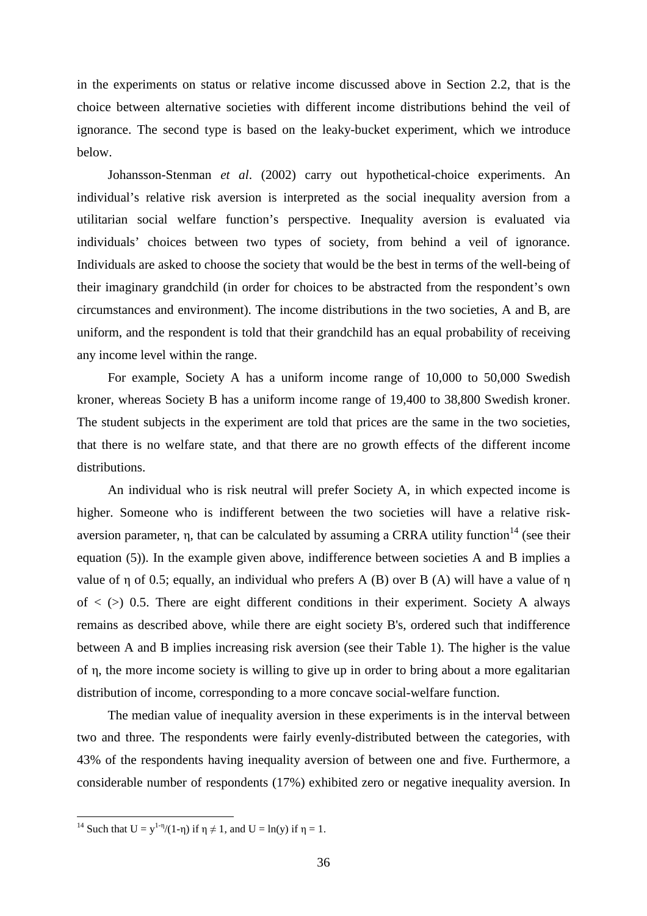in the experiments on status or relative income discussed above in Section 2.2, that is the choice between alternative societies with different income distributions behind the veil of ignorance. The second type is based on the leaky-bucket experiment, which we introduce below.

Johansson-Stenman *et al*. (2002) carry out hypothetical-choice experiments. An individual's relative risk aversion is interpreted as the social inequality aversion from a utilitarian social welfare function's perspective. Inequality aversion is evaluated via individuals' choices between two types of society, from behind a veil of ignorance. Individuals are asked to choose the society that would be the best in terms of the well-being of their imaginary grandchild (in order for choices to be abstracted from the respondent's own circumstances and environment). The income distributions in the two societies, A and B, are uniform, and the respondent is told that their grandchild has an equal probability of receiving any income level within the range.

For example, Society A has a uniform income range of 10,000 to 50,000 Swedish kroner, whereas Society B has a uniform income range of 19,400 to 38,800 Swedish kroner. The student subjects in the experiment are told that prices are the same in the two societies, that there is no welfare state, and that there are no growth effects of the different income distributions.

An individual who is risk neutral will prefer Society A, in which expected income is higher. Someone who is indifferent between the two societies will have a relative risk-aversion parameter, $\eta$, that can be calculated by assuming a CRRA utility function[14] (see their equation (5)). In the example given above, indifference between societies A and B implies a value of $\eta$ of 0.5; equally, an individual who prefers A (B) over B (A) will have a value of $\eta$ of $<$ ($>$) 0.5. There are eight different conditions in their experiment. Society A always remains as described above, while there are eight society B's, ordered such that indifference between A and B implies increasing risk aversion (see their Table 1). The higher is the value of $\eta$, the more income society is willing to give up in order to bring about a more egalitarian distribution of income, corresponding to a more concave social-welfare function.

The median value of inequality aversion in these experiments is in the interval between two and three. The respondents were fairly evenly-distributed between the categories, with 43% of the respondents having inequality aversion of between one and five. Furthermore, a considerable number of respondents (17%) exhibited zero or negative inequality aversion. In

[14] Such that $U = y^{1-\eta}/(1-\eta)$ if $\eta \neq 1$, and $U = \ln(y)$ if $\eta = 1$.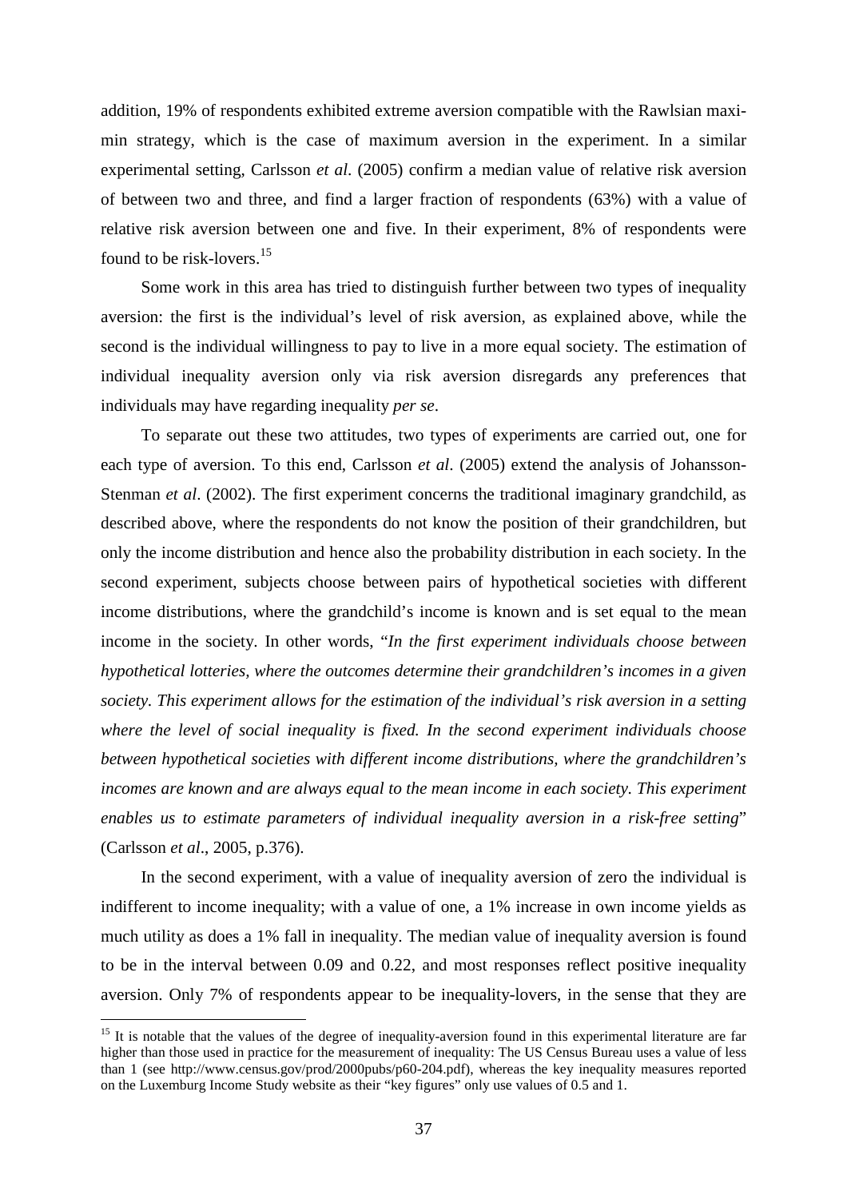addition, 19% of respondents exhibited extreme aversion compatible with the Rawlsian maximin strategy, which is the case of maximum aversion in the experiment. In a similar experimental setting, Carlsson *et al*. (2005) confirm a median value of relative risk aversion of between two and three, and find a larger fraction of respondents (63%) with a value of relative risk aversion between one and five. In their experiment, 8% of respondents were found to be risk-lovers.[15]

Some work in this area has tried to distinguish further between two types of inequality aversion: the first is the individual's level of risk aversion, as explained above, while the second is the individual willingness to pay to live in a more equal society. The estimation of individual inequality aversion only via risk aversion disregards any preferences that individuals may have regarding inequality *per se*.

To separate out these two attitudes, two types of experiments are carried out, one for each type of aversion. To this end, Carlsson *et al*. (2005) extend the analysis of Johansson-Stenman *et al*. (2002). The first experiment concerns the traditional imaginary grandchild, as described above, where the respondents do not know the position of their grandchildren, but only the income distribution and hence also the probability distribution in each society. In the second experiment, subjects choose between pairs of hypothetical societies with different income distributions, where the grandchild's income is known and is set equal to the mean income in the society. In other words, "*In the first experiment individuals choose between hypothetical lotteries, where the outcomes determine their grandchildren's incomes in a given society. This experiment allows for the estimation of the individual's risk aversion in a setting where the level of social inequality is fixed. In the second experiment individuals choose between hypothetical societies with different income distributions, where the grandchildren's incomes are known and are always equal to the mean income in each society. This experiment enables us to estimate parameters of individual inequality aversion in a risk-free setting*" (Carlsson *et al*., 2005, p.376).

In the second experiment, with a value of inequality aversion of zero the individual is indifferent to income inequality; with a value of one, a 1% increase in own income yields as much utility as does a 1% fall in inequality. The median value of inequality aversion is found to be in the interval between 0.09 and 0.22, and most responses reflect positive inequality aversion. Only 7% of respondents appear to be inequality-lovers, in the sense that they are

[15] It is notable that the values of the degree of inequality-aversion found in this experimental literature are far higher than those used in practice for the measurement of inequality: The US Census Bureau uses a value of less than 1 (see http://www.census.gov/prod/2000pubs/p60-204.pdf), whereas the key inequality measures reported on the Luxemburg Income Study website as their "key figures" only use values of 0.5 and 1.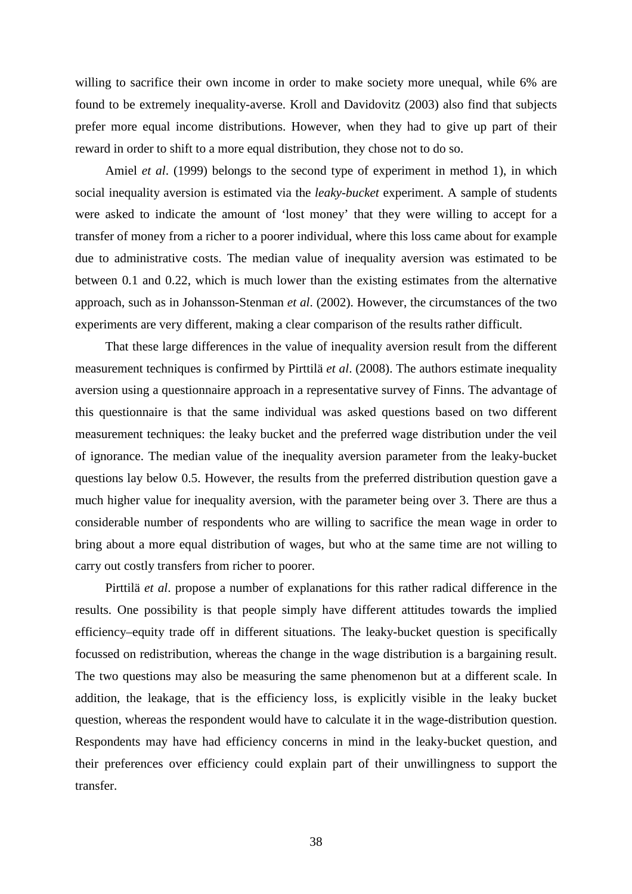willing to sacrifice their own income in order to make society more unequal, while 6% are found to be extremely inequality-averse. Kroll and Davidovitz (2003) also find that subjects prefer more equal income distributions. However, when they had to give up part of their reward in order to shift to a more equal distribution, they chose not to do so.

Amiel *et al*. (1999) belongs to the second type of experiment in method 1), in which social inequality aversion is estimated via the *leaky-bucket* experiment. A sample of students were asked to indicate the amount of 'lost money' that they were willing to accept for a transfer of money from a richer to a poorer individual, where this loss came about for example due to administrative costs. The median value of inequality aversion was estimated to be between 0.1 and 0.22, which is much lower than the existing estimates from the alternative approach, such as in Johansson-Stenman *et al*. (2002). However, the circumstances of the two experiments are very different, making a clear comparison of the results rather difficult.

That these large differences in the value of inequality aversion result from the different measurement techniques is confirmed by Pirttilä *et al*. (2008). The authors estimate inequality aversion using a questionnaire approach in a representative survey of Finns. The advantage of this questionnaire is that the same individual was asked questions based on two different measurement techniques: the leaky bucket and the preferred wage distribution under the veil of ignorance. The median value of the inequality aversion parameter from the leaky-bucket questions lay below 0.5. However, the results from the preferred distribution question gave a much higher value for inequality aversion, with the parameter being over 3. There are thus a considerable number of respondents who are willing to sacrifice the mean wage in order to bring about a more equal distribution of wages, but who at the same time are not willing to carry out costly transfers from richer to poorer.

Pirttilä *et al*. propose a number of explanations for this rather radical difference in the results. One possibility is that people simply have different attitudes towards the implied efficiency–equity trade off in different situations. The leaky-bucket question is specifically focussed on redistribution, whereas the change in the wage distribution is a bargaining result. The two questions may also be measuring the same phenomenon but at a different scale. In addition, the leakage, that is the efficiency loss, is explicitly visible in the leaky bucket question, whereas the respondent would have to calculate it in the wage-distribution question. Respondents may have had efficiency concerns in mind in the leaky-bucket question, and their preferences over efficiency could explain part of their unwillingness to support the transfer.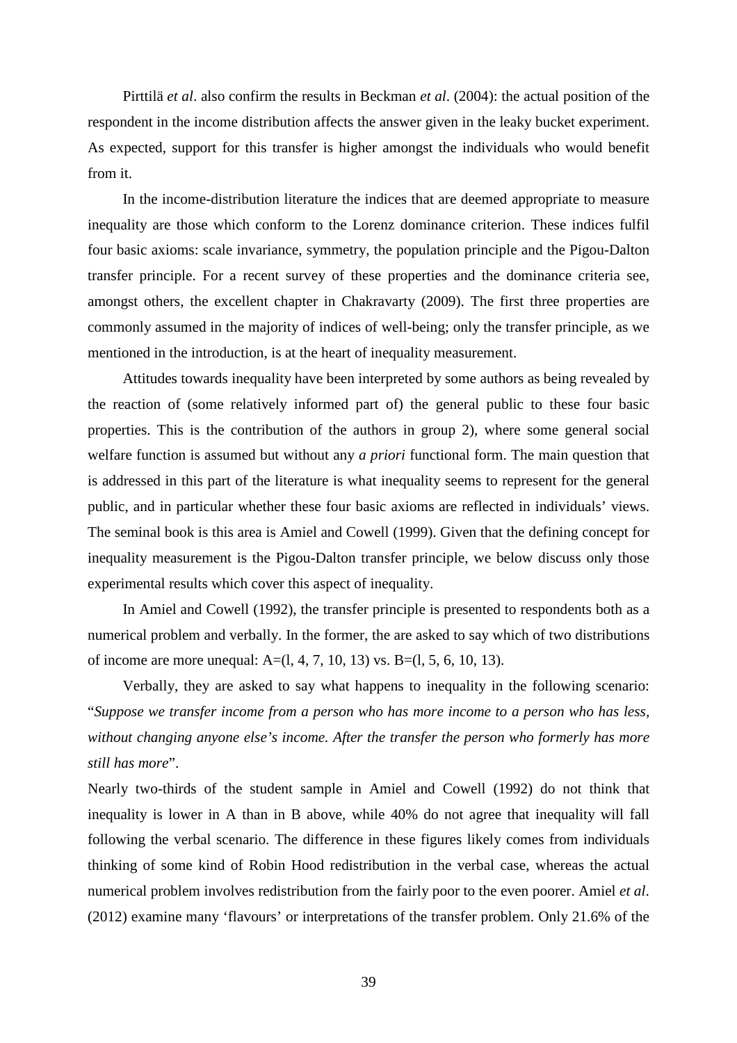Pirttilä *et al*. also confirm the results in Beckman *et al*. (2004): the actual position of the respondent in the income distribution affects the answer given in the leaky bucket experiment. As expected, support for this transfer is higher amongst the individuals who would benefit from it.

In the income-distribution literature the indices that are deemed appropriate to measure inequality are those which conform to the Lorenz dominance criterion. These indices fulfil four basic axioms: scale invariance, symmetry, the population principle and the Pigou-Dalton transfer principle. For a recent survey of these properties and the dominance criteria see, amongst others, the excellent chapter in Chakravarty (2009). The first three properties are commonly assumed in the majority of indices of well-being; only the transfer principle, as we mentioned in the introduction, is at the heart of inequality measurement.

Attitudes towards inequality have been interpreted by some authors as being revealed by the reaction of (some relatively informed part of) the general public to these four basic properties. This is the contribution of the authors in group 2), where some general social welfare function is assumed but without any *a priori* functional form. The main question that is addressed in this part of the literature is what inequality seems to represent for the general public, and in particular whether these four basic axioms are reflected in individuals' views. The seminal book is this area is Amiel and Cowell (1999). Given that the defining concept for inequality measurement is the Pigou-Dalton transfer principle, we below discuss only those experimental results which cover this aspect of inequality.

In Amiel and Cowell (1992), the transfer principle is presented to respondents both as a numerical problem and verbally. In the former, the are asked to say which of two distributions of income are more unequal: A=(l, 4, 7, 10, 13) vs. B=(l, 5, 6, 10, 13).

Verbally, they are asked to say what happens to inequality in the following scenario: "*Suppose we transfer income from a person who has more income to a person who has less, without changing anyone else's income. After the transfer the person who formerly has more still has more*".

Nearly two-thirds of the student sample in Amiel and Cowell (1992) do not think that inequality is lower in A than in B above, while 40% do not agree that inequality will fall following the verbal scenario. The difference in these figures likely comes from individuals thinking of some kind of Robin Hood redistribution in the verbal case, whereas the actual numerical problem involves redistribution from the fairly poor to the even poorer. Amiel *et al*. (2012) examine many 'flavours' or interpretations of the transfer problem. Only 21.6% of the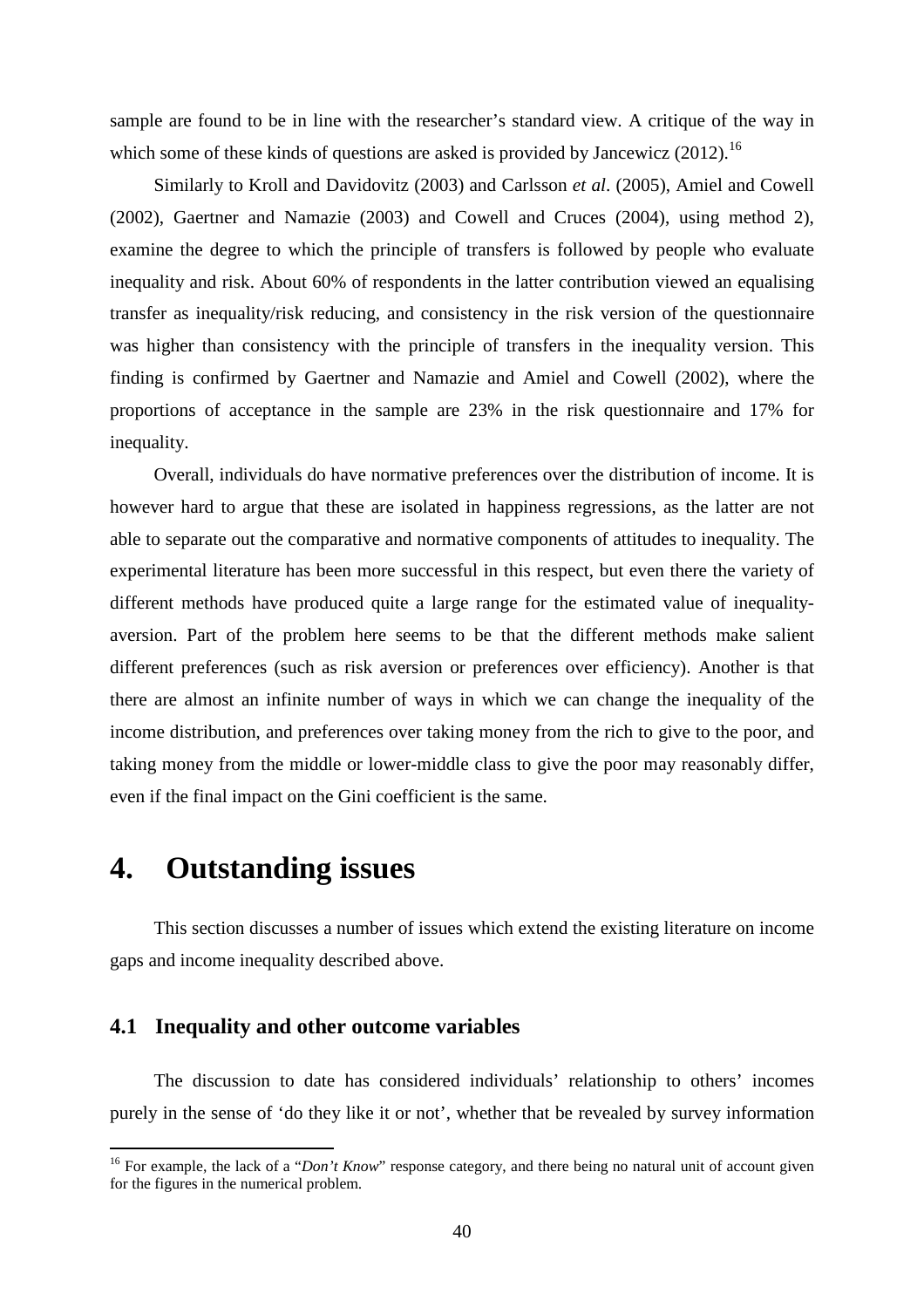sample are found to be in line with the researcher's standard view. A critique of the way in which some of these kinds of questions are asked is provided by Jancewicz (2012).[16]

Similarly to Kroll and Davidovitz (2003) and Carlsson *et al*. (2005), Amiel and Cowell (2002), Gaertner and Namazie (2003) and Cowell and Cruces (2004), using method 2), examine the degree to which the principle of transfers is followed by people who evaluate inequality and risk. About 60% of respondents in the latter contribution viewed an equalising transfer as inequality/risk reducing, and consistency in the risk version of the questionnaire was higher than consistency with the principle of transfers in the inequality version. This finding is confirmed by Gaertner and Namazie and Amiel and Cowell (2002), where the proportions of acceptance in the sample are 23% in the risk questionnaire and 17% for inequality.

Overall, individuals do have normative preferences over the distribution of income. It is however hard to argue that these are isolated in happiness regressions, as the latter are not able to separate out the comparative and normative components of attitudes to inequality. The experimental literature has been more successful in this respect, but even there the variety of different methods have produced quite a large range for the estimated value of inequality-aversion. Part of the problem here seems to be that the different methods make salient different preferences (such as risk aversion or preferences over efficiency). Another is that there are almost an infinite number of ways in which we can change the inequality of the income distribution, and preferences over taking money from the rich to give to the poor, and taking money from the middle or lower-middle class to give the poor may reasonably differ, even if the final impact on the Gini coefficient is the same.

# 4. Outstanding issues

This section discusses a number of issues which extend the existing literature on income gaps and income inequality described above.

## 4.1 Inequality and other outcome variables

The discussion to date has considered individuals' relationship to others' incomes purely in the sense of 'do they like it or not', whether that be revealed by survey information

[16] For example, the lack of a "*Don't Know*" response category, and there being no natural unit of account given for the figures in the numerical problem.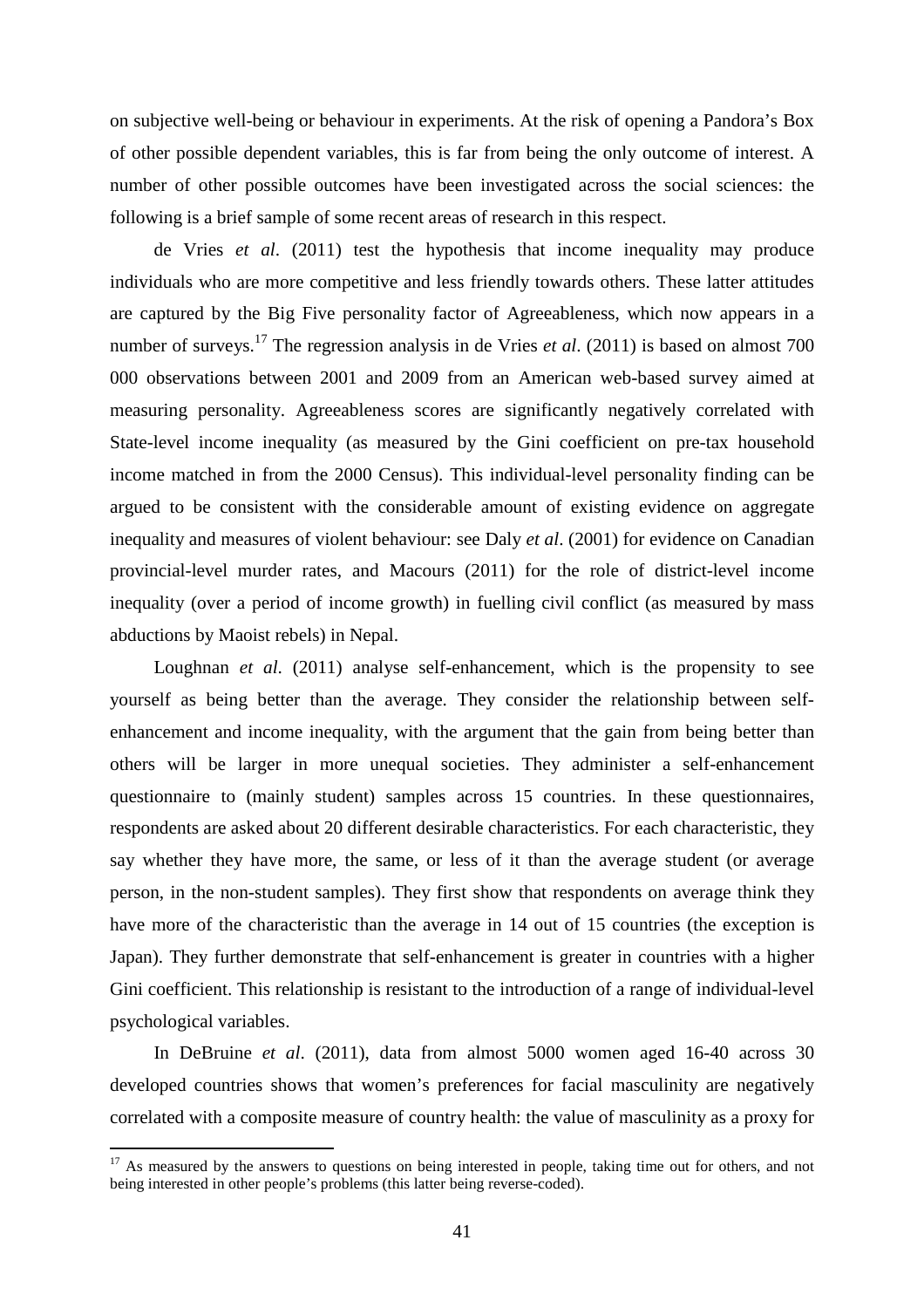on subjective well-being or behaviour in experiments. At the risk of opening a Pandora's Box of other possible dependent variables, this is far from being the only outcome of interest. A number of other possible outcomes have been investigated across the social sciences: the following is a brief sample of some recent areas of research in this respect.

de Vries *et al*. (2011) test the hypothesis that income inequality may produce individuals who are more competitive and less friendly towards others. These latter attitudes are captured by the Big Five personality factor of Agreeableness, which now appears in a number of surveys.[17] The regression analysis in de Vries *et al*. (2011) is based on almost 700 000 observations between 2001 and 2009 from an American web-based survey aimed at measuring personality. Agreeableness scores are significantly negatively correlated with State-level income inequality (as measured by the Gini coefficient on pre-tax household income matched in from the 2000 Census). This individual-level personality finding can be argued to be consistent with the considerable amount of existing evidence on aggregate inequality and measures of violent behaviour: see Daly *et al*. (2001) for evidence on Canadian provincial-level murder rates, and Macours (2011) for the role of district-level income inequality (over a period of income growth) in fuelling civil conflict (as measured by mass abductions by Maoist rebels) in Nepal.

Loughnan *et al.* (2011) analyse self-enhancement, which is the propensity to see yourself as being better than the average. They consider the relationship between self-enhancement and income inequality, with the argument that the gain from being better than others will be larger in more unequal societies. They administer a self-enhancement questionnaire to (mainly student) samples across 15 countries. In these questionnaires, respondents are asked about 20 different desirable characteristics. For each characteristic, they say whether they have more, the same, or less of it than the average student (or average person, in the non-student samples). They first show that respondents on average think they have more of the characteristic than the average in 14 out of 15 countries (the exception is Japan). They further demonstrate that self-enhancement is greater in countries with a higher Gini coefficient. This relationship is resistant to the introduction of a range of individual-level psychological variables.

In DeBruine *et al*. (2011), data from almost 5000 women aged 16-40 across 30 developed countries shows that women's preferences for facial masculinity are negatively correlated with a composite measure of country health: the value of masculinity as a proxy for

[17] As measured by the answers to questions on being interested in people, taking time out for others, and not being interested in other people's problems (this latter being reverse-coded).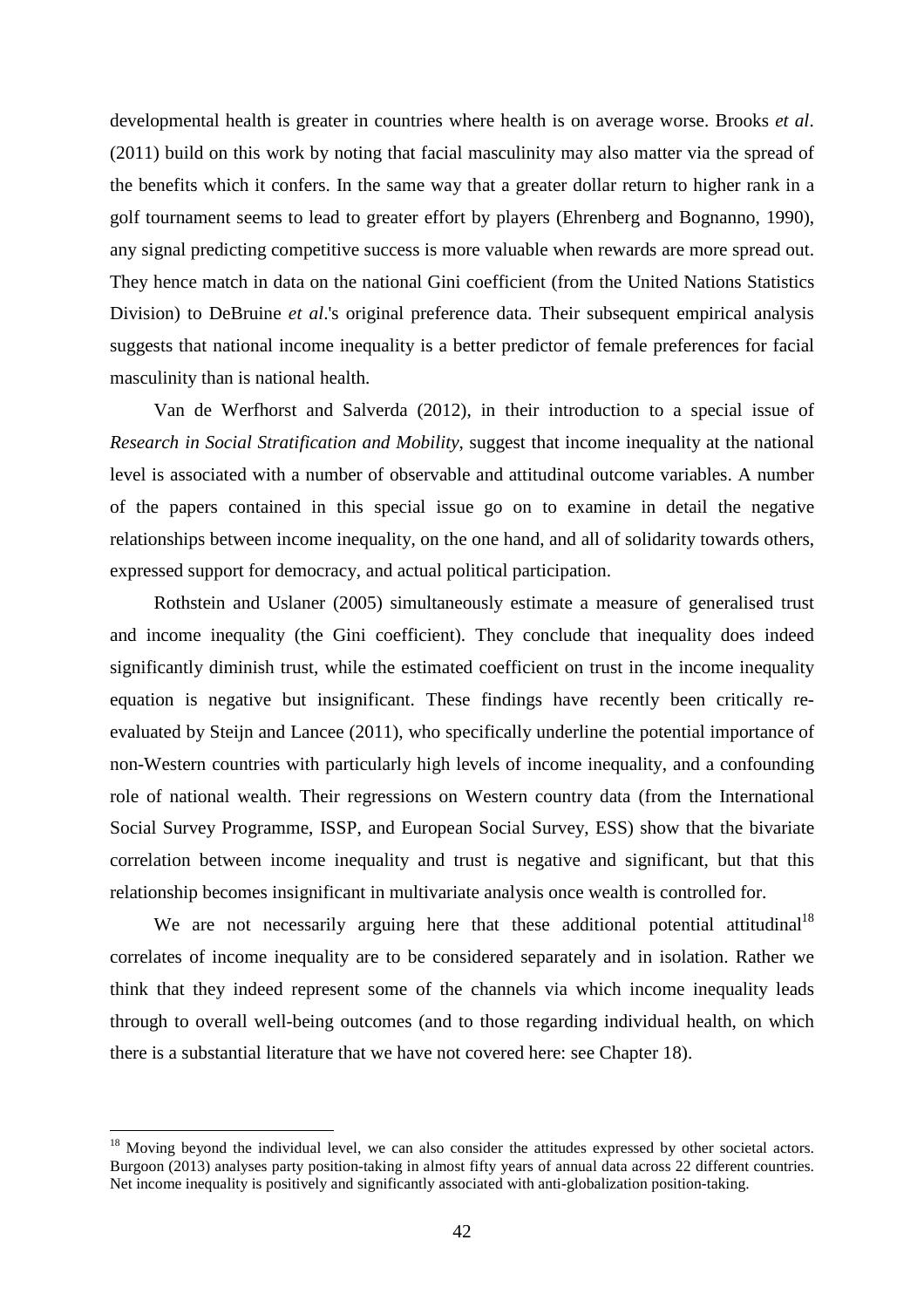developmental health is greater in countries where health is on average worse. Brooks *et al*. (2011) build on this work by noting that facial masculinity may also matter via the spread of the benefits which it confers. In the same way that a greater dollar return to higher rank in a golf tournament seems to lead to greater effort by players (Ehrenberg and Bognanno, 1990), any signal predicting competitive success is more valuable when rewards are more spread out. They hence match in data on the national Gini coefficient (from the United Nations Statistics Division) to DeBruine *et al*.'s original preference data. Their subsequent empirical analysis suggests that national income inequality is a better predictor of female preferences for facial masculinity than is national health.

Van de Werfhorst and Salverda (2012), in their introduction to a special issue of *Research in Social Stratification and Mobility*, suggest that income inequality at the national level is associated with a number of observable and attitudinal outcome variables. A number of the papers contained in this special issue go on to examine in detail the negative relationships between income inequality, on the one hand, and all of solidarity towards others, expressed support for democracy, and actual political participation.

Rothstein and Uslaner (2005) simultaneously estimate a measure of generalised trust and income inequality (the Gini coefficient). They conclude that inequality does indeed significantly diminish trust, while the estimated coefficient on trust in the income inequality equation is negative but insignificant. These findings have recently been critically re-evaluated by Steijn and Lancee (2011), who specifically underline the potential importance of non-Western countries with particularly high levels of income inequality, and a confounding role of national wealth. Their regressions on Western country data (from the International Social Survey Programme, ISSP, and European Social Survey, ESS) show that the bivariate correlation between income inequality and trust is negative and significant, but that this relationship becomes insignificant in multivariate analysis once wealth is controlled for.

We are not necessarily arguing here that these additional potential attitudinal[18] correlates of income inequality are to be considered separately and in isolation. Rather we think that they indeed represent some of the channels via which income inequality leads through to overall well-being outcomes (and to those regarding individual health, on which there is a substantial literature that we have not covered here: see Chapter 18).

[18] Moving beyond the individual level, we can also consider the attitudes expressed by other societal actors. Burgoon (2013) analyses party position-taking in almost fifty years of annual data across 22 different countries. Net income inequality is positively and significantly associated with anti-globalization position-taking.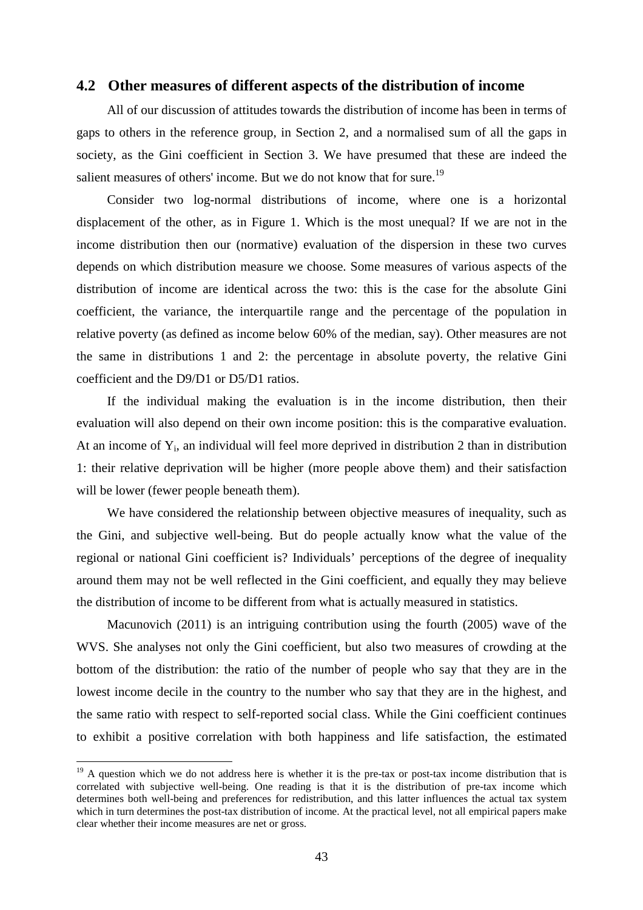## 4.2 Other measures of different aspects of the distribution of income

All of our discussion of attitudes towards the distribution of income has been in terms of gaps to others in the reference group, in Section 2, and a normalised sum of all the gaps in society, as the Gini coefficient in Section 3. We have presumed that these are indeed the salient measures of others' income. But we do not know that for sure.[19]

Consider two log-normal distributions of income, where one is a horizontal displacement of the other, as in Figure 1. Which is the most unequal? If we are not in the income distribution then our (normative) evaluation of the dispersion in these two curves depends on which distribution measure we choose. Some measures of various aspects of the distribution of income are identical across the two: this is the case for the absolute Gini coefficient, the variance, the interquartile range and the percentage of the population in relative poverty (as defined as income below 60% of the median, say). Other measures are not the same in distributions 1 and 2: the percentage in absolute poverty, the relative Gini coefficient and the D9/D1 or D5/D1 ratios.

If the individual making the evaluation is in the income distribution, then their evaluation will also depend on their own income position: this is the comparative evaluation. At an income of $Y_i$, an individual will feel more deprived in distribution 2 than in distribution 1: their relative deprivation will be higher (more people above them) and their satisfaction will be lower (fewer people beneath them).

We have considered the relationship between objective measures of inequality, such as the Gini, and subjective well-being. But do people actually know what the value of the regional or national Gini coefficient is? Individuals' perceptions of the degree of inequality around them may not be well reflected in the Gini coefficient, and equally they may believe the distribution of income to be different from what is actually measured in statistics.

Macunovich (2011) is an intriguing contribution using the fourth (2005) wave of the WVS. She analyses not only the Gini coefficient, but also two measures of crowding at the bottom of the distribution: the ratio of the number of people who say that they are in the lowest income decile in the country to the number who say that they are in the highest, and the same ratio with respect to self-reported social class. While the Gini coefficient continues to exhibit a positive correlation with both happiness and life satisfaction, the estimated

[19] A question which we do not address here is whether it is the pre-tax or post-tax income distribution that is correlated with subjective well-being. One reading is that it is the distribution of pre-tax income which determines both well-being and preferences for redistribution, and this latter influences the actual tax system which in turn determines the post-tax distribution of income. At the practical level, not all empirical papers make clear whether their income measures are net or gross.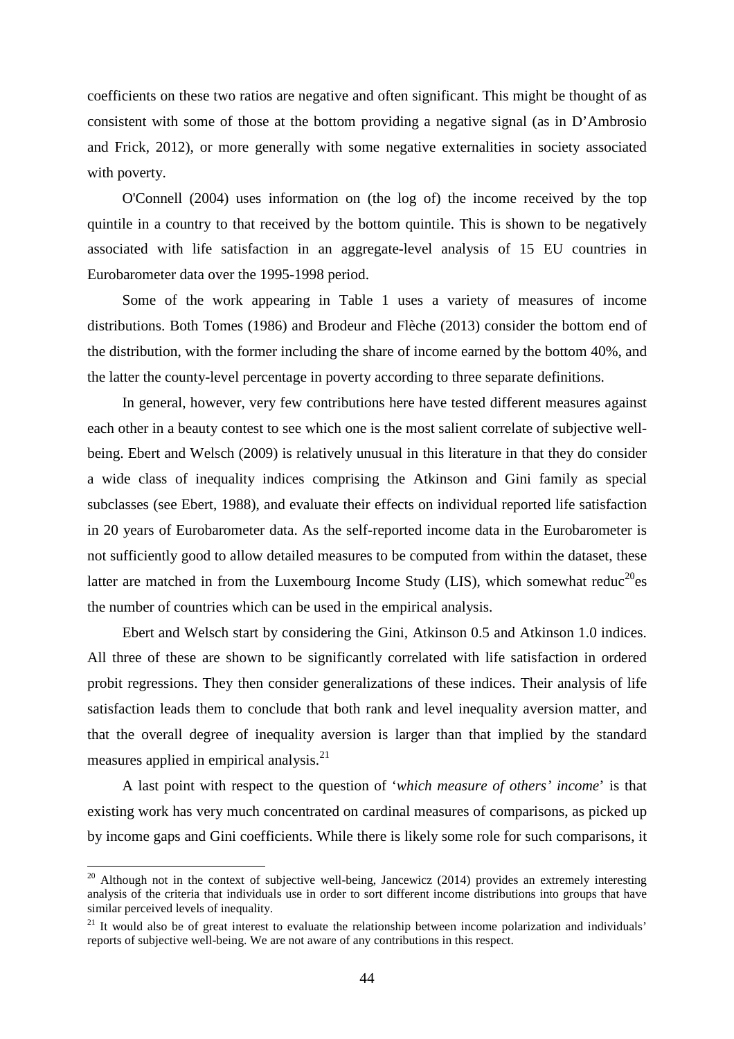coefficients on these two ratios are negative and often significant. This might be thought of as consistent with some of those at the bottom providing a negative signal (as in D'Ambrosio and Frick, 2012), or more generally with some negative externalities in society associated with poverty.

O'Connell (2004) uses information on (the log of) the income received by the top quintile in a country to that received by the bottom quintile. This is shown to be negatively associated with life satisfaction in an aggregate-level analysis of 15 EU countries in Eurobarometer data over the 1995-1998 period.

Some of the work appearing in Table 1 uses a variety of measures of income distributions. Both Tomes (1986) and Brodeur and Flèche (2013) consider the bottom end of the distribution, with the former including the share of income earned by the bottom 40%, and the latter the county-level percentage in poverty according to three separate definitions.

In general, however, very few contributions here have tested different measures against each other in a beauty contest to see which one is the most salient correlate of subjective well-being. Ebert and Welsch (2009) is relatively unusual in this literature in that they do consider a wide class of inequality indices comprising the Atkinson and Gini family as special subclasses (see Ebert, 1988), and evaluate their effects on individual reported life satisfaction in 20 years of Eurobarometer data. As the self-reported income data in the Eurobarometer is not sufficiently good to allow detailed measures to be computed from within the dataset, these latter are matched in from the Luxembourg Income Study (LIS), which somewhat reduc[20]es the number of countries which can be used in the empirical analysis.

Ebert and Welsch start by considering the Gini, Atkinson 0.5 and Atkinson 1.0 indices. All three of these are shown to be significantly correlated with life satisfaction in ordered probit regressions. They then consider generalizations of these indices. Their analysis of life satisfaction leads them to conclude that both rank and level inequality aversion matter, and that the overall degree of inequality aversion is larger than that implied by the standard measures applied in empirical analysis.[21]

A last point with respect to the question of '*which measure of others' income*' is that existing work has very much concentrated on cardinal measures of comparisons, as picked up by income gaps and Gini coefficients. While there is likely some role for such comparisons, it

---

[20] Although not in the context of subjective well-being, Jancewicz (2014) provides an extremely interesting analysis of the criteria that individuals use in order to sort different income distributions into groups that have similar perceived levels of inequality.

[21] It would also be of great interest to evaluate the relationship between income polarization and individuals' reports of subjective well-being. We are not aware of any contributions in this respect.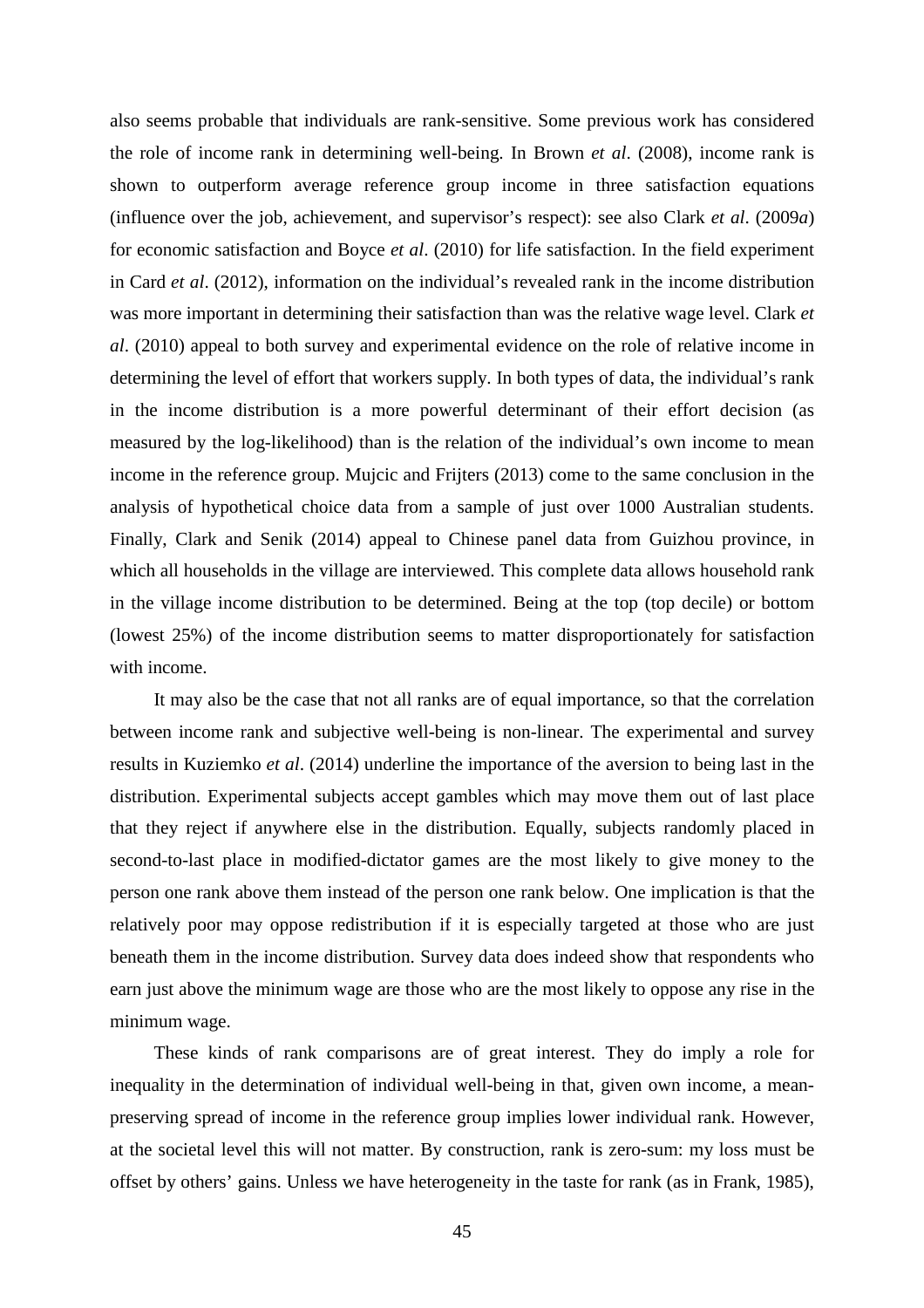also seems probable that individuals are rank-sensitive. Some previous work has considered the role of income rank in determining well-being. In Brown *et al*. (2008), income rank is shown to outperform average reference group income in three satisfaction equations (influence over the job, achievement, and supervisor's respect): see also Clark *et al*. (2009*a*) for economic satisfaction and Boyce *et al*. (2010) for life satisfaction. In the field experiment in Card *et al*. (2012), information on the individual's revealed rank in the income distribution was more important in determining their satisfaction than was the relative wage level. Clark *et al*. (2010) appeal to both survey and experimental evidence on the role of relative income in determining the level of effort that workers supply. In both types of data, the individual's rank in the income distribution is a more powerful determinant of their effort decision (as measured by the log-likelihood) than is the relation of the individual's own income to mean income in the reference group. Mujcic and Frijters (2013) come to the same conclusion in the analysis of hypothetical choice data from a sample of just over 1000 Australian students. Finally, Clark and Senik (2014) appeal to Chinese panel data from Guizhou province, in which all households in the village are interviewed. This complete data allows household rank in the village income distribution to be determined. Being at the top (top decile) or bottom (lowest 25%) of the income distribution seems to matter disproportionately for satisfaction with income.

It may also be the case that not all ranks are of equal importance, so that the correlation between income rank and subjective well-being is non-linear. The experimental and survey results in Kuziemko *et al*. (2014) underline the importance of the aversion to being last in the distribution. Experimental subjects accept gambles which may move them out of last place that they reject if anywhere else in the distribution. Equally, subjects randomly placed in second-to-last place in modified-dictator games are the most likely to give money to the person one rank above them instead of the person one rank below. One implication is that the relatively poor may oppose redistribution if it is especially targeted at those who are just beneath them in the income distribution. Survey data does indeed show that respondents who earn just above the minimum wage are those who are the most likely to oppose any rise in the minimum wage.

These kinds of rank comparisons are of great interest. They do imply a role for inequality in the determination of individual well-being in that, given own income, a mean-preserving spread of income in the reference group implies lower individual rank. However, at the societal level this will not matter. By construction, rank is zero-sum: my loss must be offset by others' gains. Unless we have heterogeneity in the taste for rank (as in Frank, 1985),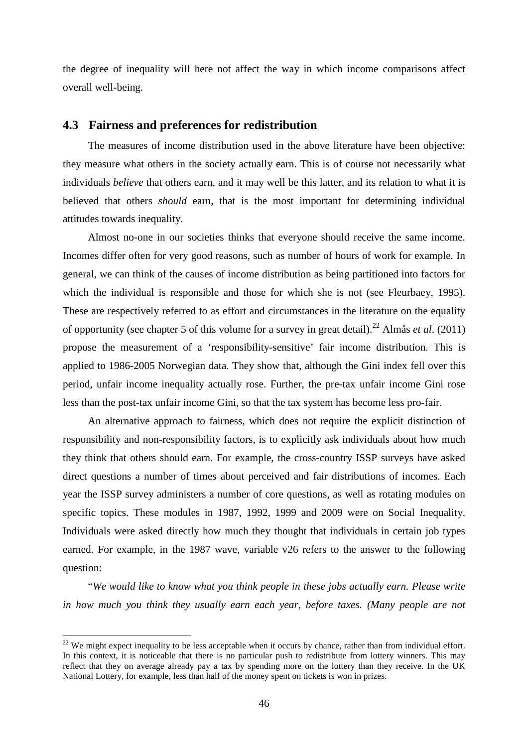the degree of inequality will here not affect the way in which income comparisons affect overall well-being.

### 4.3 Fairness and preferences for redistribution

The measures of income distribution used in the above literature have been objective: they measure what others in the society actually earn. This is of course not necessarily what individuals *believe* that others earn, and it may well be this latter, and its relation to what it is believed that others *should* earn, that is the most important for determining individual attitudes towards inequality.

Almost no-one in our societies thinks that everyone should receive the same income. Incomes differ often for very good reasons, such as number of hours of work for example. In general, we can think of the causes of income distribution as being partitioned into factors for which the individual is responsible and those for which she is not (see Fleurbaey, 1995). These are respectively referred to as effort and circumstances in the literature on the equality of opportunity (see chapter 5 of this volume for a survey in great detail).[22] Almås *et al*. (2011) propose the measurement of a 'responsibility-sensitive' fair income distribution. This is applied to 1986-2005 Norwegian data. They show that, although the Gini index fell over this period, unfair income inequality actually rose. Further, the pre-tax unfair income Gini rose less than the post-tax unfair income Gini, so that the tax system has become less pro-fair.

An alternative approach to fairness, which does not require the explicit distinction of responsibility and non-responsibility factors, is to explicitly ask individuals about how much they think that others should earn. For example, the cross-country ISSP surveys have asked direct questions a number of times about perceived and fair distributions of incomes. Each year the ISSP survey administers a number of core questions, as well as rotating modules on specific topics. These modules in 1987, 1992, 1999 and 2009 were on Social Inequality. Individuals were asked directly how much they thought that individuals in certain job types earned. For example, in the 1987 wave, variable v26 refers to the answer to the following question:

"*We would like to know what you think people in these jobs actually earn. Please write in how much you think they usually earn each year, before taxes. (Many people are not*

[22] We might expect inequality to be less acceptable when it occurs by chance, rather than from individual effort. In this context, it is noticeable that there is no particular push to redistribute from lottery winners. This may reflect that they on average already pay a tax by spending more on the lottery than they receive. In the UK National Lottery, for example, less than half of the money spent on tickets is won in prizes.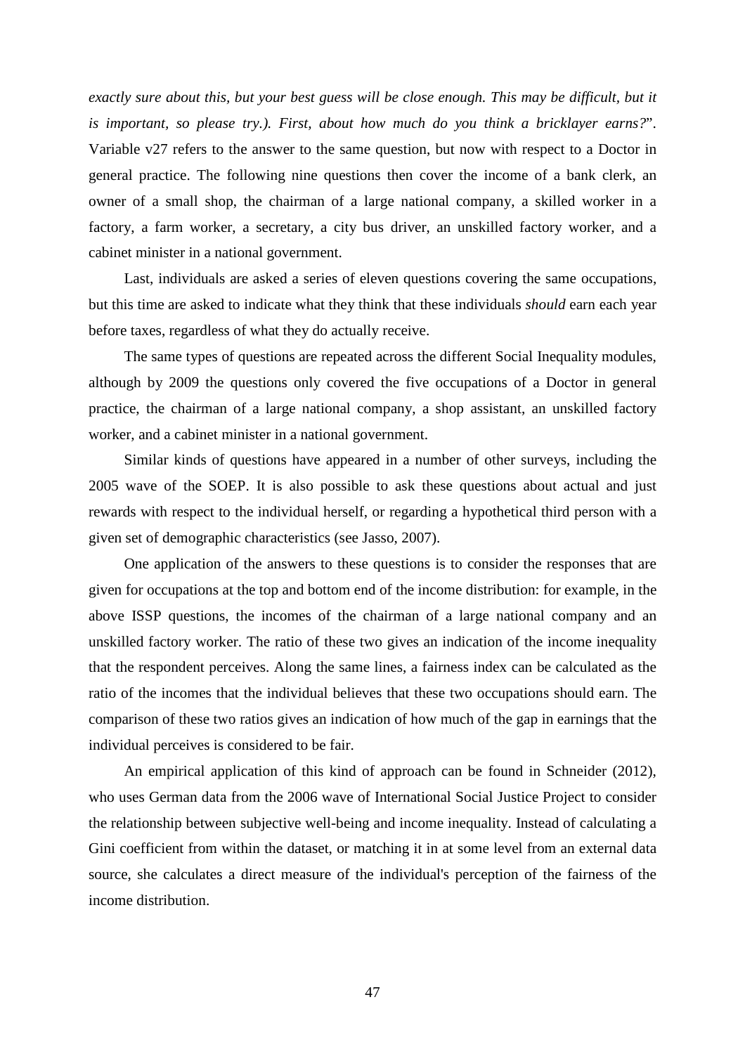*exactly sure about this, but your best guess will be close enough. This may be difficult, but it is important, so please try.). First, about how much do you think a bricklayer earns?*". Variable v27 refers to the answer to the same question, but now with respect to a Doctor in general practice. The following nine questions then cover the income of a bank clerk, an owner of a small shop, the chairman of a large national company, a skilled worker in a factory, a farm worker, a secretary, a city bus driver, an unskilled factory worker, and a cabinet minister in a national government.

Last, individuals are asked a series of eleven questions covering the same occupations, but this time are asked to indicate what they think that these individuals *should* earn each year before taxes, regardless of what they do actually receive.

The same types of questions are repeated across the different Social Inequality modules, although by 2009 the questions only covered the five occupations of a Doctor in general practice, the chairman of a large national company, a shop assistant, an unskilled factory worker, and a cabinet minister in a national government.

Similar kinds of questions have appeared in a number of other surveys, including the 2005 wave of the SOEP. It is also possible to ask these questions about actual and just rewards with respect to the individual herself, or regarding a hypothetical third person with a given set of demographic characteristics (see Jasso, 2007).

One application of the answers to these questions is to consider the responses that are given for occupations at the top and bottom end of the income distribution: for example, in the above ISSP questions, the incomes of the chairman of a large national company and an unskilled factory worker. The ratio of these two gives an indication of the income inequality that the respondent perceives. Along the same lines, a fairness index can be calculated as the ratio of the incomes that the individual believes that these two occupations should earn. The comparison of these two ratios gives an indication of how much of the gap in earnings that the individual perceives is considered to be fair.

An empirical application of this kind of approach can be found in Schneider (2012), who uses German data from the 2006 wave of International Social Justice Project to consider the relationship between subjective well-being and income inequality. Instead of calculating a Gini coefficient from within the dataset, or matching it in at some level from an external data source, she calculates a direct measure of the individual's perception of the fairness of the income distribution.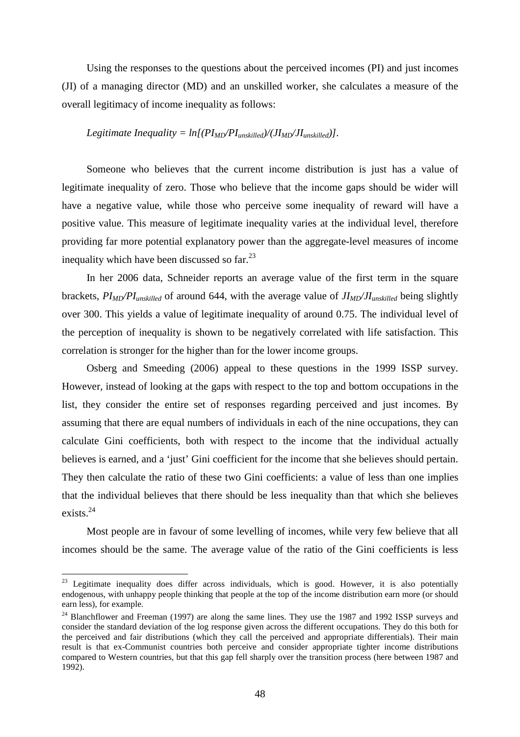Using the responses to the questions about the perceived incomes (PI) and just incomes (JI) of a managing director (MD) and an unskilled worker, she calculates a measure of the overall legitimacy of income inequality as follows:

$$\textit{Legitimate Inequality} = \ln[(PI_{MD}/PI_{unskilled})/(JI_{MD}/JI_{unskilled})].$$

Someone who believes that the current income distribution is just has a value of legitimate inequality of zero. Those who believe that the income gaps should be wider will have a negative value, while those who perceive some inequality of reward will have a positive value. This measure of legitimate inequality varies at the individual level, therefore providing far more potential explanatory power than the aggregate-level measures of income inequality which have been discussed so far.[23]

In her 2006 data, Schneider reports an average value of the first term in the square brackets, $PI_{MD}/PI_{unskilled}$ of around 644, with the average value of $JI_{MD}/JI_{unskilled}$ being slightly over 300. This yields a value of legitimate inequality of around 0.75. The individual level of the perception of inequality is shown to be negatively correlated with life satisfaction. This correlation is stronger for the higher than for the lower income groups.

Osberg and Smeeding (2006) appeal to these questions in the 1999 ISSP survey. However, instead of looking at the gaps with respect to the top and bottom occupations in the list, they consider the entire set of responses regarding perceived and just incomes. By assuming that there are equal numbers of individuals in each of the nine occupations, they can calculate Gini coefficients, both with respect to the income that the individual actually believes is earned, and a 'just' Gini coefficient for the income that she believes should pertain. They then calculate the ratio of these two Gini coefficients: a value of less than one implies that the individual believes that there should be less inequality than that which she believes exists.[24]

Most people are in favour of some levelling of incomes, while very few believe that all incomes should be the same. The average value of the ratio of the Gini coefficients is less

---

[23] Legitimate inequality does differ across individuals, which is good. However, it is also potentially endogenous, with unhappy people thinking that people at the top of the income distribution earn more (or should earn less), for example.

[24] Blanchflower and Freeman (1997) are along the same lines. They use the 1987 and 1992 ISSP surveys and consider the standard deviation of the log response given across the different occupations. They do this both for the perceived and fair distributions (which they call the perceived and appropriate differentials). Their main result is that ex-Communist countries both perceive and consider appropriate tighter income distributions compared to Western countries, but that this gap fell sharply over the transition process (here between 1987 and 1992).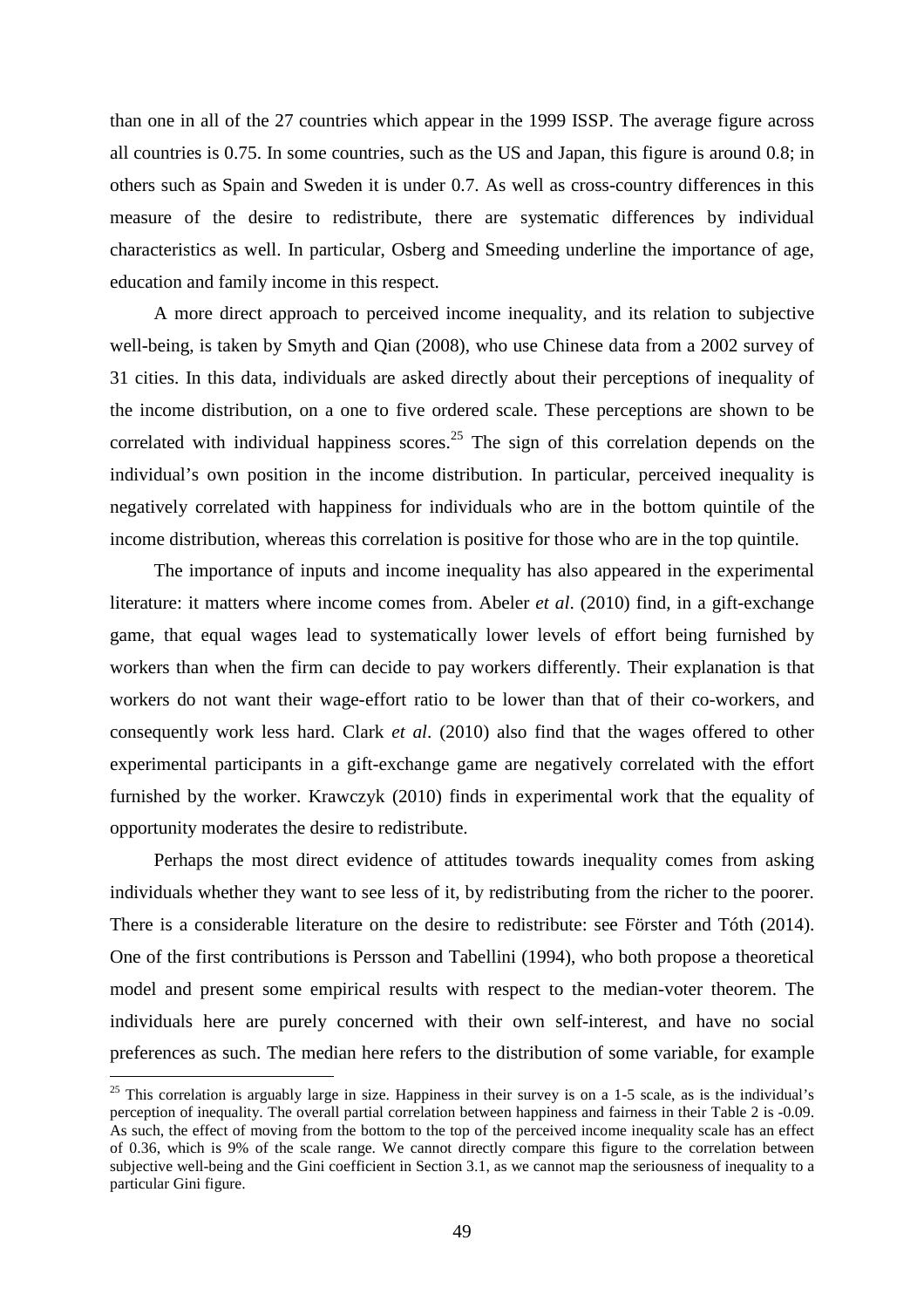than one in all of the 27 countries which appear in the 1999 ISSP. The average figure across all countries is 0.75. In some countries, such as the US and Japan, this figure is around 0.8; in others such as Spain and Sweden it is under 0.7. As well as cross-country differences in this measure of the desire to redistribute, there are systematic differences by individual characteristics as well. In particular, Osberg and Smeeding underline the importance of age, education and family income in this respect.

A more direct approach to perceived income inequality, and its relation to subjective well-being, is taken by Smyth and Qian (2008), who use Chinese data from a 2002 survey of 31 cities. In this data, individuals are asked directly about their perceptions of inequality of the income distribution, on a one to five ordered scale. These perceptions are shown to be correlated with individual happiness scores.[25] The sign of this correlation depends on the individual's own position in the income distribution. In particular, perceived inequality is negatively correlated with happiness for individuals who are in the bottom quintile of the income distribution, whereas this correlation is positive for those who are in the top quintile.

The importance of inputs and income inequality has also appeared in the experimental literature: it matters where income comes from. Abeler *et al*. (2010) find, in a gift-exchange game, that equal wages lead to systematically lower levels of effort being furnished by workers than when the firm can decide to pay workers differently. Their explanation is that workers do not want their wage-effort ratio to be lower than that of their co-workers, and consequently work less hard. Clark *et al*. (2010) also find that the wages offered to other experimental participants in a gift-exchange game are negatively correlated with the effort furnished by the worker. Krawczyk (2010) finds in experimental work that the equality of opportunity moderates the desire to redistribute.

Perhaps the most direct evidence of attitudes towards inequality comes from asking individuals whether they want to see less of it, by redistributing from the richer to the poorer. There is a considerable literature on the desire to redistribute: see Förster and Tóth (2014). One of the first contributions is Persson and Tabellini (1994), who both propose a theoretical model and present some empirical results with respect to the median-voter theorem. The individuals here are purely concerned with their own self-interest, and have no social preferences as such. The median here refers to the distribution of some variable, for example

[25] This correlation is arguably large in size. Happiness in their survey is on a 1-5 scale, as is the individual's perception of inequality. The overall partial correlation between happiness and fairness in their Table 2 is -0.09. As such, the effect of moving from the bottom to the top of the perceived income inequality scale has an effect of 0.36, which is 9% of the scale range. We cannot directly compare this figure to the correlation between subjective well-being and the Gini coefficient in Section 3.1, as we cannot map the seriousness of inequality to a particular Gini figure.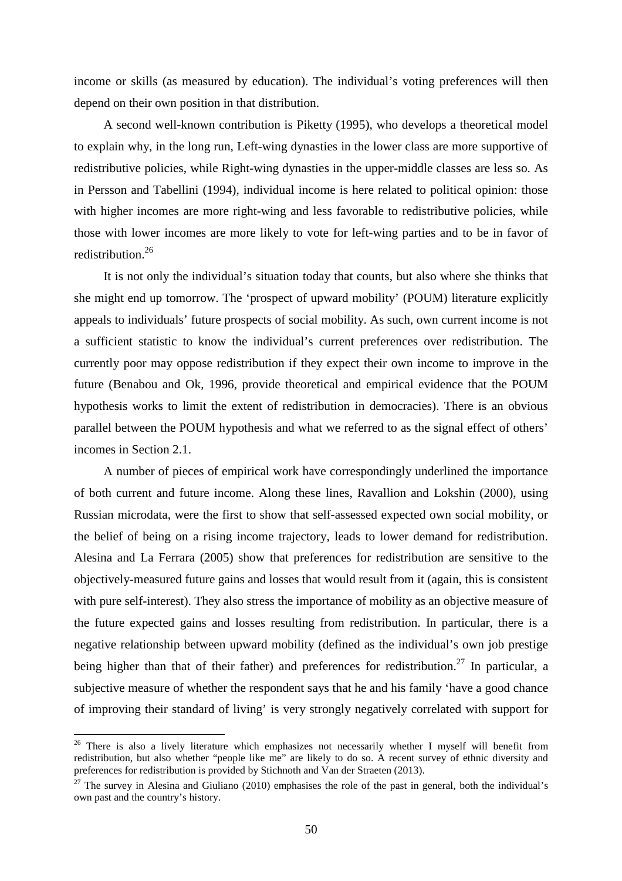income or skills (as measured by education). The individual's voting preferences will then depend on their own position in that distribution.

A second well-known contribution is Piketty (1995), who develops a theoretical model to explain why, in the long run, Left-wing dynasties in the lower class are more supportive of redistributive policies, while Right-wing dynasties in the upper-middle classes are less so. As in Persson and Tabellini (1994), individual income is here related to political opinion: those with higher incomes are more right-wing and less favorable to redistributive policies, while those with lower incomes are more likely to vote for left-wing parties and to be in favor of redistribution.[26]

It is not only the individual's situation today that counts, but also where she thinks that she might end up tomorrow. The 'prospect of upward mobility' (POUM) literature explicitly appeals to individuals' future prospects of social mobility. As such, own current income is not a sufficient statistic to know the individual's current preferences over redistribution. The currently poor may oppose redistribution if they expect their own income to improve in the future (Benabou and Ok, 1996, provide theoretical and empirical evidence that the POUM hypothesis works to limit the extent of redistribution in democracies). There is an obvious parallel between the POUM hypothesis and what we referred to as the signal effect of others' incomes in Section 2.1.

A number of pieces of empirical work have correspondingly underlined the importance of both current and future income. Along these lines, Ravallion and Lokshin (2000), using Russian microdata, were the first to show that self-assessed expected own social mobility, or the belief of being on a rising income trajectory, leads to lower demand for redistribution. Alesina and La Ferrara (2005) show that preferences for redistribution are sensitive to the objectively-measured future gains and losses that would result from it (again, this is consistent with pure self-interest). They also stress the importance of mobility as an objective measure of the future expected gains and losses resulting from redistribution. In particular, there is a negative relationship between upward mobility (defined as the individual's own job prestige being higher than that of their father) and preferences for redistribution.[27] In particular, a subjective measure of whether the respondent says that he and his family 'have a good chance of improving their standard of living' is very strongly negatively correlated with support for

---

[26] There is also a lively literature which emphasizes not necessarily whether I myself will benefit from redistribution, but also whether "people like me" are likely to do so. A recent survey of ethnic diversity and preferences for redistribution is provided by Stichnoth and Van der Straeten (2013).

[27] The survey in Alesina and Giuliano (2010) emphasises the role of the past in general, both the individual's own past and the country's history.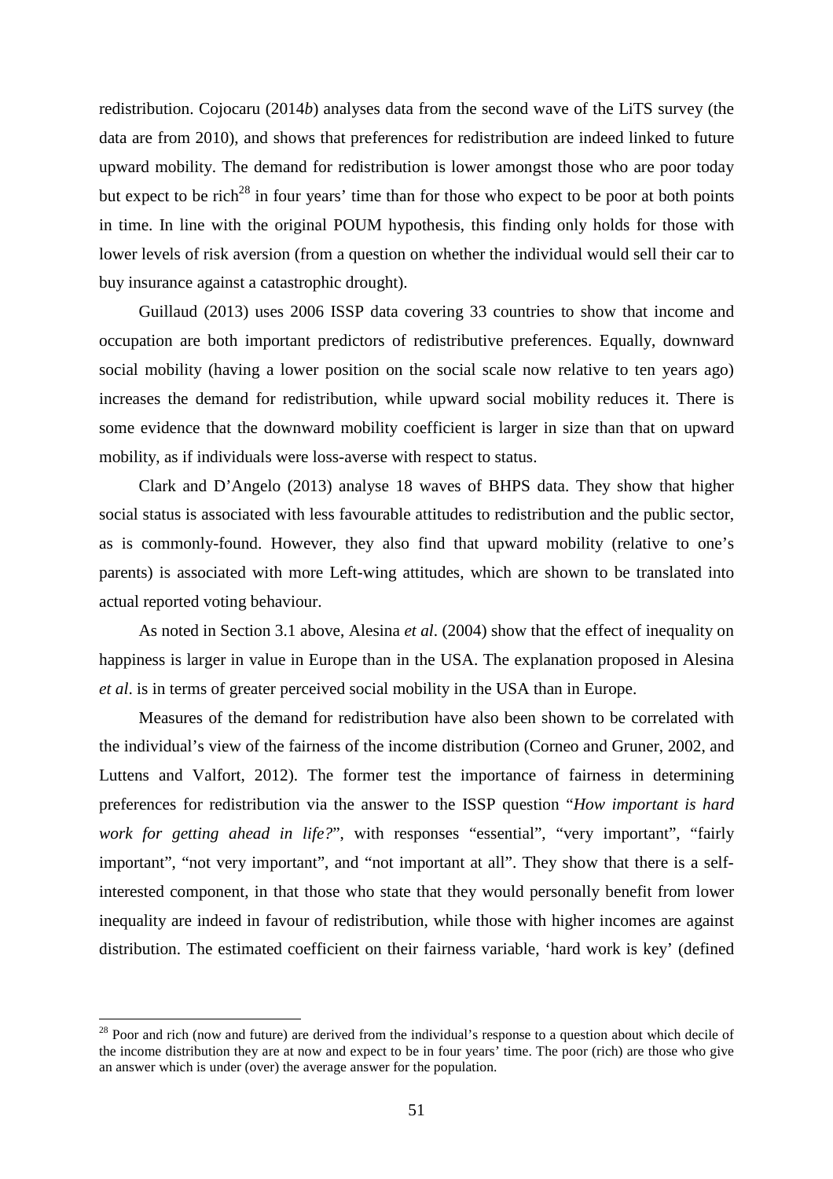redistribution. Cojocaru (2014*b*) analyses data from the second wave of the LiTS survey (the data are from 2010), and shows that preferences for redistribution are indeed linked to future upward mobility. The demand for redistribution is lower amongst those who are poor today but expect to be rich[28] in four years' time than for those who expect to be poor at both points in time. In line with the original POUM hypothesis, this finding only holds for those with lower levels of risk aversion (from a question on whether the individual would sell their car to buy insurance against a catastrophic drought).

Guillaud (2013) uses 2006 ISSP data covering 33 countries to show that income and occupation are both important predictors of redistributive preferences. Equally, downward social mobility (having a lower position on the social scale now relative to ten years ago) increases the demand for redistribution, while upward social mobility reduces it. There is some evidence that the downward mobility coefficient is larger in size than that on upward mobility, as if individuals were loss-averse with respect to status.

Clark and D'Angelo (2013) analyse 18 waves of BHPS data. They show that higher social status is associated with less favourable attitudes to redistribution and the public sector, as is commonly-found. However, they also find that upward mobility (relative to one's parents) is associated with more Left-wing attitudes, which are shown to be translated into actual reported voting behaviour.

As noted in Section 3.1 above, Alesina *et al*. (2004) show that the effect of inequality on happiness is larger in value in Europe than in the USA. The explanation proposed in Alesina *et al*. is in terms of greater perceived social mobility in the USA than in Europe.

Measures of the demand for redistribution have also been shown to be correlated with the individual's view of the fairness of the income distribution (Corneo and Gruner, 2002, and Luttens and Valfort, 2012). The former test the importance of fairness in determining preferences for redistribution via the answer to the ISSP question "*How important is hard work for getting ahead in life?*", with responses "essential", "very important", "fairly important", "not very important", and "not important at all". They show that there is a self-interested component, in that those who state that they would personally benefit from lower inequality are indeed in favour of redistribution, while those with higher incomes are against distribution. The estimated coefficient on their fairness variable, 'hard work is key' (defined

[28] Poor and rich (now and future) are derived from the individual's response to a question about which decile of the income distribution they are at now and expect to be in four years' time. The poor (rich) are those who give an answer which is under (over) the average answer for the population.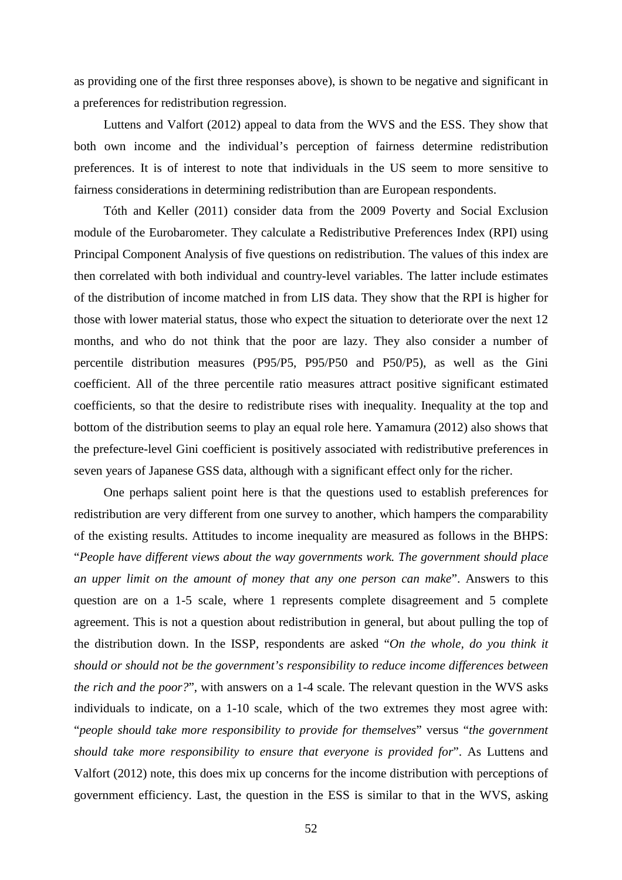as providing one of the first three responses above), is shown to be negative and significant in a preferences for redistribution regression.

Luttens and Valfort (2012) appeal to data from the WVS and the ESS. They show that both own income and the individual's perception of fairness determine redistribution preferences. It is of interest to note that individuals in the US seem to more sensitive to fairness considerations in determining redistribution than are European respondents.

Tóth and Keller (2011) consider data from the 2009 Poverty and Social Exclusion module of the Eurobarometer. They calculate a Redistributive Preferences Index (RPI) using Principal Component Analysis of five questions on redistribution. The values of this index are then correlated with both individual and country-level variables. The latter include estimates of the distribution of income matched in from LIS data. They show that the RPI is higher for those with lower material status, those who expect the situation to deteriorate over the next 12 months, and who do not think that the poor are lazy. They also consider a number of percentile distribution measures (P95/P5, P95/P50 and P50/P5), as well as the Gini coefficient. All of the three percentile ratio measures attract positive significant estimated coefficients, so that the desire to redistribute rises with inequality. Inequality at the top and bottom of the distribution seems to play an equal role here. Yamamura (2012) also shows that the prefecture-level Gini coefficient is positively associated with redistributive preferences in seven years of Japanese GSS data, although with a significant effect only for the richer.

One perhaps salient point here is that the questions used to establish preferences for redistribution are very different from one survey to another, which hampers the comparability of the existing results. Attitudes to income inequality are measured as follows in the BHPS: "*People have different views about the way governments work. The government should place an upper limit on the amount of money that any one person can make*". Answers to this question are on a 1-5 scale, where 1 represents complete disagreement and 5 complete agreement. This is not a question about redistribution in general, but about pulling the top of the distribution down. In the ISSP, respondents are asked "*On the whole, do you think it should or should not be the government's responsibility to reduce income differences between the rich and the poor?*", with answers on a 1-4 scale. The relevant question in the WVS asks individuals to indicate, on a 1-10 scale, which of the two extremes they most agree with: "*people should take more responsibility to provide for themselves*" versus "*the government should take more responsibility to ensure that everyone is provided for*". As Luttens and Valfort (2012) note, this does mix up concerns for the income distribution with perceptions of government efficiency. Last, the question in the ESS is similar to that in the WVS, asking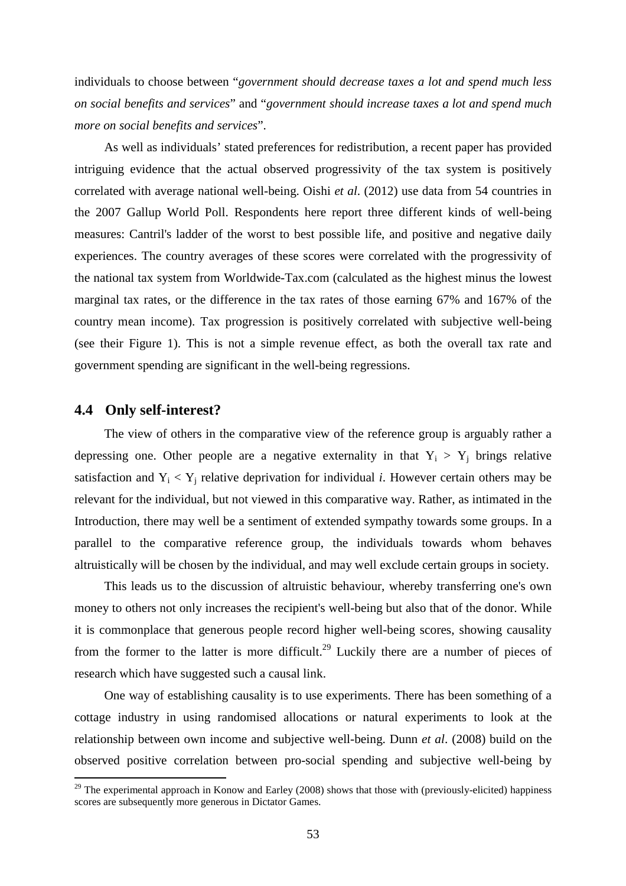individuals to choose between "*government should decrease taxes a lot and spend much less on social benefits and services*" and "*government should increase taxes a lot and spend much more on social benefits and services*".

As well as individuals' stated preferences for redistribution, a recent paper has provided intriguing evidence that the actual observed progressivity of the tax system is positively correlated with average national well-being. Oishi *et al*. (2012) use data from 54 countries in the 2007 Gallup World Poll. Respondents here report three different kinds of well-being measures: Cantril's ladder of the worst to best possible life, and positive and negative daily experiences. The country averages of these scores were correlated with the progressivity of the national tax system from Worldwide-Tax.com (calculated as the highest minus the lowest marginal tax rates, or the difference in the tax rates of those earning 67% and 167% of the country mean income). Tax progression is positively correlated with subjective well-being (see their Figure 1). This is not a simple revenue effect, as both the overall tax rate and government spending are significant in the well-being regressions.

## 4.4 Only self-interest?

The view of others in the comparative view of the reference group is arguably rather a depressing one. Other people are a negative externality in that $Y_i > Y_j$ brings relative satisfaction and $Y_i < Y_j$ relative deprivation for individual *i*. However certain others may be relevant for the individual, but not viewed in this comparative way. Rather, as intimated in the Introduction, there may well be a sentiment of extended sympathy towards some groups. In a parallel to the comparative reference group, the individuals towards whom behaves altruistically will be chosen by the individual, and may well exclude certain groups in society.

This leads us to the discussion of altruistic behaviour, whereby transferring one's own money to others not only increases the recipient's well-being but also that of the donor. While it is commonplace that generous people record higher well-being scores, showing causality from the former to the latter is more difficult.[29] Luckily there are a number of pieces of research which have suggested such a causal link.

One way of establishing causality is to use experiments. There has been something of a cottage industry in using randomised allocations or natural experiments to look at the relationship between own income and subjective well-being. Dunn *et al*. (2008) build on the observed positive correlation between pro-social spending and subjective well-being by

[29] The experimental approach in Konow and Earley (2008) shows that those with (previously-elicited) happiness scores are subsequently more generous in Dictator Games.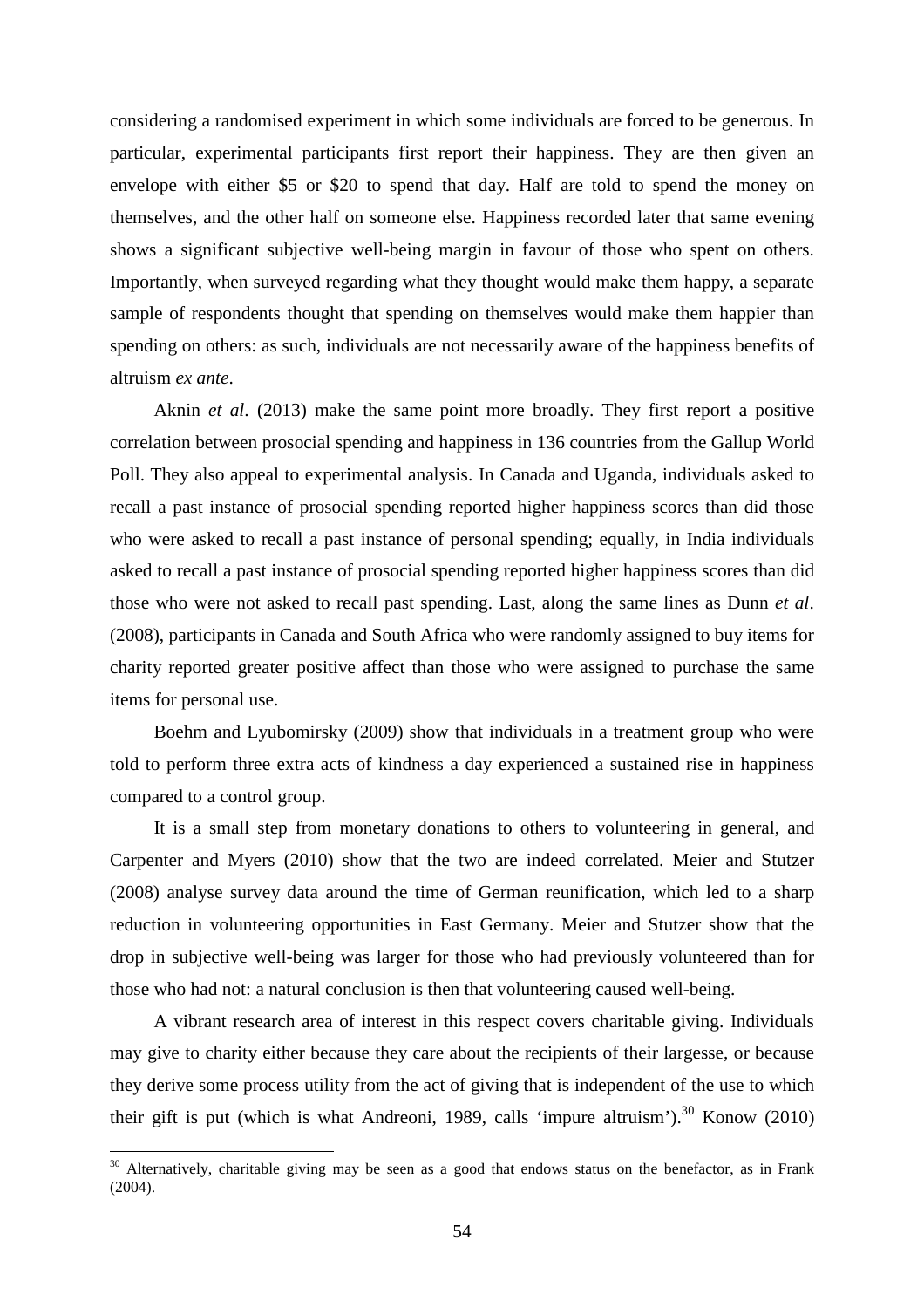considering a randomised experiment in which some individuals are forced to be generous. In particular, experimental participants first report their happiness. They are then given an envelope with either \$5 or \$20 to spend that day. Half are told to spend the money on themselves, and the other half on someone else. Happiness recorded later that same evening shows a significant subjective well-being margin in favour of those who spent on others. Importantly, when surveyed regarding what they thought would make them happy, a separate sample of respondents thought that spending on themselves would make them happier than spending on others: as such, individuals are not necessarily aware of the happiness benefits of altruism *ex ante*.

Aknin *et al*. (2013) make the same point more broadly. They first report a positive correlation between prosocial spending and happiness in 136 countries from the Gallup World Poll. They also appeal to experimental analysis. In Canada and Uganda, individuals asked to recall a past instance of prosocial spending reported higher happiness scores than did those who were asked to recall a past instance of personal spending; equally, in India individuals asked to recall a past instance of prosocial spending reported higher happiness scores than did those who were not asked to recall past spending. Last, along the same lines as Dunn *et al*. (2008), participants in Canada and South Africa who were randomly assigned to buy items for charity reported greater positive affect than those who were assigned to purchase the same items for personal use.

Boehm and Lyubomirsky (2009) show that individuals in a treatment group who were told to perform three extra acts of kindness a day experienced a sustained rise in happiness compared to a control group.

It is a small step from monetary donations to others to volunteering in general, and Carpenter and Myers (2010) show that the two are indeed correlated. Meier and Stutzer (2008) analyse survey data around the time of German reunification, which led to a sharp reduction in volunteering opportunities in East Germany. Meier and Stutzer show that the drop in subjective well-being was larger for those who had previously volunteered than for those who had not: a natural conclusion is then that volunteering caused well-being.

A vibrant research area of interest in this respect covers charitable giving. Individuals may give to charity either because they care about the recipients of their largesse, or because they derive some process utility from the act of giving that is independent of the use to which their gift is put (which is what Andreoni, 1989, calls 'impure altruism').[30] Konow (2010)

[30] Alternatively, charitable giving may be seen as a good that endows status on the benefactor, as in Frank (2004).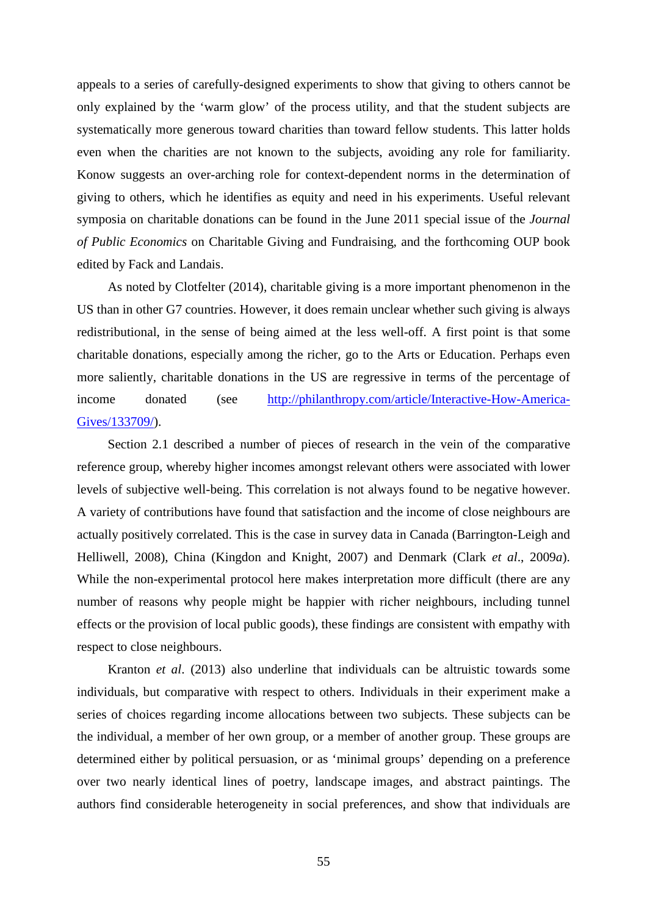appeals to a series of carefully-designed experiments to show that giving to others cannot be only explained by the 'warm glow' of the process utility, and that the student subjects are systematically more generous toward charities than toward fellow students. This latter holds even when the charities are not known to the subjects, avoiding any role for familiarity. Konow suggests an over-arching role for context-dependent norms in the determination of giving to others, which he identifies as equity and need in his experiments. Useful relevant symposia on charitable donations can be found in the June 2011 special issue of the *Journal of Public Economics* on Charitable Giving and Fundraising, and the forthcoming OUP book edited by Fack and Landais.

As noted by Clotfelter (2014), charitable giving is a more important phenomenon in the US than in other G7 countries. However, it does remain unclear whether such giving is always redistributional, in the sense of being aimed at the less well-off. A first point is that some charitable donations, especially among the richer, go to the Arts or Education. Perhaps even more saliently, charitable donations in the US are regressive in terms of the percentage of income donated (see [http://philanthropy.com/article/Interactive-How-America-Gives/133709/](http://philanthropy.com/article/Interactive-How-America-Gives/133709/)).

Section 2.1 described a number of pieces of research in the vein of the comparative reference group, whereby higher incomes amongst relevant others were associated with lower levels of subjective well-being. This correlation is not always found to be negative however. A variety of contributions have found that satisfaction and the income of close neighbours are actually positively correlated. This is the case in survey data in Canada (Barrington-Leigh and Helliwell, 2008), China (Kingdon and Knight, 2007) and Denmark (Clark *et al*., 2009*a*). While the non-experimental protocol here makes interpretation more difficult (there are any number of reasons why people might be happier with richer neighbours, including tunnel effects or the provision of local public goods), these findings are consistent with empathy with respect to close neighbours.

Kranton *et al*. (2013) also underline that individuals can be altruistic towards some individuals, but comparative with respect to others. Individuals in their experiment make a series of choices regarding income allocations between two subjects. These subjects can be the individual, a member of her own group, or a member of another group. These groups are determined either by political persuasion, or as 'minimal groups' depending on a preference over two nearly identical lines of poetry, landscape images, and abstract paintings. The authors find considerable heterogeneity in social preferences, and show that individuals are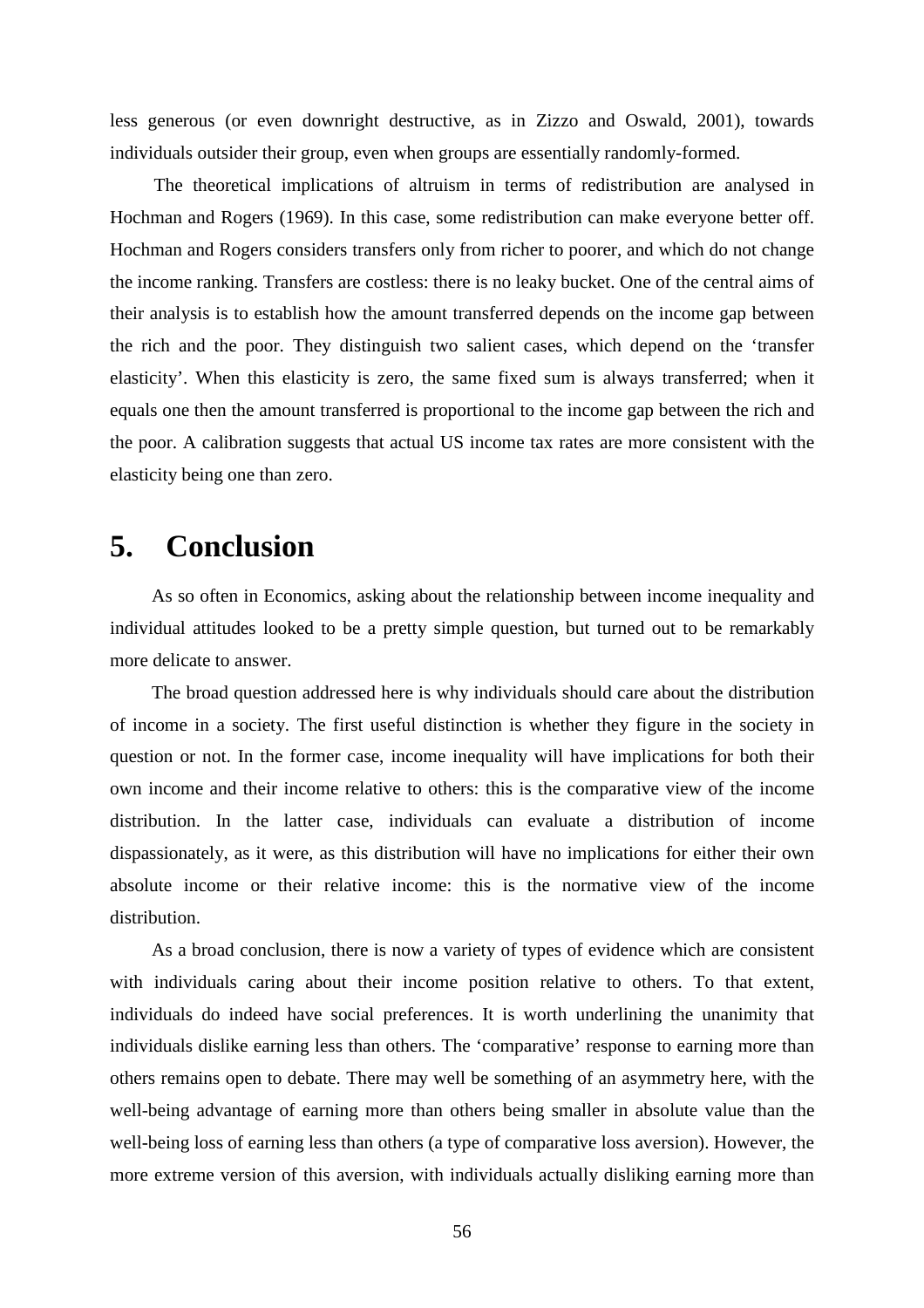less generous (or even downright destructive, as in Zizzo and Oswald, 2001), towards individuals outsider their group, even when groups are essentially randomly-formed.

The theoretical implications of altruism in terms of redistribution are analysed in Hochman and Rogers (1969). In this case, some redistribution can make everyone better off. Hochman and Rogers considers transfers only from richer to poorer, and which do not change the income ranking. Transfers are costless: there is no leaky bucket. One of the central aims of their analysis is to establish how the amount transferred depends on the income gap between the rich and the poor. They distinguish two salient cases, which depend on the 'transfer elasticity'. When this elasticity is zero, the same fixed sum is always transferred; when it equals one then the amount transferred is proportional to the income gap between the rich and the poor. A calibration suggests that actual US income tax rates are more consistent with the elasticity being one than zero.

# 5. Conclusion

As so often in Economics, asking about the relationship between income inequality and individual attitudes looked to be a pretty simple question, but turned out to be remarkably more delicate to answer.

The broad question addressed here is why individuals should care about the distribution of income in a society. The first useful distinction is whether they figure in the society in question or not. In the former case, income inequality will have implications for both their own income and their income relative to others: this is the comparative view of the income distribution. In the latter case, individuals can evaluate a distribution of income dispassionately, as it were, as this distribution will have no implications for either their own absolute income or their relative income: this is the normative view of the income distribution.

As a broad conclusion, there is now a variety of types of evidence which are consistent with individuals caring about their income position relative to others. To that extent, individuals do indeed have social preferences. It is worth underlining the unanimity that individuals dislike earning less than others. The 'comparative' response to earning more than others remains open to debate. There may well be something of an asymmetry here, with the well-being advantage of earning more than others being smaller in absolute value than the well-being loss of earning less than others (a type of comparative loss aversion). However, the more extreme version of this aversion, with individuals actually disliking earning more than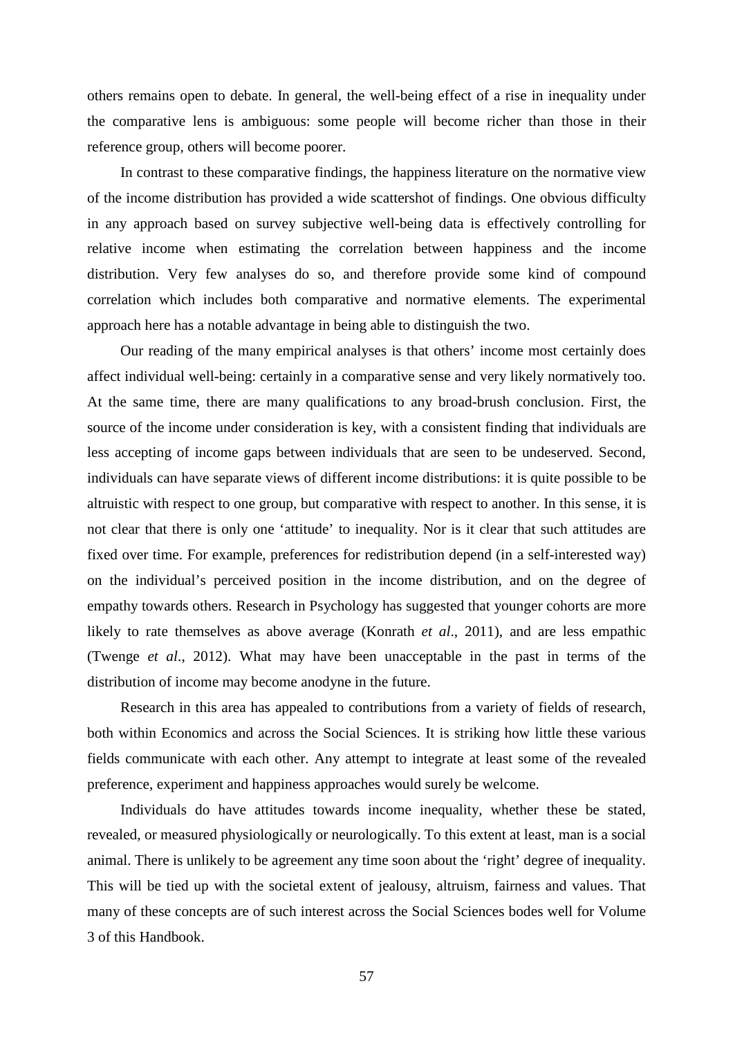others remains open to debate. In general, the well-being effect of a rise in inequality under the comparative lens is ambiguous: some people will become richer than those in their reference group, others will become poorer.

In contrast to these comparative findings, the happiness literature on the normative view of the income distribution has provided a wide scattershot of findings. One obvious difficulty in any approach based on survey subjective well-being data is effectively controlling for relative income when estimating the correlation between happiness and the income distribution. Very few analyses do so, and therefore provide some kind of compound correlation which includes both comparative and normative elements. The experimental approach here has a notable advantage in being able to distinguish the two.

Our reading of the many empirical analyses is that others' income most certainly does affect individual well-being: certainly in a comparative sense and very likely normatively too. At the same time, there are many qualifications to any broad-brush conclusion. First, the source of the income under consideration is key, with a consistent finding that individuals are less accepting of income gaps between individuals that are seen to be undeserved. Second, individuals can have separate views of different income distributions: it is quite possible to be altruistic with respect to one group, but comparative with respect to another. In this sense, it is not clear that there is only one 'attitude' to inequality. Nor is it clear that such attitudes are fixed over time. For example, preferences for redistribution depend (in a self-interested way) on the individual's perceived position in the income distribution, and on the degree of empathy towards others. Research in Psychology has suggested that younger cohorts are more likely to rate themselves as above average (Konrath *et al*., 2011), and are less empathic (Twenge *et al*., 2012). What may have been unacceptable in the past in terms of the distribution of income may become anodyne in the future.

Research in this area has appealed to contributions from a variety of fields of research, both within Economics and across the Social Sciences. It is striking how little these various fields communicate with each other. Any attempt to integrate at least some of the revealed preference, experiment and happiness approaches would surely be welcome.

Individuals do have attitudes towards income inequality, whether these be stated, revealed, or measured physiologically or neurologically. To this extent at least, man is a social animal. There is unlikely to be agreement any time soon about the 'right' degree of inequality. This will be tied up with the societal extent of jealousy, altruism, fairness and values. That many of these concepts are of such interest across the Social Sciences bodes well for Volume 3 of this Handbook.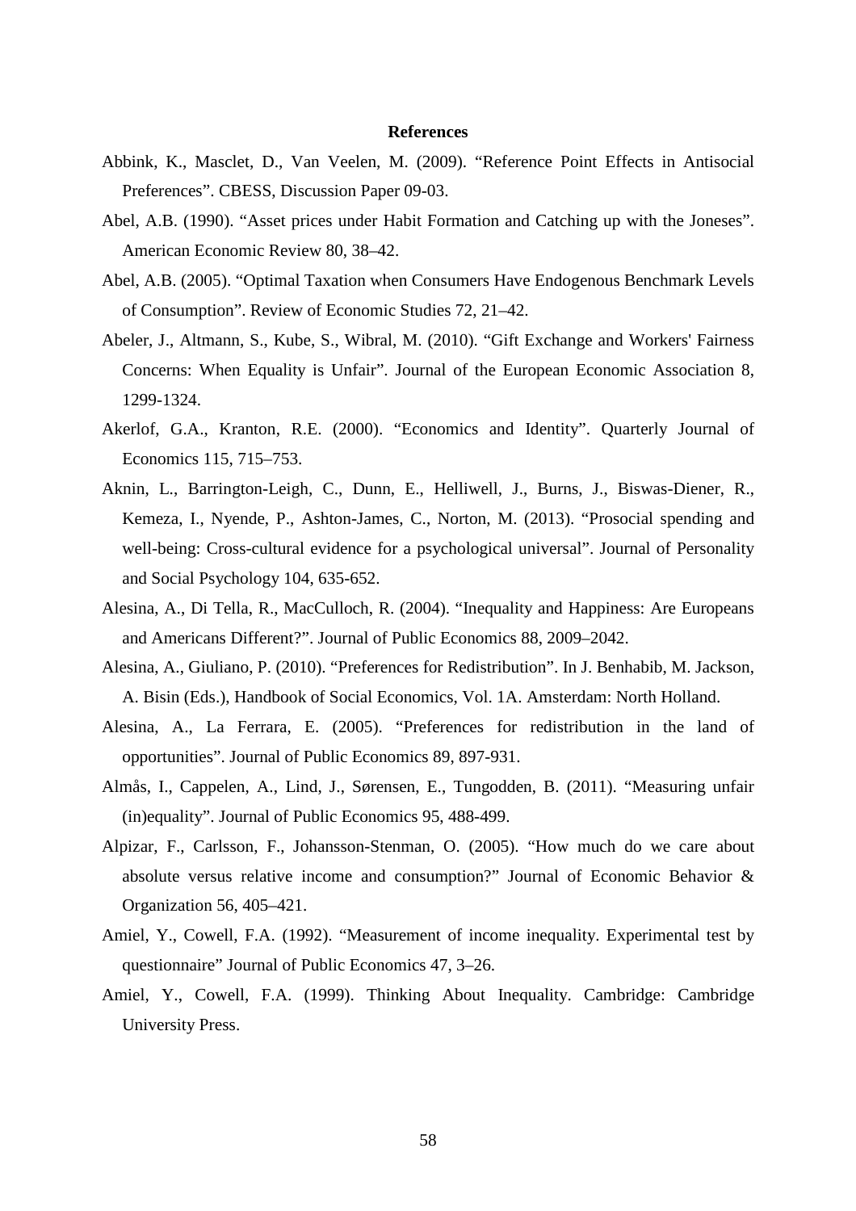**References**

Abbink, K., Masclet, D., Van Veelen, M. (2009). "Reference Point Effects in Antisocial Preferences". CBESS, Discussion Paper 09-03.

Abel, A.B. (1990). "Asset prices under Habit Formation and Catching up with the Joneses". American Economic Review 80, 38–42.

Abel, A.B. (2005). "Optimal Taxation when Consumers Have Endogenous Benchmark Levels of Consumption". Review of Economic Studies 72, 21–42.

Abeler, J., Altmann, S., Kube, S., Wibral, M. (2010). "Gift Exchange and Workers' Fairness Concerns: When Equality is Unfair". Journal of the European Economic Association 8, 1299-1324.

Akerlof, G.A., Kranton, R.E. (2000). "Economics and Identity". Quarterly Journal of Economics 115, 715–753.

Aknin, L., Barrington-Leigh, C., Dunn, E., Helliwell, J., Burns, J., Biswas-Diener, R., Kemeza, I., Nyende, P., Ashton-James, C., Norton, M. (2013). "Prosocial spending and well-being: Cross-cultural evidence for a psychological universal". Journal of Personality and Social Psychology 104, 635-652.

Alesina, A., Di Tella, R., MacCulloch, R. (2004). "Inequality and Happiness: Are Europeans and Americans Different?". Journal of Public Economics 88, 2009–2042.

Alesina, A., Giuliano, P. (2010). "Preferences for Redistribution". In J. Benhabib, M. Jackson, A. Bisin (Eds.), Handbook of Social Economics, Vol. 1A. Amsterdam: North Holland.

Alesina, A., La Ferrara, E. (2005). "Preferences for redistribution in the land of opportunities". Journal of Public Economics 89, 897-931.

Almås, I., Cappelen, A., Lind, J., Sørensen, E., Tungodden, B. (2011). "Measuring unfair (in)equality". Journal of Public Economics 95, 488-499.

Alpizar, F., Carlsson, F., Johansson-Stenman, O. (2005). "How much do we care about absolute versus relative income and consumption?" Journal of Economic Behavior & Organization 56, 405–421.

Amiel, Y., Cowell, F.A. (1992). "Measurement of income inequality. Experimental test by questionnaire" Journal of Public Economics 47, 3–26.

Amiel, Y., Cowell, F.A. (1999). Thinking About Inequality. Cambridge: Cambridge University Press.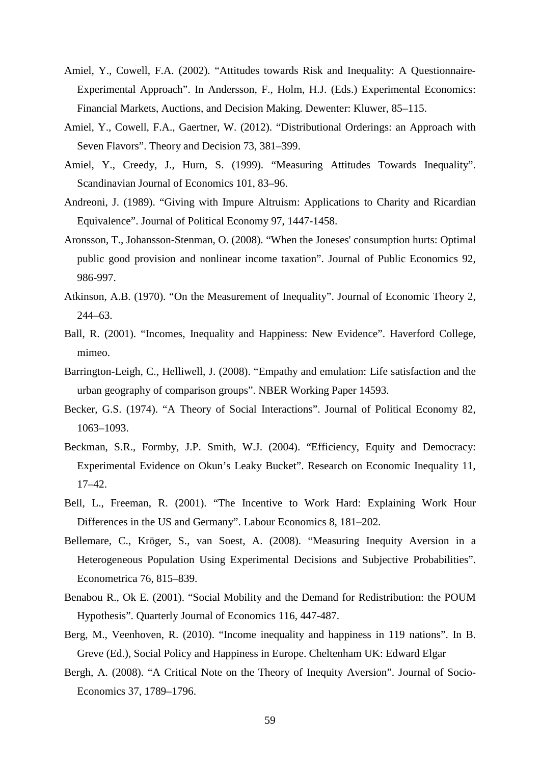Amiel, Y., Cowell, F.A. (2002). "Attitudes towards Risk and Inequality: A Questionnaire-Experimental Approach". In Andersson, F., Holm, H.J. (Eds.) Experimental Economics: Financial Markets, Auctions, and Decision Making. Dewenter: Kluwer, 85–115.

Amiel, Y., Cowell, F.A., Gaertner, W. (2012). "Distributional Orderings: an Approach with Seven Flavors". Theory and Decision 73, 381–399.

Amiel, Y., Creedy, J., Hurn, S. (1999). "Measuring Attitudes Towards Inequality". Scandinavian Journal of Economics 101, 83–96.

Andreoni, J. (1989). "Giving with Impure Altruism: Applications to Charity and Ricardian Equivalence". Journal of Political Economy 97, 1447-1458.

Aronsson, T., Johansson-Stenman, O. (2008). "When the Joneses' consumption hurts: Optimal public good provision and nonlinear income taxation". Journal of Public Economics 92, 986-997.

Atkinson, A.B. (1970). "On the Measurement of Inequality". Journal of Economic Theory 2, 244–63.

Ball, R. (2001). "Incomes, Inequality and Happiness: New Evidence". Haverford College, mimeo.

Barrington-Leigh, C., Helliwell, J. (2008). "Empathy and emulation: Life satisfaction and the urban geography of comparison groups". NBER Working Paper 14593.

Becker, G.S. (1974). "A Theory of Social Interactions". Journal of Political Economy 82, 1063–1093.

Beckman, S.R., Formby, J.P. Smith, W.J. (2004). "Efficiency, Equity and Democracy: Experimental Evidence on Okun's Leaky Bucket". Research on Economic Inequality 11, 17–42.

Bell, L., Freeman, R. (2001). "The Incentive to Work Hard: Explaining Work Hour Differences in the US and Germany". Labour Economics 8, 181–202.

Bellemare, C., Kröger, S., van Soest, A. (2008). "Measuring Inequity Aversion in a Heterogeneous Population Using Experimental Decisions and Subjective Probabilities". Econometrica 76, 815–839.

Benabou R., Ok E. (2001). "Social Mobility and the Demand for Redistribution: the POUM Hypothesis". Quarterly Journal of Economics 116, 447-487.

Berg, M., Veenhoven, R. (2010). "Income inequality and happiness in 119 nations". In B. Greve (Ed.), Social Policy and Happiness in Europe. Cheltenham UK: Edward Elgar

Bergh, A. (2008). "A Critical Note on the Theory of Inequity Aversion". Journal of Socio-Economics 37, 1789–1796.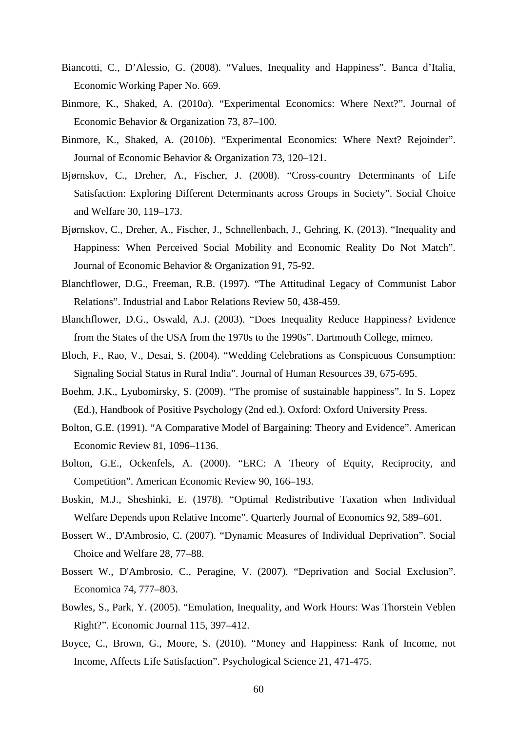Biancotti, C., D'Alessio, G. (2008). "Values, Inequality and Happiness". Banca d'Italia, Economic Working Paper No. 669.

Binmore, K., Shaked, A. (2010*a*). "Experimental Economics: Where Next?". Journal of Economic Behavior & Organization 73, 87–100.

Binmore, K., Shaked, A. (2010*b*). "Experimental Economics: Where Next? Rejoinder". Journal of Economic Behavior & Organization 73, 120–121.

Bjørnskov, C., Dreher, A., Fischer, J. (2008). "Cross-country Determinants of Life Satisfaction: Exploring Different Determinants across Groups in Society". Social Choice and Welfare 30, 119–173.

Bjørnskov, C., Dreher, A., Fischer, J., Schnellenbach, J., Gehring, K. (2013). "Inequality and Happiness: When Perceived Social Mobility and Economic Reality Do Not Match". Journal of Economic Behavior & Organization 91, 75-92.

Blanchflower, D.G., Freeman, R.B. (1997). "The Attitudinal Legacy of Communist Labor Relations". Industrial and Labor Relations Review 50, 438-459.

Blanchflower, D.G., Oswald, A.J. (2003). "Does Inequality Reduce Happiness? Evidence from the States of the USA from the 1970s to the 1990s". Dartmouth College, mimeo.

Bloch, F., Rao, V., Desai, S. (2004). "Wedding Celebrations as Conspicuous Consumption: Signaling Social Status in Rural India". Journal of Human Resources 39, 675-695.

Boehm, J.K., Lyubomirsky, S. (2009). "The promise of sustainable happiness". In S. Lopez (Ed.), Handbook of Positive Psychology (2nd ed.). Oxford: Oxford University Press.

Bolton, G.E. (1991). "A Comparative Model of Bargaining: Theory and Evidence". American Economic Review 81, 1096–1136.

Bolton, G.E., Ockenfels, A. (2000). "ERC: A Theory of Equity, Reciprocity, and Competition". American Economic Review 90, 166–193.

Boskin, M.J., Sheshinki, E. (1978). "Optimal Redistributive Taxation when Individual Welfare Depends upon Relative Income". Quarterly Journal of Economics 92, 589–601.

Bossert W., D'Ambrosio, C. (2007). "Dynamic Measures of Individual Deprivation". Social Choice and Welfare 28, 77–88.

Bossert W., D'Ambrosio, C., Peragine, V. (2007). "Deprivation and Social Exclusion". Economica 74, 777–803.

Bowles, S., Park, Y. (2005). "Emulation, Inequality, and Work Hours: Was Thorstein Veblen Right?". Economic Journal 115, 397–412.

Boyce, C., Brown, G., Moore, S. (2010). "Money and Happiness: Rank of Income, not Income, Affects Life Satisfaction". Psychological Science 21, 471-475.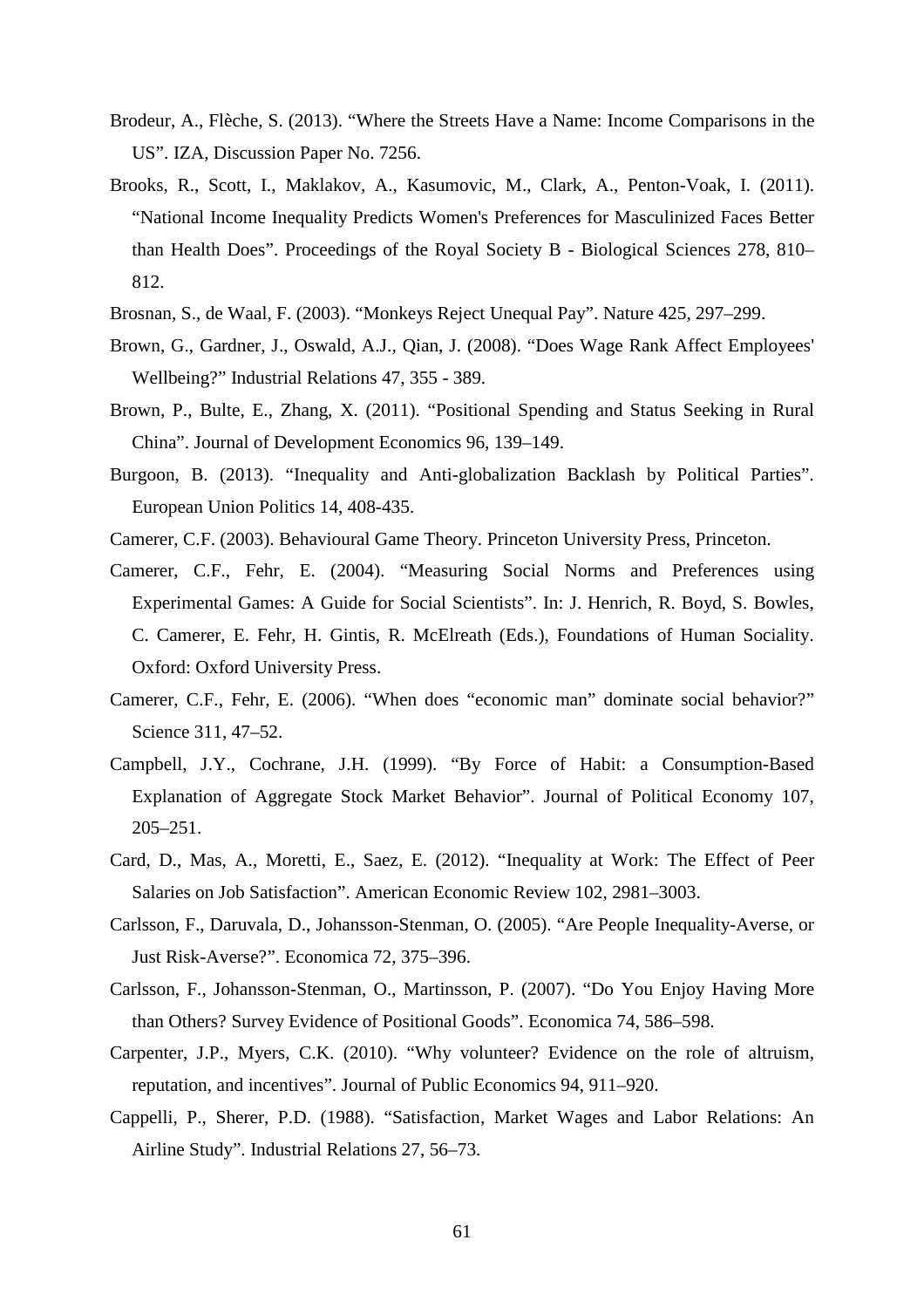Brodeur, A., Flèche, S. (2013). “Where the Streets Have a Name: Income Comparisons in the US”. IZA, Discussion Paper No. 7256.

Brooks, R., Scott, I., Maklakov, A., Kasumovic, M., Clark, A., Penton-Voak, I. (2011). “National Income Inequality Predicts Women's Preferences for Masculinized Faces Better than Health Does”. Proceedings of the Royal Society B - Biological Sciences 278, 810–812.

Brosnan, S., de Waal, F. (2003). “Monkeys Reject Unequal Pay”. Nature 425, 297–299.

Brown, G., Gardner, J., Oswald, A.J., Qian, J. (2008). “Does Wage Rank Affect Employees' Wellbeing?” Industrial Relations 47, 355 - 389.

Brown, P., Bulte, E., Zhang, X. (2011). “Positional Spending and Status Seeking in Rural China”. Journal of Development Economics 96, 139–149.

Burgoon, B. (2013). “Inequality and Anti-globalization Backlash by Political Parties”. European Union Politics 14, 408-435.

Camerer, C.F. (2003). Behavioural Game Theory. Princeton University Press, Princeton.

Camerer, C.F., Fehr, E. (2004). “Measuring Social Norms and Preferences using Experimental Games: A Guide for Social Scientists”. In: J. Henrich, R. Boyd, S. Bowles, C. Camerer, E. Fehr, H. Gintis, R. McElreath (Eds.), Foundations of Human Sociality. Oxford: Oxford University Press.

Camerer, C.F., Fehr, E. (2006). “When does “economic man” dominate social behavior?” Science 311, 47–52.

Campbell, J.Y., Cochrane, J.H. (1999). “By Force of Habit: a Consumption-Based Explanation of Aggregate Stock Market Behavior”. Journal of Political Economy 107, 205–251.

Card, D., Mas, A., Moretti, E., Saez, E. (2012). “Inequality at Work: The Effect of Peer Salaries on Job Satisfaction”. American Economic Review 102, 2981–3003.

Carlsson, F., Daruvala, D., Johansson-Stenman, O. (2005). “Are People Inequality-Averse, or Just Risk-Averse?”. Economica 72, 375–396.

Carlsson, F., Johansson-Stenman, O., Martinsson, P. (2007). “Do You Enjoy Having More than Others? Survey Evidence of Positional Goods”. Economica 74, 586–598.

Carpenter, J.P., Myers, C.K. (2010). “Why volunteer? Evidence on the role of altruism, reputation, and incentives”. Journal of Public Economics 94, 911–920.

Cappelli, P., Sherer, P.D. (1988). “Satisfaction, Market Wages and Labor Relations: An Airline Study”. Industrial Relations 27, 56–73.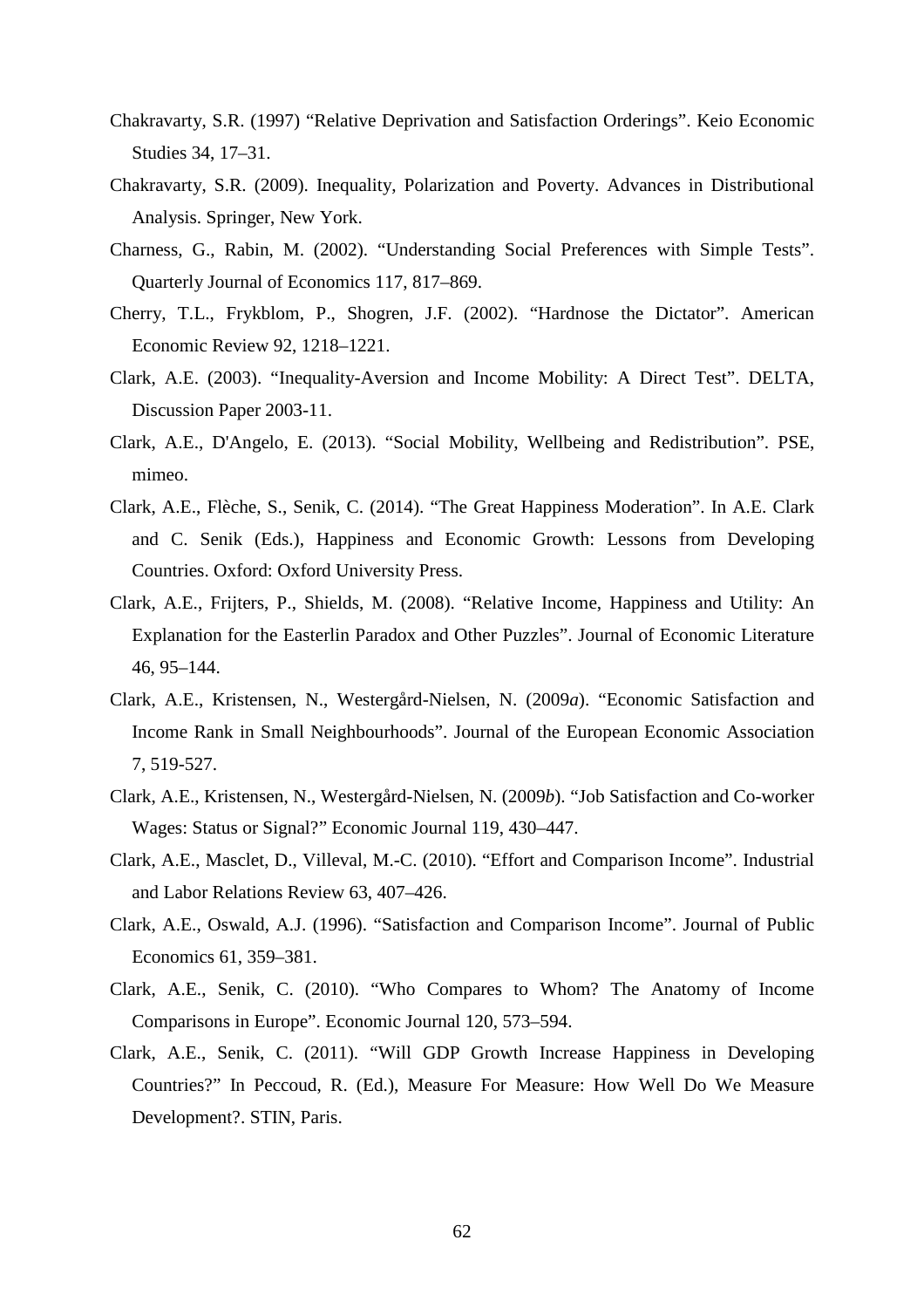Chakravarty, S.R. (1997) “Relative Deprivation and Satisfaction Orderings”. Keio Economic Studies 34, 17–31.

Chakravarty, S.R. (2009). Inequality, Polarization and Poverty. Advances in Distributional Analysis. Springer, New York.

Charness, G., Rabin, M. (2002). “Understanding Social Preferences with Simple Tests”. Quarterly Journal of Economics 117, 817–869.

Cherry, T.L., Frykblom, P., Shogren, J.F. (2002). “Hardnose the Dictator”. American Economic Review 92, 1218–1221.

Clark, A.E. (2003). “Inequality-Aversion and Income Mobility: A Direct Test”. DELTA, Discussion Paper 2003-11.

Clark, A.E., D'Angelo, E. (2013). “Social Mobility, Wellbeing and Redistribution”. PSE, mimeo.

Clark, A.E., Flèche, S., Senik, C. (2014). “The Great Happiness Moderation”. In A.E. Clark and C. Senik (Eds.), Happiness and Economic Growth: Lessons from Developing Countries. Oxford: Oxford University Press.

Clark, A.E., Frijters, P., Shields, M. (2008). “Relative Income, Happiness and Utility: An Explanation for the Easterlin Paradox and Other Puzzles”. Journal of Economic Literature 46, 95–144.

Clark, A.E., Kristensen, N., Westergård-Nielsen, N. (2009*a*). “Economic Satisfaction and Income Rank in Small Neighbourhoods”. Journal of the European Economic Association 7, 519-527.

Clark, A.E., Kristensen, N., Westergård-Nielsen, N. (2009*b*). “Job Satisfaction and Co-worker Wages: Status or Signal?” Economic Journal 119, 430–447.

Clark, A.E., Masclet, D., Villeval, M.-C. (2010). “Effort and Comparison Income”. Industrial and Labor Relations Review 63, 407–426.

Clark, A.E., Oswald, A.J. (1996). “Satisfaction and Comparison Income”. Journal of Public Economics 61, 359–381.

Clark, A.E., Senik, C. (2010). “Who Compares to Whom? The Anatomy of Income Comparisons in Europe”. Economic Journal 120, 573–594.

Clark, A.E., Senik, C. (2011). “Will GDP Growth Increase Happiness in Developing Countries?” In Peccoud, R. (Ed.), Measure For Measure: How Well Do We Measure Development?. STIN, Paris.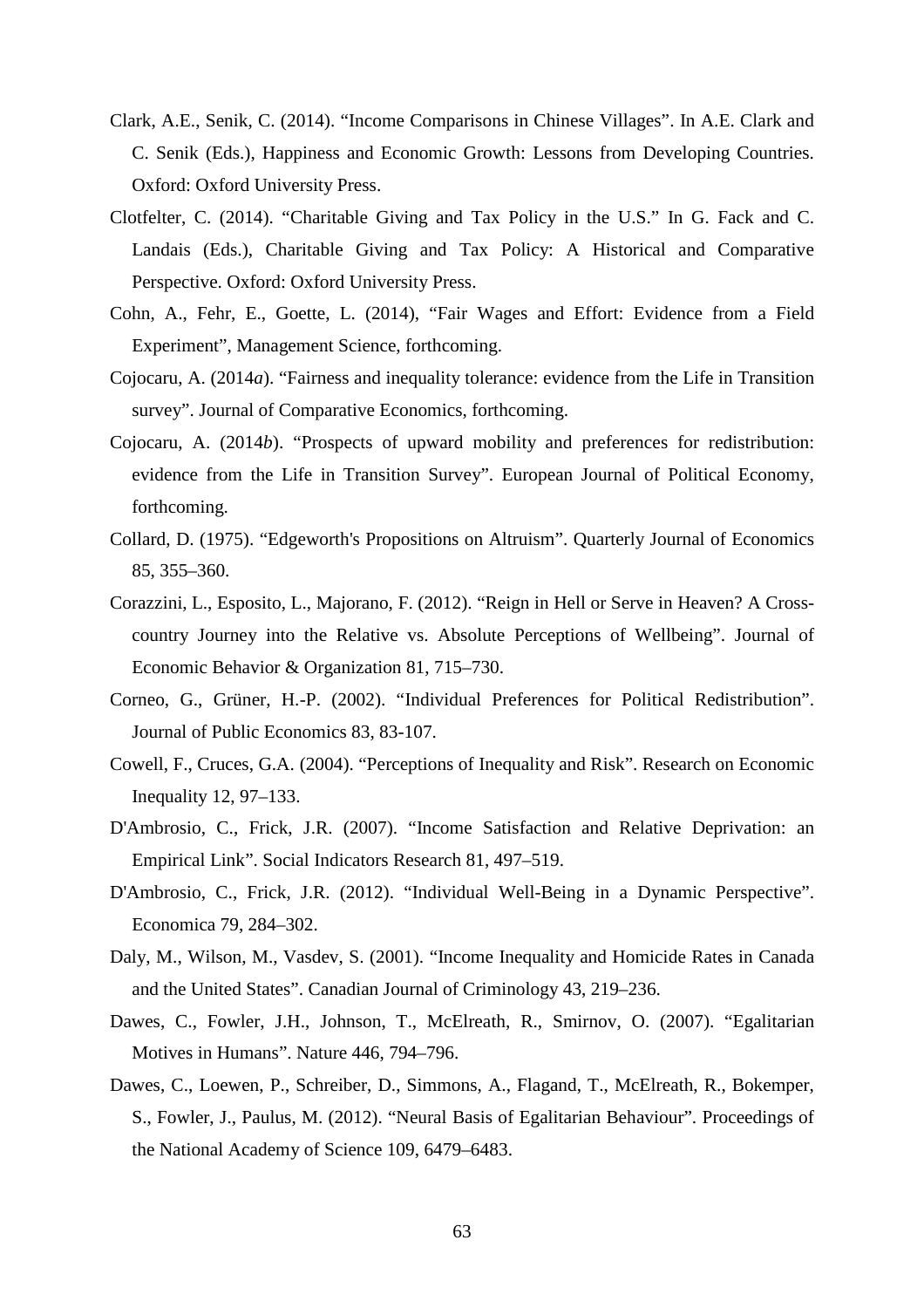Clark, A.E., Senik, C. (2014). "Income Comparisons in Chinese Villages". In A.E. Clark and C. Senik (Eds.), Happiness and Economic Growth: Lessons from Developing Countries. Oxford: Oxford University Press.

Clotfelter, C. (2014). "Charitable Giving and Tax Policy in the U.S." In G. Fack and C. Landais (Eds.), Charitable Giving and Tax Policy: A Historical and Comparative Perspective. Oxford: Oxford University Press.

Cohn, A., Fehr, E., Goette, L. (2014), "Fair Wages and Effort: Evidence from a Field Experiment", Management Science, forthcoming.

Cojocaru, A. (2014*a*). "Fairness and inequality tolerance: evidence from the Life in Transition survey". Journal of Comparative Economics, forthcoming.

Cojocaru, A. (2014*b*). "Prospects of upward mobility and preferences for redistribution: evidence from the Life in Transition Survey". European Journal of Political Economy, forthcoming.

Collard, D. (1975). "Edgeworth's Propositions on Altruism". Quarterly Journal of Economics 85, 355–360.

Corazzini, L., Esposito, L., Majorano, F. (2012). "Reign in Hell or Serve in Heaven? A Cross-country Journey into the Relative vs. Absolute Perceptions of Wellbeing". Journal of Economic Behavior & Organization 81, 715–730.

Corneo, G., Grüner, H.-P. (2002). "Individual Preferences for Political Redistribution". Journal of Public Economics 83, 83-107.

Cowell, F., Cruces, G.A. (2004). "Perceptions of Inequality and Risk". Research on Economic Inequality 12, 97–133.

D'Ambrosio, C., Frick, J.R. (2007). "Income Satisfaction and Relative Deprivation: an Empirical Link". Social Indicators Research 81, 497–519.

D'Ambrosio, C., Frick, J.R. (2012). "Individual Well-Being in a Dynamic Perspective". Economica 79, 284–302.

Daly, M., Wilson, M., Vasdev, S. (2001). "Income Inequality and Homicide Rates in Canada and the United States". Canadian Journal of Criminology 43, 219–236.

Dawes, C., Fowler, J.H., Johnson, T., McElreath, R., Smirnov, O. (2007). "Egalitarian Motives in Humans". Nature 446, 794–796.

Dawes, C., Loewen, P., Schreiber, D., Simmons, A., Flagand, T., McElreath, R., Bokemper, S., Fowler, J., Paulus, M. (2012). "Neural Basis of Egalitarian Behaviour". Proceedings of the National Academy of Science 109, 6479–6483.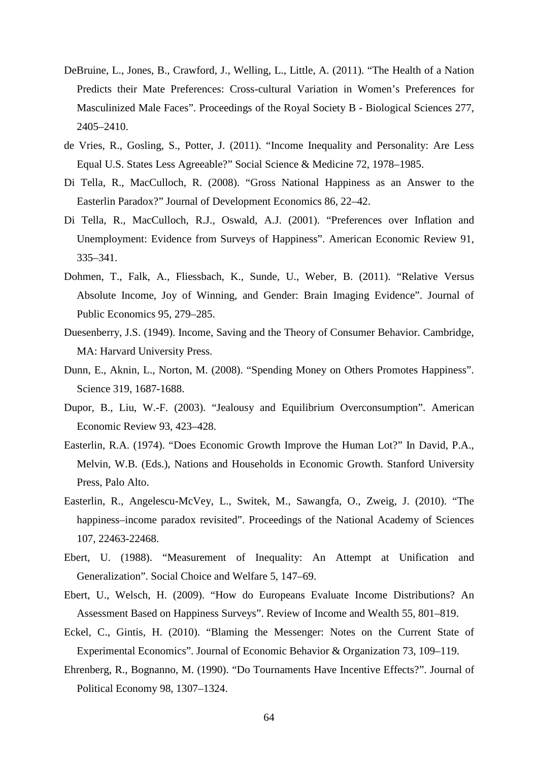DeBruine, L., Jones, B., Crawford, J., Welling, L., Little, A. (2011). "The Health of a Nation Predicts their Mate Preferences: Cross-cultural Variation in Women's Preferences for Masculinized Male Faces". Proceedings of the Royal Society B - Biological Sciences 277, 2405–2410.

de Vries, R., Gosling, S., Potter, J. (2011). "Income Inequality and Personality: Are Less Equal U.S. States Less Agreeable?" Social Science & Medicine 72, 1978–1985.

Di Tella, R., MacCulloch, R. (2008). "Gross National Happiness as an Answer to the Easterlin Paradox?" Journal of Development Economics 86, 22–42.

Di Tella, R., MacCulloch, R.J., Oswald, A.J. (2001). "Preferences over Inflation and Unemployment: Evidence from Surveys of Happiness". American Economic Review 91, 335–341.

Dohmen, T., Falk, A., Fliessbach, K., Sunde, U., Weber, B. (2011). "Relative Versus Absolute Income, Joy of Winning, and Gender: Brain Imaging Evidence". Journal of Public Economics 95, 279–285.

Duesenberry, J.S. (1949). Income, Saving and the Theory of Consumer Behavior. Cambridge, MA: Harvard University Press.

Dunn, E., Aknin, L., Norton, M. (2008). "Spending Money on Others Promotes Happiness". Science 319, 1687-1688.

Dupor, B., Liu, W.-F. (2003). "Jealousy and Equilibrium Overconsumption". American Economic Review 93, 423–428.

Easterlin, R.A. (1974). "Does Economic Growth Improve the Human Lot?" In David, P.A., Melvin, W.B. (Eds.), Nations and Households in Economic Growth. Stanford University Press, Palo Alto.

Easterlin, R., Angelescu-McVey, L., Switek, M., Sawangfa, O., Zweig, J. (2010). "The happiness–income paradox revisited". Proceedings of the National Academy of Sciences 107, 22463-22468.

Ebert, U. (1988). "Measurement of Inequality: An Attempt at Unification and Generalization". Social Choice and Welfare 5, 147–69.

Ebert, U., Welsch, H. (2009). "How do Europeans Evaluate Income Distributions? An Assessment Based on Happiness Surveys". Review of Income and Wealth 55, 801–819.

Eckel, C., Gintis, H. (2010). "Blaming the Messenger: Notes on the Current State of Experimental Economics". Journal of Economic Behavior & Organization 73, 109–119.

Ehrenberg, R., Bognanno, M. (1990). "Do Tournaments Have Incentive Effects?". Journal of Political Economy 98, 1307–1324.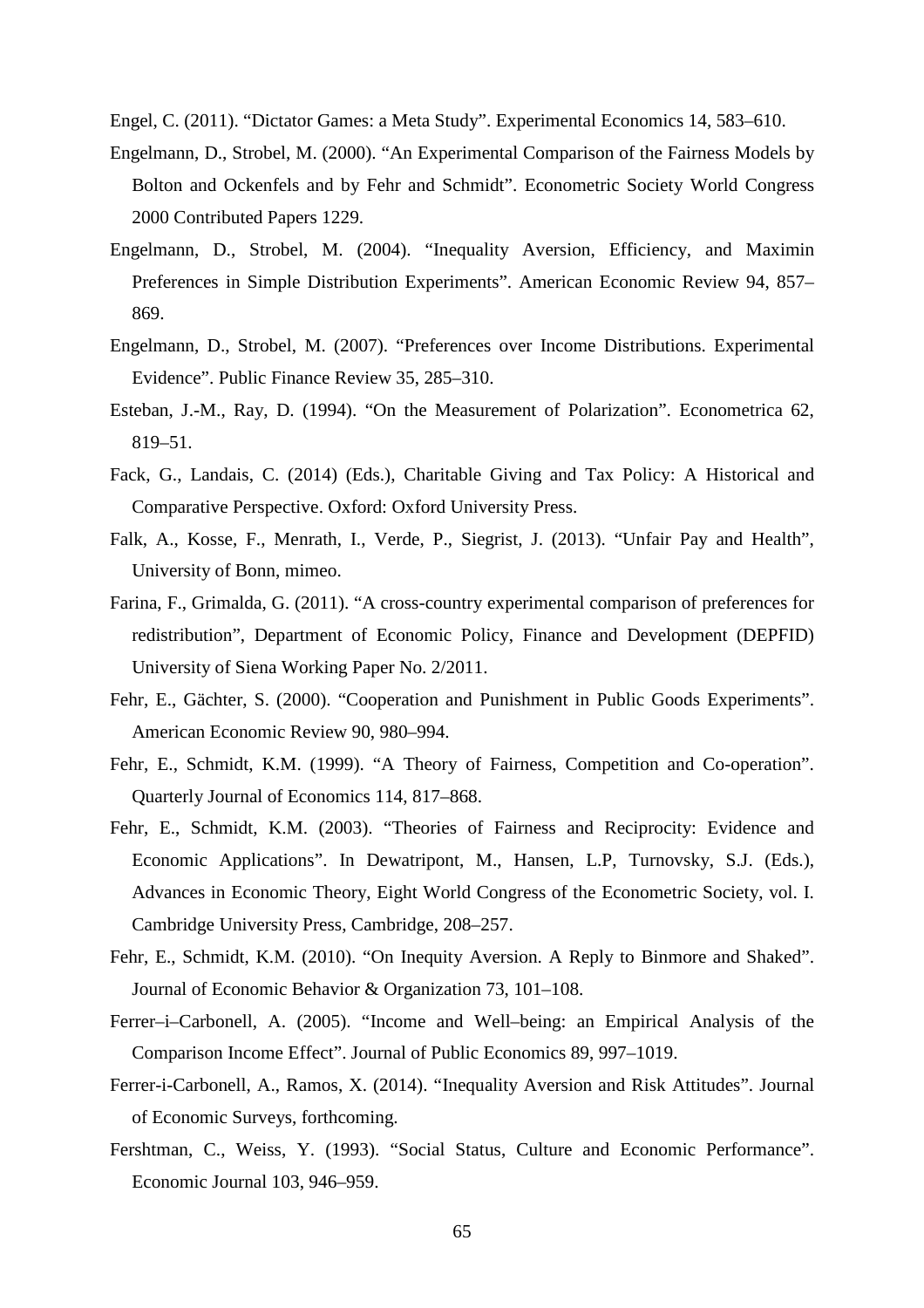Engel, C. (2011). “Dictator Games: a Meta Study”. Experimental Economics 14, 583–610.

Engelmann, D., Strobel, M. (2000). “An Experimental Comparison of the Fairness Models by Bolton and Ockenfels and by Fehr and Schmidt”. Econometric Society World Congress 2000 Contributed Papers 1229.

Engelmann, D., Strobel, M. (2004). “Inequality Aversion, Efficiency, and Maximin Preferences in Simple Distribution Experiments”. American Economic Review 94, 857–869.

Engelmann, D., Strobel, M. (2007). “Preferences over Income Distributions. Experimental Evidence”. Public Finance Review 35, 285–310.

Esteban, J.-M., Ray, D. (1994). “On the Measurement of Polarization”. Econometrica 62, 819–51.

Fack, G., Landais, C. (2014) (Eds.), Charitable Giving and Tax Policy: A Historical and Comparative Perspective. Oxford: Oxford University Press.

Falk, A., Kosse, F., Menrath, I., Verde, P., Siegrist, J. (2013). “Unfair Pay and Health”, University of Bonn, mimeo.

Farina, F., Grimalda, G. (2011). “A cross-country experimental comparison of preferences for redistribution”, Department of Economic Policy, Finance and Development (DEPFID) University of Siena Working Paper No. 2/2011.

Fehr, E., Gächter, S. (2000). “Cooperation and Punishment in Public Goods Experiments”. American Economic Review 90, 980–994.

Fehr, E., Schmidt, K.M. (1999). “A Theory of Fairness, Competition and Co-operation”. Quarterly Journal of Economics 114, 817–868.

Fehr, E., Schmidt, K.M. (2003). “Theories of Fairness and Reciprocity: Evidence and Economic Applications”. In Dewatripont, M., Hansen, L.P, Turnovsky, S.J. (Eds.), Advances in Economic Theory, Eight World Congress of the Econometric Society, vol. I. Cambridge University Press, Cambridge, 208–257.

Fehr, E., Schmidt, K.M. (2010). “On Inequity Aversion. A Reply to Binmore and Shaked”. Journal of Economic Behavior & Organization 73, 101–108.

Ferrer–i–Carbonell, A. (2005). “Income and Well–being: an Empirical Analysis of the Comparison Income Effect”. Journal of Public Economics 89, 997–1019.

Ferrer-i-Carbonell, A., Ramos, X. (2014). “Inequality Aversion and Risk Attitudes”. Journal of Economic Surveys, forthcoming.

Fershtman, C., Weiss, Y. (1993). “Social Status, Culture and Economic Performance”. Economic Journal 103, 946–959.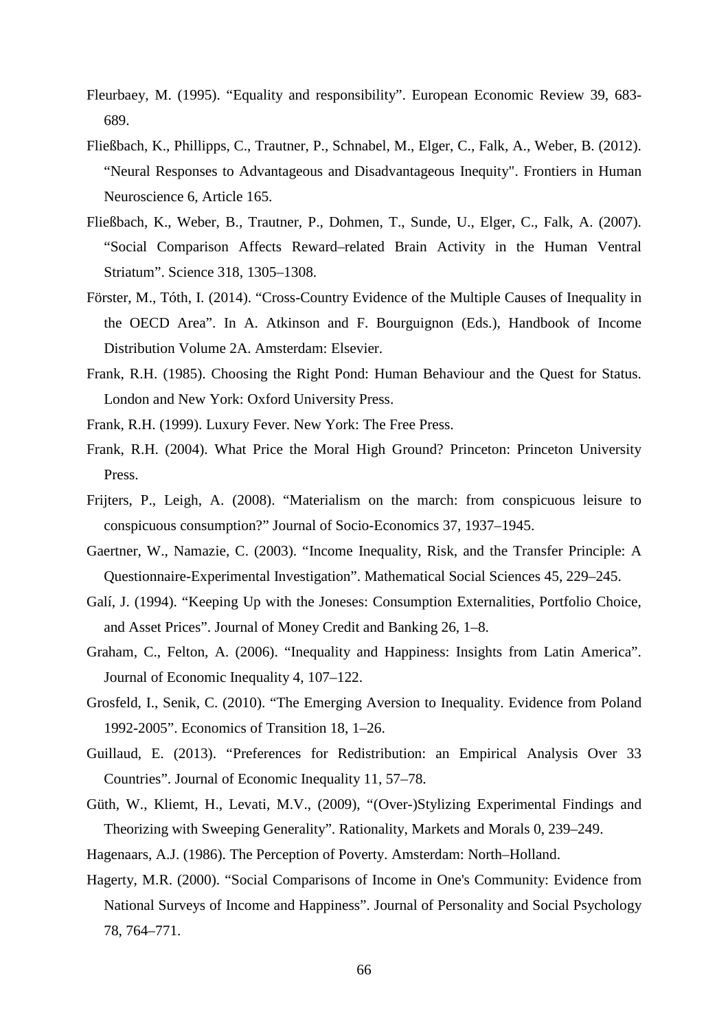Fleurbaey, M. (1995). “Equality and responsibility”. European Economic Review 39, 683-689.

Fließbach, K., Phillipps, C., Trautner, P., Schnabel, M., Elger, C., Falk, A., Weber, B. (2012). “Neural Responses to Advantageous and Disadvantageous Inequity". Frontiers in Human Neuroscience 6, Article 165.

Fließbach, K., Weber, B., Trautner, P., Dohmen, T., Sunde, U., Elger, C., Falk, A. (2007). “Social Comparison Affects Reward–related Brain Activity in the Human Ventral Striatum”. Science 318, 1305–1308.

Förster, M., Tóth, I. (2014). “Cross-Country Evidence of the Multiple Causes of Inequality in the OECD Area”. In A. Atkinson and F. Bourguignon (Eds.), Handbook of Income Distribution Volume 2A. Amsterdam: Elsevier.

Frank, R.H. (1985). Choosing the Right Pond: Human Behaviour and the Quest for Status. London and New York: Oxford University Press.

Frank, R.H. (1999). Luxury Fever. New York: The Free Press.

Frank, R.H. (2004). What Price the Moral High Ground? Princeton: Princeton University Press.

Frijters, P., Leigh, A. (2008). “Materialism on the march: from conspicuous leisure to conspicuous consumption?” Journal of Socio-Economics 37, 1937–1945.

Gaertner, W., Namazie, C. (2003). “Income Inequality, Risk, and the Transfer Principle: A Questionnaire-Experimental Investigation”. Mathematical Social Sciences 45, 229–245.

Galí, J. (1994). “Keeping Up with the Joneses: Consumption Externalities, Portfolio Choice, and Asset Prices”. Journal of Money Credit and Banking 26, 1–8.

Graham, C., Felton, A. (2006). “Inequality and Happiness: Insights from Latin America”. Journal of Economic Inequality 4, 107–122.

Grosfeld, I., Senik, C. (2010). “The Emerging Aversion to Inequality. Evidence from Poland 1992-2005”. Economics of Transition 18, 1–26.

Guillaud, E. (2013). “Preferences for Redistribution: an Empirical Analysis Over 33 Countries”. Journal of Economic Inequality 11, 57–78.

Güth, W., Kliemt, H., Levati, M.V., (2009), “(Over-)Stylizing Experimental Findings and Theorizing with Sweeping Generality”. Rationality, Markets and Morals 0, 239–249.

Hagenaars, A.J. (1986). The Perception of Poverty. Amsterdam: North–Holland.

Hagerty, M.R. (2000). “Social Comparisons of Income in One's Community: Evidence from National Surveys of Income and Happiness”. Journal of Personality and Social Psychology 78, 764–771.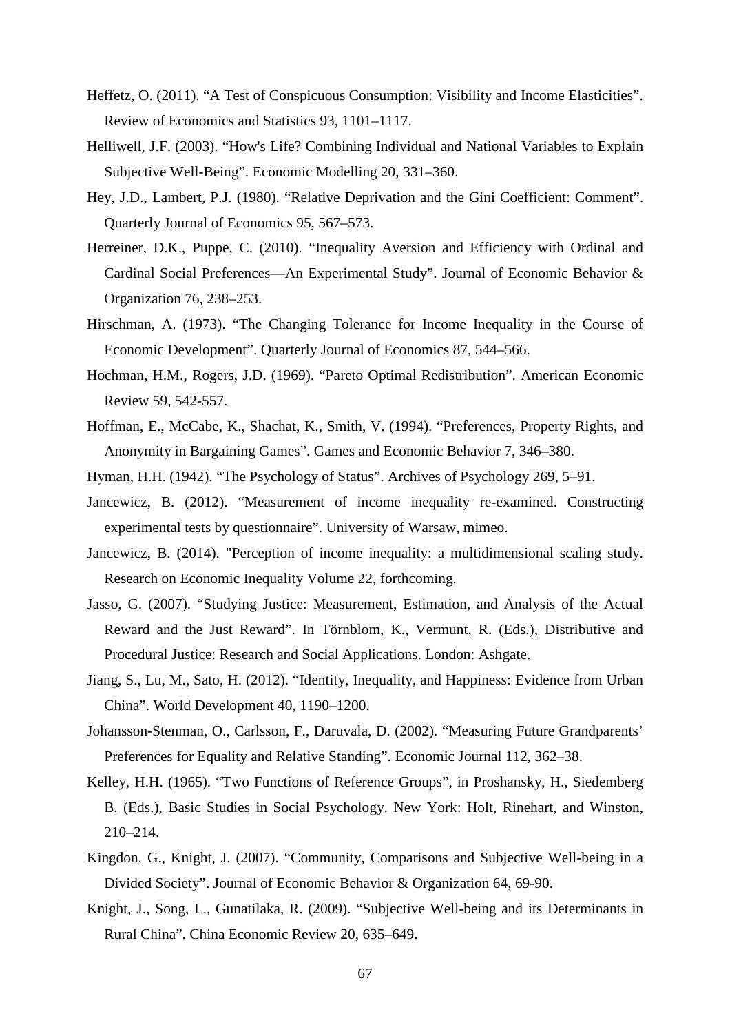Heffetz, O. (2011). "A Test of Conspicuous Consumption: Visibility and Income Elasticities". Review of Economics and Statistics 93, 1101–1117.

Helliwell, J.F. (2003). "How's Life? Combining Individual and National Variables to Explain Subjective Well-Being". Economic Modelling 20, 331–360.

Hey, J.D., Lambert, P.J. (1980). "Relative Deprivation and the Gini Coefficient: Comment". Quarterly Journal of Economics 95, 567–573.

Herreiner, D.K., Puppe, C. (2010). "Inequality Aversion and Efficiency with Ordinal and Cardinal Social Preferences—An Experimental Study". Journal of Economic Behavior & Organization 76, 238–253.

Hirschman, A. (1973). "The Changing Tolerance for Income Inequality in the Course of Economic Development". Quarterly Journal of Economics 87, 544–566.

Hochman, H.M., Rogers, J.D. (1969). "Pareto Optimal Redistribution". American Economic Review 59, 542-557.

Hoffman, E., McCabe, K., Shachat, K., Smith, V. (1994). "Preferences, Property Rights, and Anonymity in Bargaining Games". Games and Economic Behavior 7, 346–380.

Hyman, H.H. (1942). "The Psychology of Status". Archives of Psychology 269, 5–91.

Jancewicz, B. (2012). "Measurement of income inequality re-examined. Constructing experimental tests by questionnaire". University of Warsaw, mimeo.

Jancewicz, B. (2014). "Perception of income inequality: a multidimensional scaling study. Research on Economic Inequality Volume 22, forthcoming.

Jasso, G. (2007). "Studying Justice: Measurement, Estimation, and Analysis of the Actual Reward and the Just Reward". In Törnblom, K., Vermunt, R. (Eds.), Distributive and Procedural Justice: Research and Social Applications. London: Ashgate.

Jiang, S., Lu, M., Sato, H. (2012). "Identity, Inequality, and Happiness: Evidence from Urban China". World Development 40, 1190–1200.

Johansson-Stenman, O., Carlsson, F., Daruvala, D. (2002). "Measuring Future Grandparents' Preferences for Equality and Relative Standing". Economic Journal 112, 362–38.

Kelley, H.H. (1965). "Two Functions of Reference Groups", in Proshansky, H., Siedemberg B. (Eds.), Basic Studies in Social Psychology. New York: Holt, Rinehart, and Winston, 210–214.

Kingdon, G., Knight, J. (2007). "Community, Comparisons and Subjective Well-being in a Divided Society". Journal of Economic Behavior & Organization 64, 69-90.

Knight, J., Song, L., Gunatilaka, R. (2009). "Subjective Well-being and its Determinants in Rural China". China Economic Review 20, 635–649.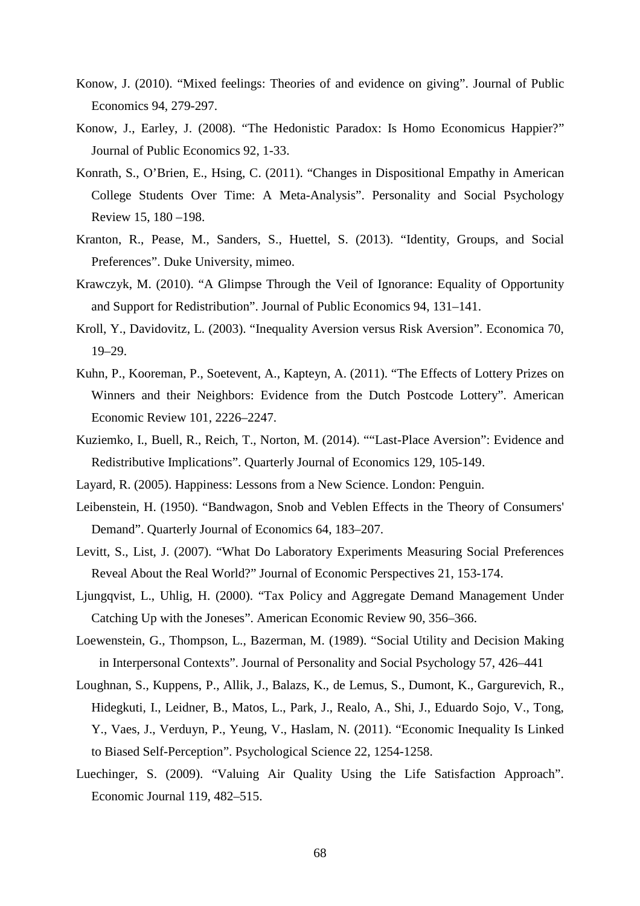Konow, J. (2010). “Mixed feelings: Theories of and evidence on giving”. Journal of Public Economics 94, 279-297.

Konow, J., Earley, J. (2008). “The Hedonistic Paradox: Is Homo Economicus Happier?” Journal of Public Economics 92, 1-33.

Konrath, S., O’Brien, E., Hsing, C. (2011). “Changes in Dispositional Empathy in American College Students Over Time: A Meta-Analysis”. Personality and Social Psychology Review 15, 180 –198.

Kranton, R., Pease, M., Sanders, S., Huettel, S. (2013). “Identity, Groups, and Social Preferences”. Duke University, mimeo.

Krawczyk, M. (2010). “A Glimpse Through the Veil of Ignorance: Equality of Opportunity and Support for Redistribution”. Journal of Public Economics 94, 131–141.

Kroll, Y., Davidovitz, L. (2003). “Inequality Aversion versus Risk Aversion”. Economica 70, 19–29.

Kuhn, P., Kooreman, P., Soetevent, A., Kapteyn, A. (2011). “The Effects of Lottery Prizes on Winners and their Neighbors: Evidence from the Dutch Postcode Lottery”. American Economic Review 101, 2226–2247.

Kuziemko, I., Buell, R., Reich, T., Norton, M. (2014). ““Last-Place Aversion”: Evidence and Redistributive Implications”. Quarterly Journal of Economics 129, 105-149.

Layard, R. (2005). Happiness: Lessons from a New Science. London: Penguin.

Leibenstein, H. (1950). “Bandwagon, Snob and Veblen Effects in the Theory of Consumers' Demand”. Quarterly Journal of Economics 64, 183–207.

Levitt, S., List, J. (2007). “What Do Laboratory Experiments Measuring Social Preferences Reveal About the Real World?” Journal of Economic Perspectives 21, 153-174.

Ljungqvist, L., Uhlig, H. (2000). “Tax Policy and Aggregate Demand Management Under Catching Up with the Joneses”. American Economic Review 90, 356–366.

Loewenstein, G., Thompson, L., Bazerman, M. (1989). “Social Utility and Decision Making in Interpersonal Contexts”. Journal of Personality and Social Psychology 57, 426–441

Loughnan, S., Kuppens, P., Allik, J., Balazs, K., de Lemus, S., Dumont, K., Gargurevich, R., Hidegkuti, I., Leidner, B., Matos, L., Park, J., Realo, A., Shi, J., Eduardo Sojo, V., Tong, Y., Vaes, J., Verduyn, P., Yeung, V., Haslam, N. (2011). “Economic Inequality Is Linked to Biased Self-Perception”. Psychological Science 22, 1254-1258.

Luechinger, S. (2009). “Valuing Air Quality Using the Life Satisfaction Approach”. Economic Journal 119, 482–515.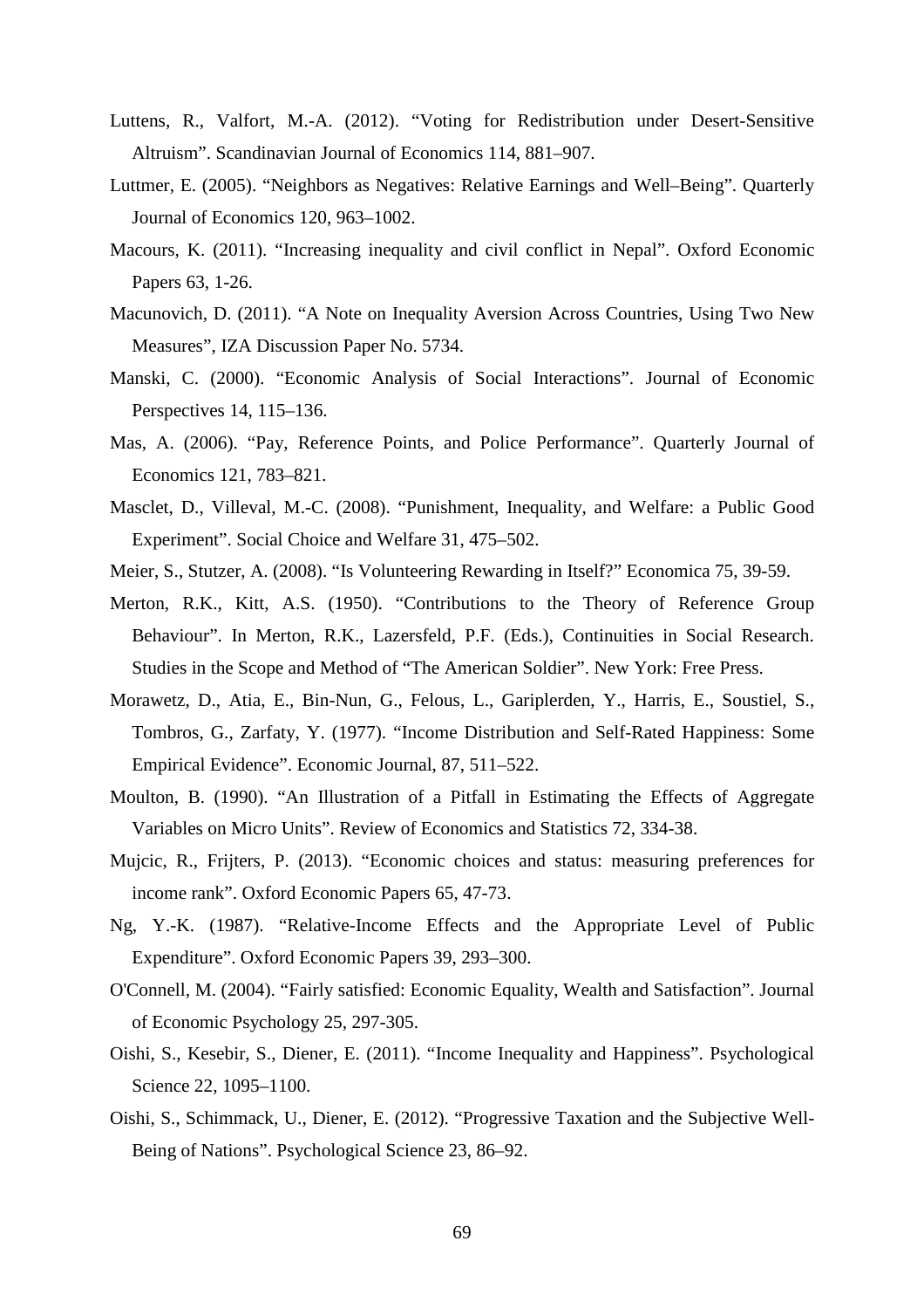Luttens, R., Valfort, M.-A. (2012). “Voting for Redistribution under Desert-Sensitive Altruism”. Scandinavian Journal of Economics 114, 881–907.

Luttmer, E. (2005). “Neighbors as Negatives: Relative Earnings and Well–Being”. Quarterly Journal of Economics 120, 963–1002.

Macours, K. (2011). “Increasing inequality and civil conflict in Nepal”. Oxford Economic Papers 63, 1-26.

Macunovich, D. (2011). “A Note on Inequality Aversion Across Countries, Using Two New Measures”, IZA Discussion Paper No. 5734.

Manski, C. (2000). “Economic Analysis of Social Interactions”. Journal of Economic Perspectives 14, 115–136.

Mas, A. (2006). “Pay, Reference Points, and Police Performance”. Quarterly Journal of Economics 121, 783–821.

Masclet, D., Villeval, M.-C. (2008). “Punishment, Inequality, and Welfare: a Public Good Experiment”. Social Choice and Welfare 31, 475–502.

Meier, S., Stutzer, A. (2008). “Is Volunteering Rewarding in Itself?” Economica 75, 39-59.

Merton, R.K., Kitt, A.S. (1950). “Contributions to the Theory of Reference Group Behaviour”. In Merton, R.K., Lazersfeld, P.F. (Eds.), Continuities in Social Research. Studies in the Scope and Method of “The American Soldier”. New York: Free Press.

Morawetz, D., Atia, E., Bin-Nun, G., Felous, L., Gariplerden, Y., Harris, E., Soustiel, S., Tombros, G., Zarfaty, Y. (1977). “Income Distribution and Self-Rated Happiness: Some Empirical Evidence”. Economic Journal, 87, 511–522.

Moulton, B. (1990). “An Illustration of a Pitfall in Estimating the Effects of Aggregate Variables on Micro Units”. Review of Economics and Statistics 72, 334-38.

Mujcic, R., Frijters, P. (2013). “Economic choices and status: measuring preferences for income rank”. Oxford Economic Papers 65, 47-73.

Ng, Y.-K. (1987). “Relative-Income Effects and the Appropriate Level of Public Expenditure”. Oxford Economic Papers 39, 293–300.

O'Connell, M. (2004). “Fairly satisfied: Economic Equality, Wealth and Satisfaction”. Journal of Economic Psychology 25, 297-305.

Oishi, S., Kesebir, S., Diener, E. (2011). “Income Inequality and Happiness”. Psychological Science 22, 1095–1100.

Oishi, S., Schimmack, U., Diener, E. (2012). “Progressive Taxation and the Subjective Well-Being of Nations”. Psychological Science 23, 86–92.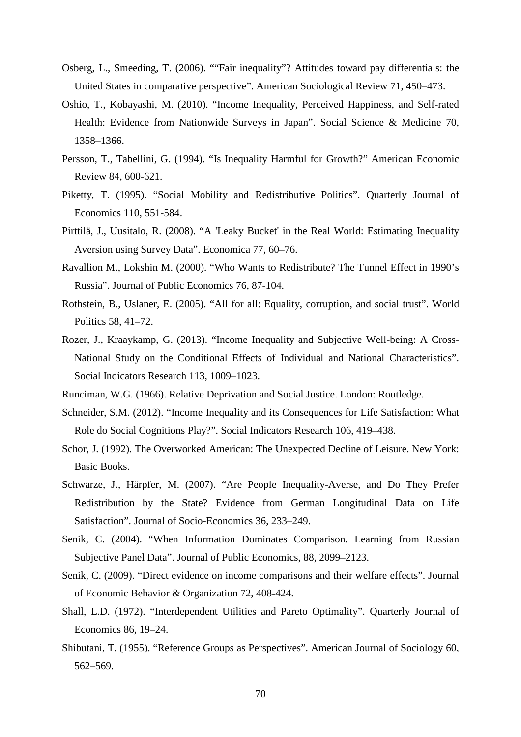Osberg, L., Smeeding, T. (2006). "“Fair inequality”? Attitudes toward pay differentials: the United States in comparative perspective". American Sociological Review 71, 450–473.

Oshio, T., Kobayashi, M. (2010). "Income Inequality, Perceived Happiness, and Self-rated Health: Evidence from Nationwide Surveys in Japan". Social Science & Medicine 70, 1358–1366.

Persson, T., Tabellini, G. (1994). "Is Inequality Harmful for Growth?" American Economic Review 84, 600-621.

Piketty, T. (1995). "Social Mobility and Redistributive Politics". Quarterly Journal of Economics 110, 551-584.

Pirttilä, J., Uusitalo, R. (2008). "A 'Leaky Bucket' in the Real World: Estimating Inequality Aversion using Survey Data". Economica 77, 60–76.

Ravallion M., Lokshin M. (2000). "Who Wants to Redistribute? The Tunnel Effect in 1990's Russia". Journal of Public Economics 76, 87-104.

Rothstein, B., Uslaner, E. (2005). "All for all: Equality, corruption, and social trust". World Politics 58, 41–72.

Rozer, J., Kraaykamp, G. (2013). "Income Inequality and Subjective Well-being: A Cross-National Study on the Conditional Effects of Individual and National Characteristics". Social Indicators Research 113, 1009–1023.

Runciman, W.G. (1966). Relative Deprivation and Social Justice. London: Routledge.

Schneider, S.M. (2012). "Income Inequality and its Consequences for Life Satisfaction: What Role do Social Cognitions Play?". Social Indicators Research 106, 419–438.

Schor, J. (1992). The Overworked American: The Unexpected Decline of Leisure. New York: Basic Books.

Schwarze, J., Härpfer, M. (2007). "Are People Inequality-Averse, and Do They Prefer Redistribution by the State? Evidence from German Longitudinal Data on Life Satisfaction". Journal of Socio-Economics 36, 233–249.

Senik, C. (2004). "When Information Dominates Comparison. Learning from Russian Subjective Panel Data". Journal of Public Economics, 88, 2099–2123.

Senik, C. (2009). "Direct evidence on income comparisons and their welfare effects". Journal of Economic Behavior & Organization 72, 408-424.

Shall, L.D. (1972). "Interdependent Utilities and Pareto Optimality". Quarterly Journal of Economics 86, 19–24.

Shibutani, T. (1955). "Reference Groups as Perspectives". American Journal of Sociology 60, 562–569.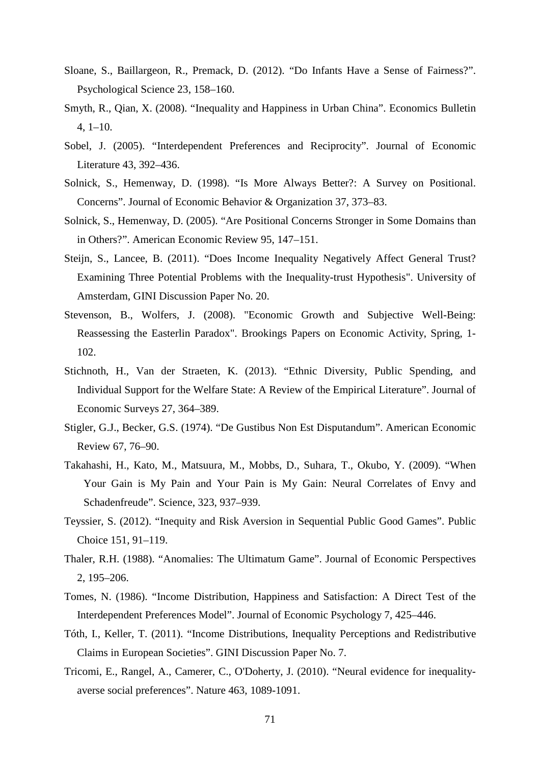Sloane, S., Baillargeon, R., Premack, D. (2012). “Do Infants Have a Sense of Fairness?”. Psychological Science 23, 158–160.

Smyth, R., Qian, X. (2008). “Inequality and Happiness in Urban China”. Economics Bulletin 4, 1–10.

Sobel, J. (2005). “Interdependent Preferences and Reciprocity”. Journal of Economic Literature 43, 392–436.

Solnick, S., Hemenway, D. (1998). “Is More Always Better?: A Survey on Positional. Concerns”. Journal of Economic Behavior & Organization 37, 373–83.

Solnick, S., Hemenway, D. (2005). “Are Positional Concerns Stronger in Some Domains than in Others?”. American Economic Review 95, 147–151.

Steijn, S., Lancee, B. (2011). “Does Income Inequality Negatively Affect General Trust? Examining Three Potential Problems with the Inequality-trust Hypothesis". University of Amsterdam, GINI Discussion Paper No. 20.

Stevenson, B., Wolfers, J. (2008). "Economic Growth and Subjective Well-Being: Reassessing the Easterlin Paradox". Brookings Papers on Economic Activity, Spring, 1-102.

Stichnoth, H., Van der Straeten, K. (2013). “Ethnic Diversity, Public Spending, and Individual Support for the Welfare State: A Review of the Empirical Literature”. Journal of Economic Surveys 27, 364–389.

Stigler, G.J., Becker, G.S. (1974). “De Gustibus Non Est Disputandum”. American Economic Review 67, 76–90.

Takahashi, H., Kato, M., Matsuura, M., Mobbs, D., Suhara, T., Okubo, Y. (2009). “When Your Gain is My Pain and Your Pain is My Gain: Neural Correlates of Envy and Schadenfreude”. Science, 323, 937–939.

Teyssier, S. (2012). “Inequity and Risk Aversion in Sequential Public Good Games”. Public Choice 151, 91–119.

Thaler, R.H. (1988). “Anomalies: The Ultimatum Game”. Journal of Economic Perspectives 2, 195–206.

Tomes, N. (1986). “Income Distribution, Happiness and Satisfaction: A Direct Test of the Interdependent Preferences Model”. Journal of Economic Psychology 7, 425–446.

Tóth, I., Keller, T. (2011). “Income Distributions, Inequality Perceptions and Redistributive Claims in European Societies”. GINI Discussion Paper No. 7.

Tricomi, E., Rangel, A., Camerer, C., O'Doherty, J. (2010). “Neural evidence for inequality-averse social preferences”. Nature 463, 1089-1091.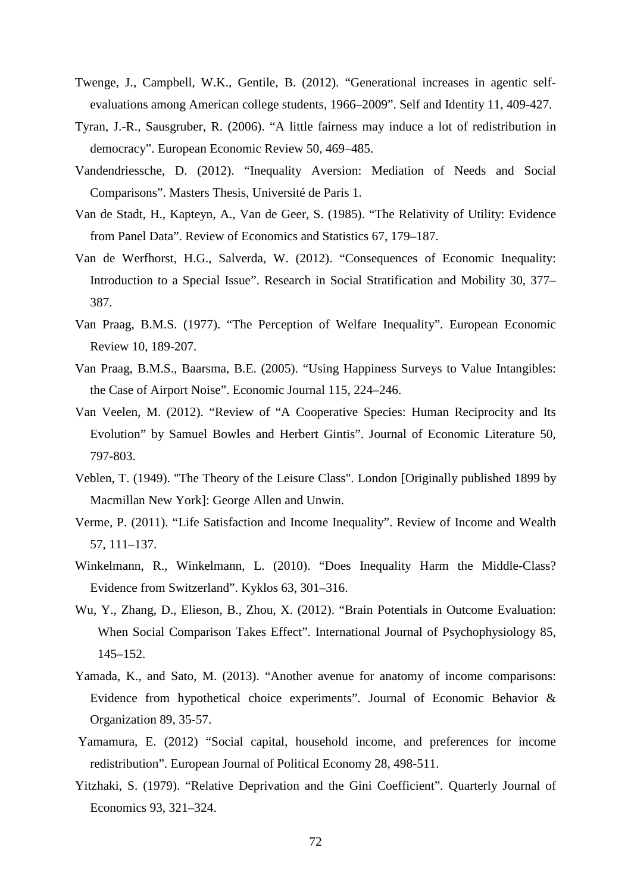Twenge, J., Campbell, W.K., Gentile, B. (2012). "Generational increases in agentic self-evaluations among American college students, 1966–2009". Self and Identity 11, 409-427.

Tyran, J.-R., Sausgruber, R. (2006). "A little fairness may induce a lot of redistribution in democracy". European Economic Review 50, 469–485.

Vandendriessche, D. (2012). "Inequality Aversion: Mediation of Needs and Social Comparisons". Masters Thesis, Université de Paris 1.

Van de Stadt, H., Kapteyn, A., Van de Geer, S. (1985). "The Relativity of Utility: Evidence from Panel Data". Review of Economics and Statistics 67, 179–187.

Van de Werfhorst, H.G., Salverda, W. (2012). "Consequences of Economic Inequality: Introduction to a Special Issue". Research in Social Stratification and Mobility 30, 377–387.

Van Praag, B.M.S. (1977). "The Perception of Welfare Inequality". European Economic Review 10, 189-207.

Van Praag, B.M.S., Baarsma, B.E. (2005). "Using Happiness Surveys to Value Intangibles: the Case of Airport Noise". Economic Journal 115, 224–246.

Van Veelen, M. (2012). "Review of "A Cooperative Species: Human Reciprocity and Its Evolution" by Samuel Bowles and Herbert Gintis". Journal of Economic Literature 50, 797-803.

Veblen, T. (1949). "The Theory of the Leisure Class". London [Originally published 1899 by Macmillan New York]: George Allen and Unwin.

Verme, P. (2011). "Life Satisfaction and Income Inequality". Review of Income and Wealth 57, 111–137.

Winkelmann, R., Winkelmann, L. (2010). "Does Inequality Harm the Middle-Class? Evidence from Switzerland". Kyklos 63, 301–316.

Wu, Y., Zhang, D., Elieson, B., Zhou, X. (2012). "Brain Potentials in Outcome Evaluation: When Social Comparison Takes Effect". International Journal of Psychophysiology 85, 145–152.

Yamada, K., and Sato, M. (2013). "Another avenue for anatomy of income comparisons: Evidence from hypothetical choice experiments". Journal of Economic Behavior & Organization 89, 35-57.

Yamamura, E. (2012) "Social capital, household income, and preferences for income redistribution". European Journal of Political Economy 28, 498-511.

Yitzhaki, S. (1979). "Relative Deprivation and the Gini Coefficient". Quarterly Journal of Economics 93, 321–324.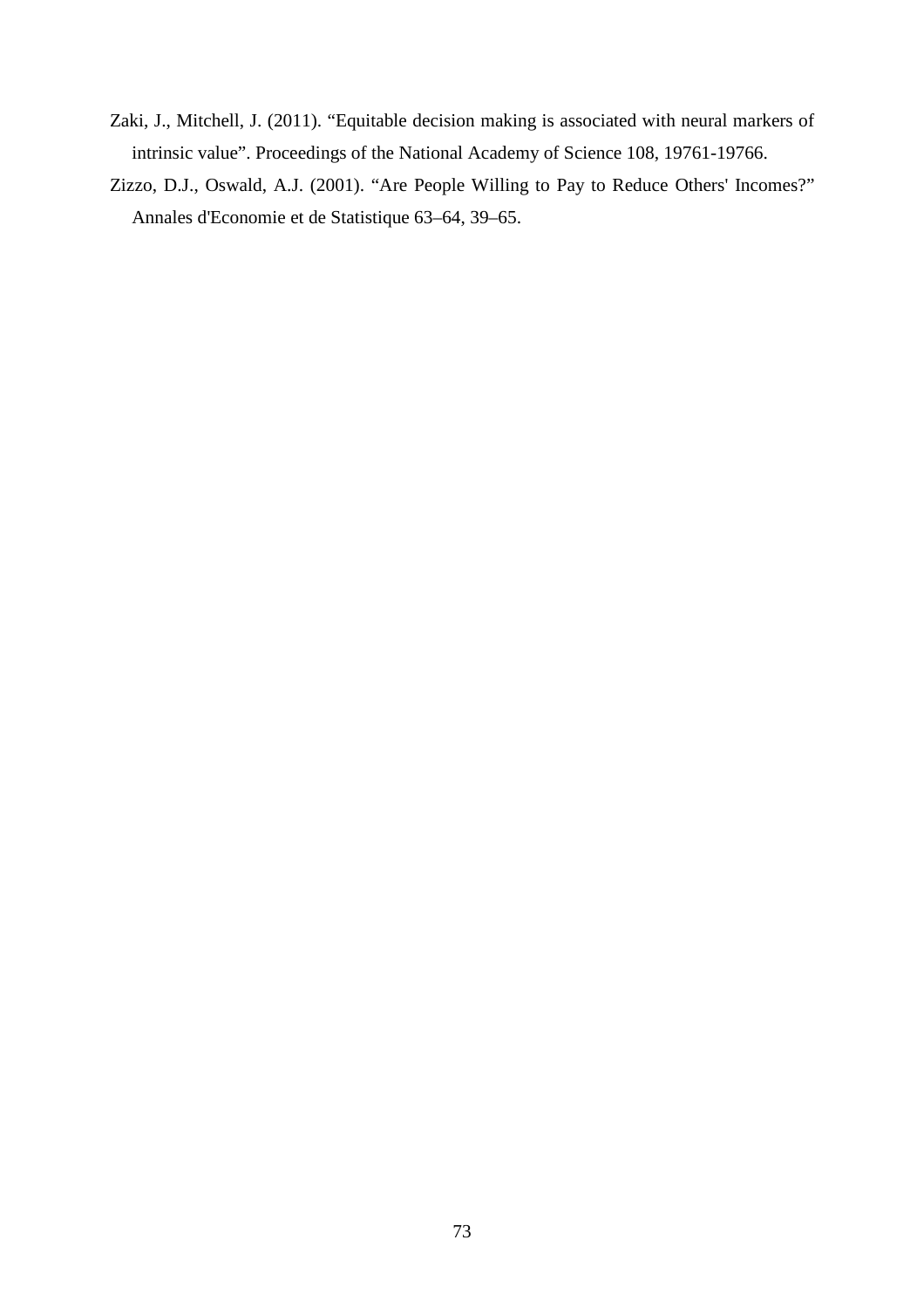Zaki, J., Mitchell, J. (2011). “Equitable decision making is associated with neural markers of intrinsic value”. Proceedings of the National Academy of Science 108, 19761-19766.

Zizzo, D.J., Oswald, A.J. (2001). “Are People Willing to Pay to Reduce Others' Incomes?” Annales d'Economie et de Statistique 63–64, 39–65.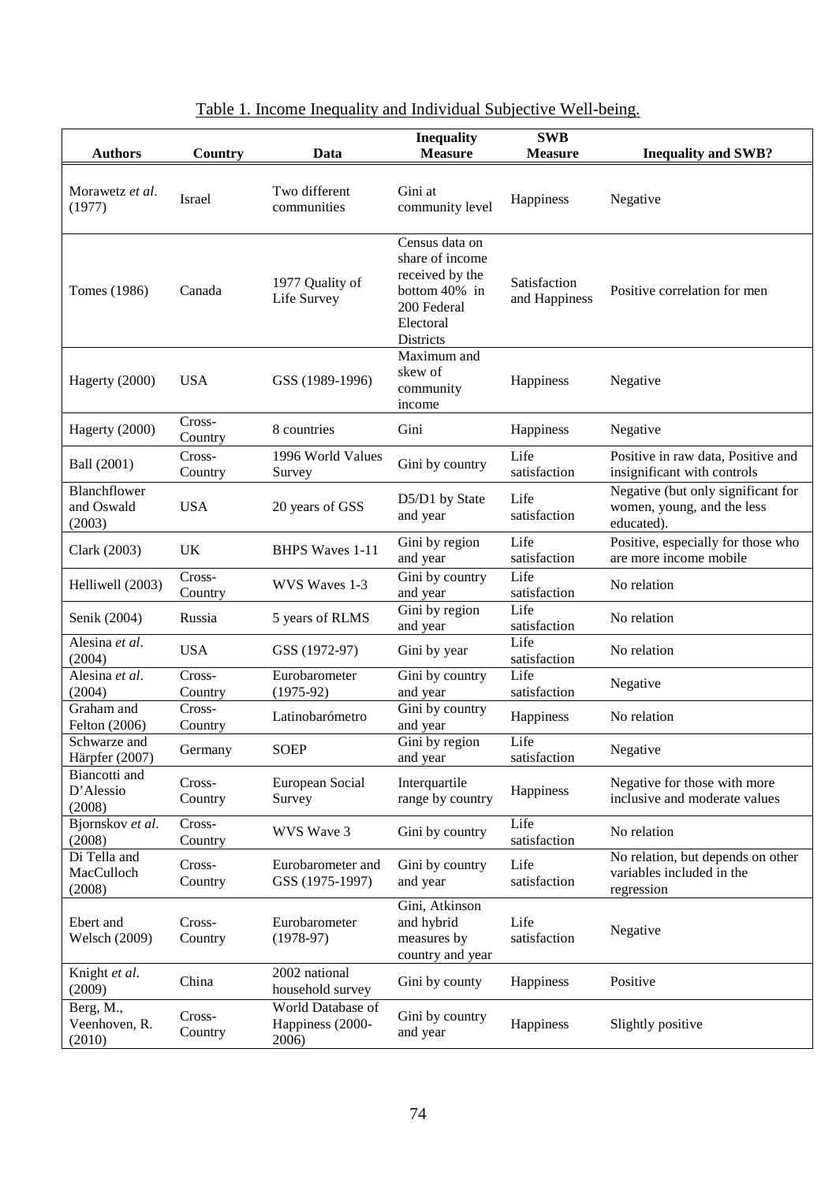Table 1. Income Inequality and Individual Subjective Well-being.

| Authors | Country | Data | Inequality Measure | SWB Measure | Inequality and SWB? |
|---|---|---|---|---|---|
| Morawetz *et al*. (1977) | Israel | Two different communities | Gini at community level | Happiness | Negative |
| Tomes (1986) | Canada | 1977 Quality of Life Survey | Census data on share of income received by the bottom 40% in 200 Federal Electoral Districts | Satisfaction and Happiness | Positive correlation for men |
| Hagerty (2000) | USA | GSS (1989-1996) | Maximum and skew of community income | Happiness | Negative |
| Hagerty (2000) | Cross-Country | 8 countries | Gini | Happiness | Negative |
| Ball (2001) | Cross-Country | 1996 World Values Survey | Gini by country | Life satisfaction | Positive in raw data, Positive and insignificant with controls |
| Blanchflower and Oswald (2003) | USA | 20 years of GSS | D5/D1 by State and year | Life satisfaction | Negative (but only significant for women, young, and the less educated). |
| Clark (2003) | UK | BHPS Waves 1-11 | Gini by region and year | Life satisfaction | Positive, especially for those who are more income mobile |
| Helliwell (2003) | Cross-Country | WVS Waves 1-3 | Gini by country and year | Life satisfaction | No relation |
| Senik (2004) | Russia | 5 years of RLMS | Gini by region and year | Life satisfaction | No relation |
| Alesina *et al*. (2004) | USA | GSS (1972-97) | Gini by year | Life satisfaction | No relation |
| Alesina *et al*. (2004) | Cross-Country | Eurobarometer (1975-92) | Gini by country and year | Life satisfaction | Negative |
| Graham and Felton (2006) | Cross-Country | Latinobarómetro | Gini by country and year | Happiness | No relation |
| Schwarze and Härpfer (2007) | Germany | SOEP | Gini by region and year | Life satisfaction | Negative |
| Biancotti and D'Alessio (2008) | Cross-Country | European Social Survey | Interquartile range by country | Happiness | Negative for those with more inclusive and moderate values |
| Bjornskov *et al*. (2008) | Cross-Country | WVS Wave 3 | Gini by country | Life satisfaction | No relation |
| Di Tella and MacCulloch (2008) | Cross-Country | Eurobarometer and GSS (1975-1997) | Gini by country and year | Life satisfaction | No relation, but depends on other variables included in the regression |
| Ebert and Welsch (2009) | Cross-Country | Eurobarometer (1978-97) | Gini, Atkinson and hybrid measures by country and year | Life satisfaction | Negative |
| Knight *et al*. (2009) | China | 2002 national household survey | Gini by county | Happiness | Positive |
| Berg, M., Veenhoven, R. (2010) | Cross-Country | World Database of Happiness (2000-2006) | Gini by country and year | Happiness | Slightly positive |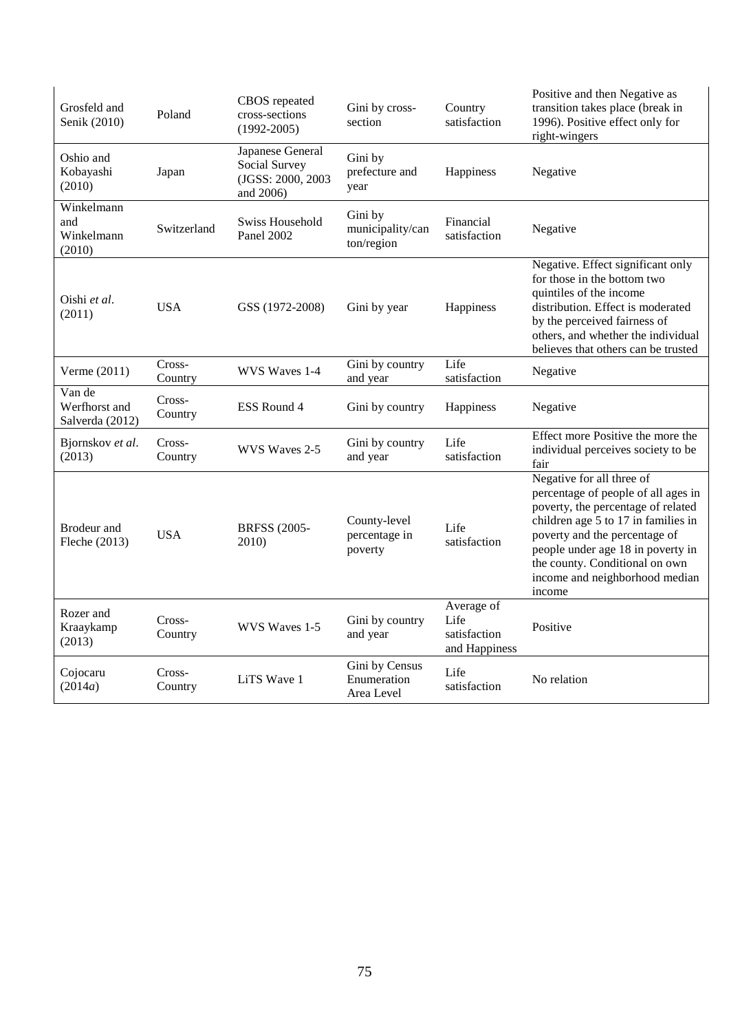| | | | | | |
|---|---|---|---|---|---|
| Grosfeld and Senik (2010) | Poland | CBOS repeated cross-sections (1992-2005) | Gini by cross-section | Country satisfaction | Positive and then Negative as transition takes place (break in 1996). Positive effect only for right-wingers |
| Oshio and Kobayashi (2010) | Japan | Japanese General Social Survey (JGSS: 2000, 2003 and 2006) | Gini by prefecture and year | Happiness | Negative |
| Winkelmann and Winkelmann (2010) | Switzerland | Swiss Household Panel 2002 | Gini by municipality/canton/region | Financial satisfaction | Negative |
| Oishi *et al*. (2011) | USA | GSS (1972-2008) | Gini by year | Happiness | Negative. Effect significant only for those in the bottom two quintiles of the income distribution. Effect is moderated by the perceived fairness of others, and whether the individual believes that others can be trusted |
| Verme (2011) | Cross-Country | WVS Waves 1-4 | Gini by country and year | Life satisfaction | Negative |
| Van de Werfhorst and Salverda (2012) | Cross-Country | ESS Round 4 | Gini by country | Happiness | Negative |
| Bjornskov *et al*. (2013) | Cross-Country | WVS Waves 2-5 | Gini by country and year | Life satisfaction | Effect more Positive the more the individual perceives society to be fair |
| Brodeur and Fleche (2013) | USA | BRFSS (2005-2010) | County-level percentage in poverty | Life satisfaction | Negative for all three of percentage of people of all ages in poverty, the percentage of related children age 5 to 17 in families in poverty and the percentage of people under age 18 in poverty in the county. Conditional on own income and neighborhood median income |
| Rozer and Kraaykamp (2013) | Cross-Country | WVS Waves 1-5 | Gini by country and year | Average of Life satisfaction and Happiness | Positive |
| Cojocaru (2014*a*) | Cross-Country | LiTS Wave 1 | Gini by Census Enumeration Area Level | Life satisfaction | No relation |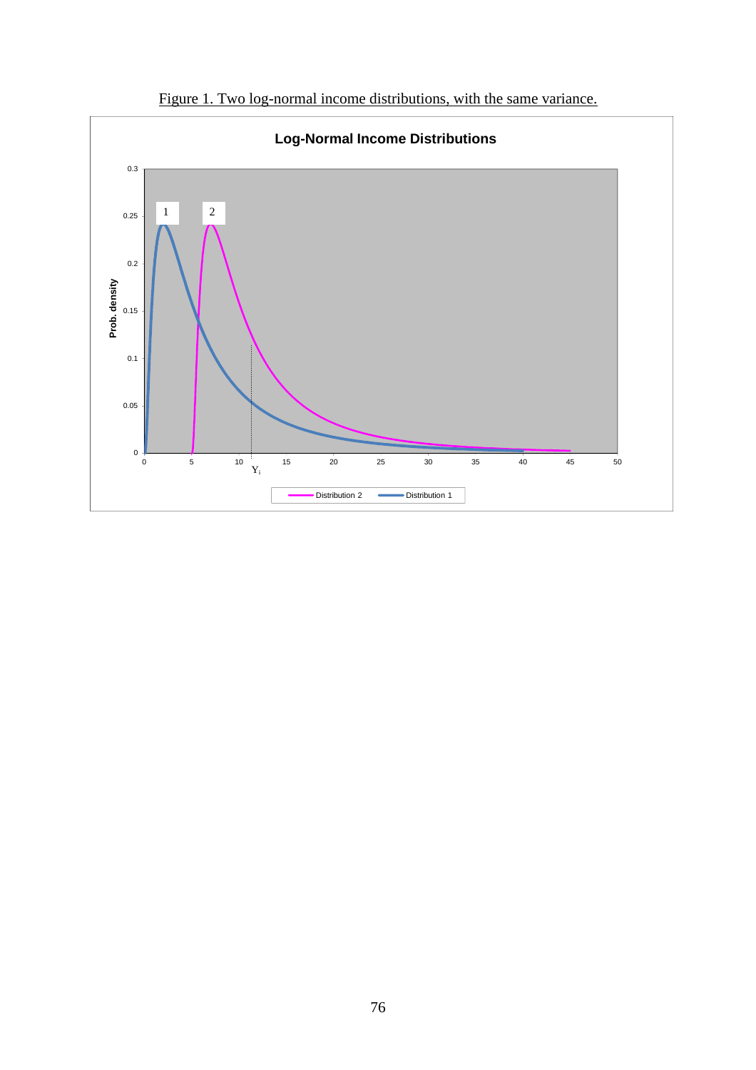Figure 1. Two log-normal income distributions, with the same variance.

Log-Normal Income Distributions

Prob. density

0.3
0.25
0.2
0.15
0.1
0.05
0

0 5 10 15 20 25 30 35 40 45 50

$Y_i$

1

2

Distribution 2 Distribution 1